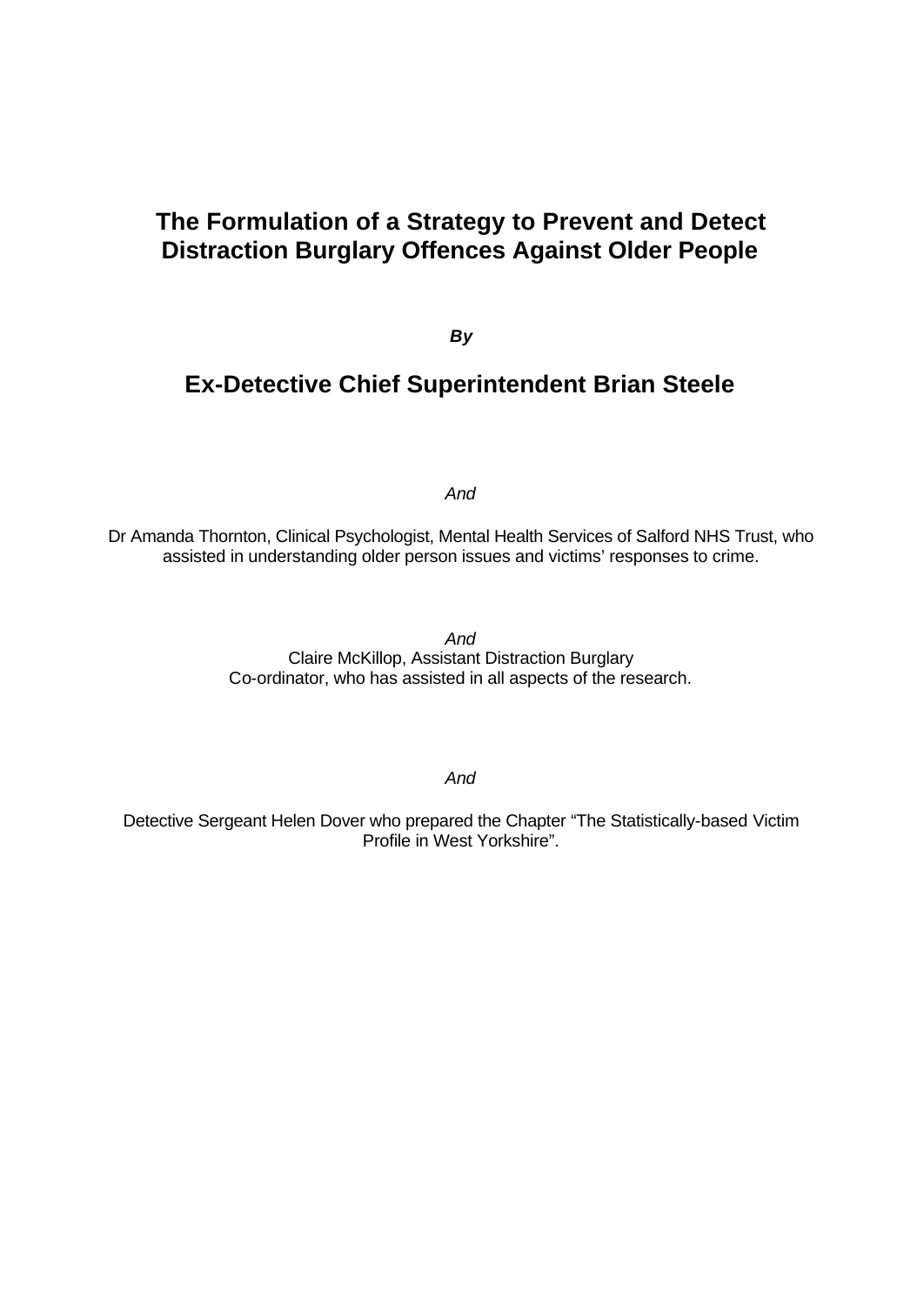# The Formulation of a Strategy to Prevent and Detect Distraction Burglary Offences Against Older People

***By***

## Ex-Detective Chief Superintendent Brian Steele

*And*

Dr Amanda Thornton, Clinical Psychologist, Mental Health Services of Salford NHS Trust, who assisted in understanding older person issues and victims' responses to crime.

*And*

Claire McKillop, Assistant Distraction Burglary Co-ordinator, who has assisted in all aspects of the research.

*And*

Detective Sergeant Helen Dover who prepared the Chapter "The Statistically-based Victim Profile in West Yorkshire".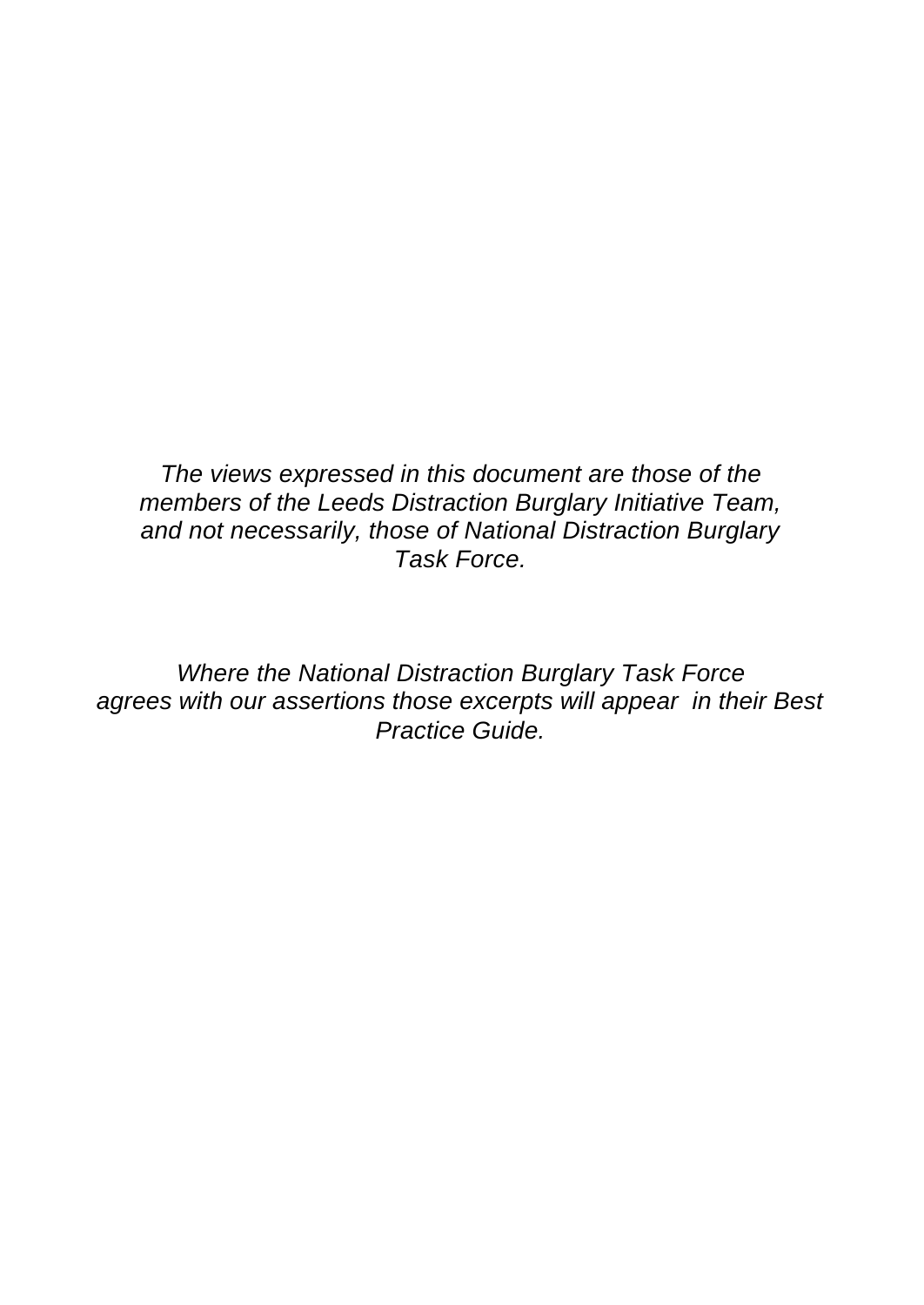*The views expressed in this document are those of the members of the Leeds Distraction Burglary Initiative Team, and not necessarily, those of National Distraction Burglary Task Force.*

*Where the National Distraction Burglary Task Force agrees with our assertions those excerpts will appear in their Best Practice Guide.*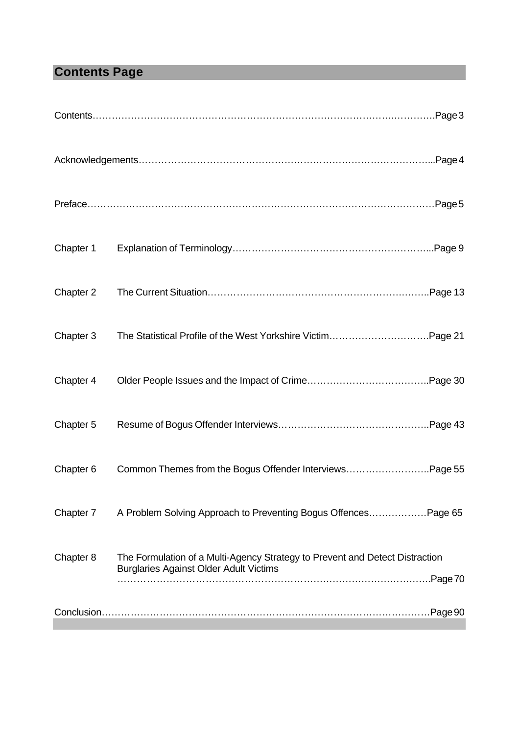## Contents Page

Contents……………………………………………………………………………………………Page 3

Acknowledgements……………………………………………………………………………...Page 4

Preface……………………………………………………………………………………………Page 5

Chapter 1 Explanation of Terminology……………………………………………………...Page 9

Chapter 2 The Current Situation………………………………………………………….Page 13

Chapter 3 The Statistical Profile of the West Yorkshire Victim………………………….Page 21

Chapter 4 Older People Issues and the Impact of Crime………………………………..Page 30

Chapter 5 Resume of Bogus Offender Interviews………………………………………..Page 43

Chapter 6 Common Themes from the Bogus Offender Interviews……………………..Page 55

Chapter 7 A Problem Solving Approach to Preventing Bogus Offences………………Page 65

Chapter 8 The Formulation of a Multi-Agency Strategy to Prevent and Detect Distraction Burglaries Against Older Adult Victims ……………………………………………………………………………….Page 70

Conclusion………………………………………………………………………………………Page 90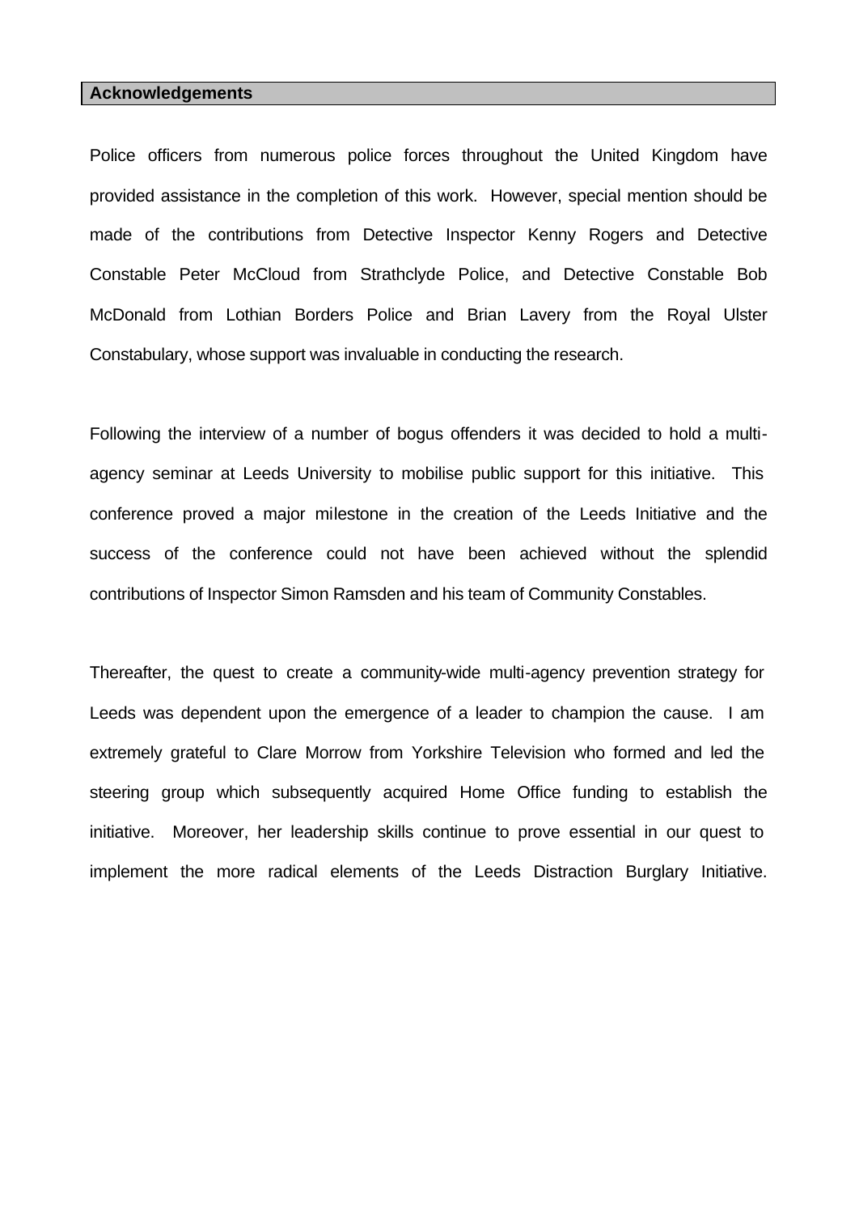## Acknowledgements

Police officers from numerous police forces throughout the United Kingdom have provided assistance in the completion of this work. However, special mention should be made of the contributions from Detective Inspector Kenny Rogers and Detective Constable Peter McCloud from Strathclyde Police, and Detective Constable Bob McDonald from Lothian Borders Police and Brian Lavery from the Royal Ulster Constabulary, whose support was invaluable in conducting the research.

Following the interview of a number of bogus offenders it was decided to hold a multi-agency seminar at Leeds University to mobilise public support for this initiative. This conference proved a major milestone in the creation of the Leeds Initiative and the success of the conference could not have been achieved without the splendid contributions of Inspector Simon Ramsden and his team of Community Constables.

Thereafter, the quest to create a community-wide multi-agency prevention strategy for Leeds was dependent upon the emergence of a leader to champion the cause. I am extremely grateful to Clare Morrow from Yorkshire Television who formed and led the steering group which subsequently acquired Home Office funding to establish the initiative. Moreover, her leadership skills continue to prove essential in our quest to implement the more radical elements of the Leeds Distraction Burglary Initiative.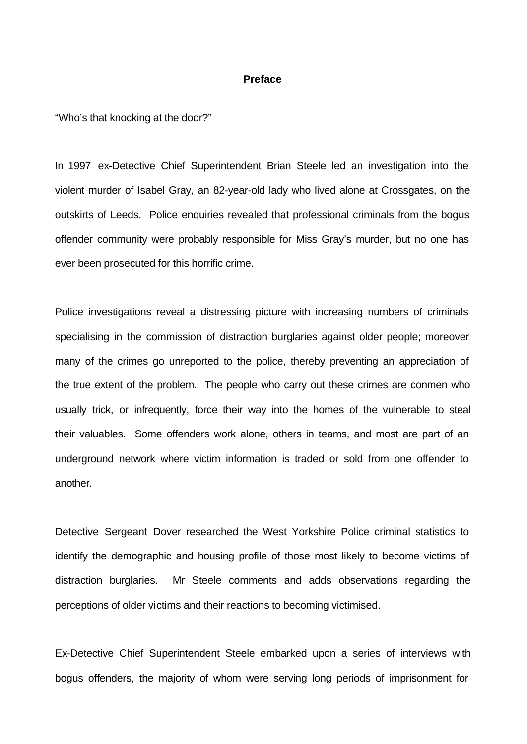## Preface

"Who's that knocking at the door?"

In 1997 ex-Detective Chief Superintendent Brian Steele led an investigation into the violent murder of Isabel Gray, an 82-year-old lady who lived alone at Crossgates, on the outskirts of Leeds. Police enquiries revealed that professional criminals from the bogus offender community were probably responsible for Miss Gray's murder, but no one has ever been prosecuted for this horrific crime.

Police investigations reveal a distressing picture with increasing numbers of criminals specialising in the commission of distraction burglaries against older people; moreover many of the crimes go unreported to the police, thereby preventing an appreciation of the true extent of the problem. The people who carry out these crimes are conmen who usually trick, or infrequently, force their way into the homes of the vulnerable to steal their valuables. Some offenders work alone, others in teams, and most are part of an underground network where victim information is traded or sold from one offender to another.

Detective Sergeant Dover researched the West Yorkshire Police criminal statistics to identify the demographic and housing profile of those most likely to become victims of distraction burglaries. Mr Steele comments and adds observations regarding the perceptions of older victims and their reactions to becoming victimised.

Ex-Detective Chief Superintendent Steele embarked upon a series of interviews with bogus offenders, the majority of whom were serving long periods of imprisonment for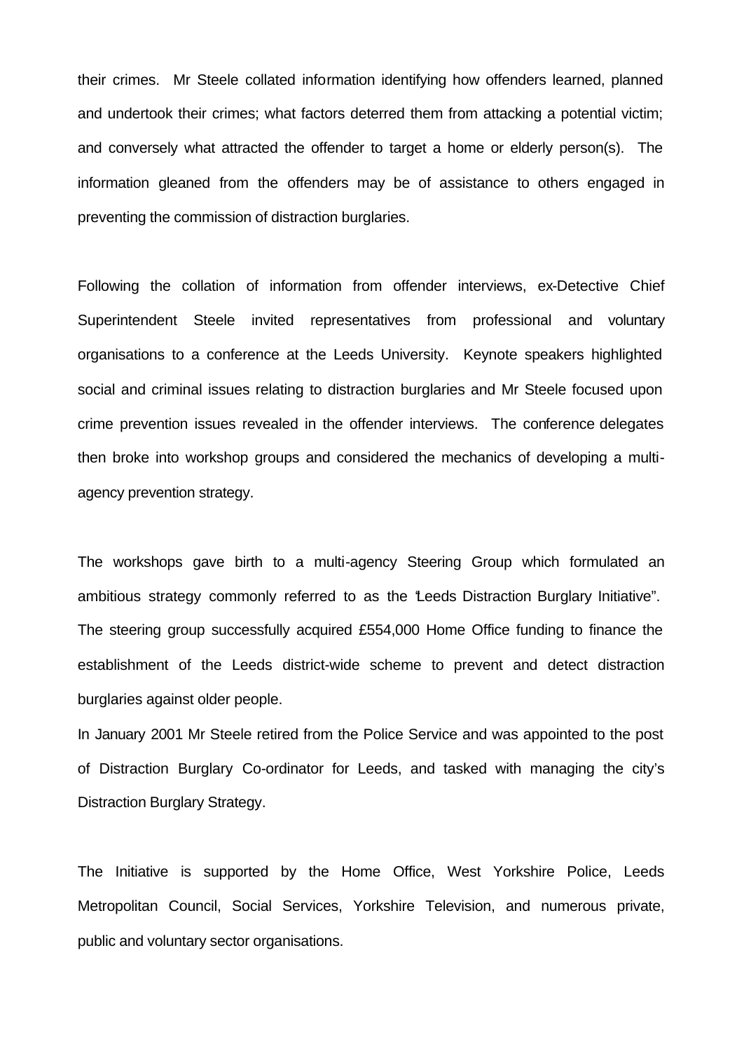their crimes. Mr Steele collated information identifying how offenders learned, planned and undertook their crimes; what factors deterred them from attacking a potential victim; and conversely what attracted the offender to target a home or elderly person(s). The information gleaned from the offenders may be of assistance to others engaged in preventing the commission of distraction burglaries.

Following the collation of information from offender interviews, ex-Detective Chief Superintendent Steele invited representatives from professional and voluntary organisations to a conference at the Leeds University. Keynote speakers highlighted social and criminal issues relating to distraction burglaries and Mr Steele focused upon crime prevention issues revealed in the offender interviews. The conference delegates then broke into workshop groups and considered the mechanics of developing a multi-agency prevention strategy.

The workshops gave birth to a multi-agency Steering Group which formulated an ambitious strategy commonly referred to as the "Leeds Distraction Burglary Initiative". The steering group successfully acquired £554,000 Home Office funding to finance the establishment of the Leeds district-wide scheme to prevent and detect distraction burglaries against older people.

In January 2001 Mr Steele retired from the Police Service and was appointed to the post of Distraction Burglary Co-ordinator for Leeds, and tasked with managing the city's Distraction Burglary Strategy.

The Initiative is supported by the Home Office, West Yorkshire Police, Leeds Metropolitan Council, Social Services, Yorkshire Television, and numerous private, public and voluntary sector organisations.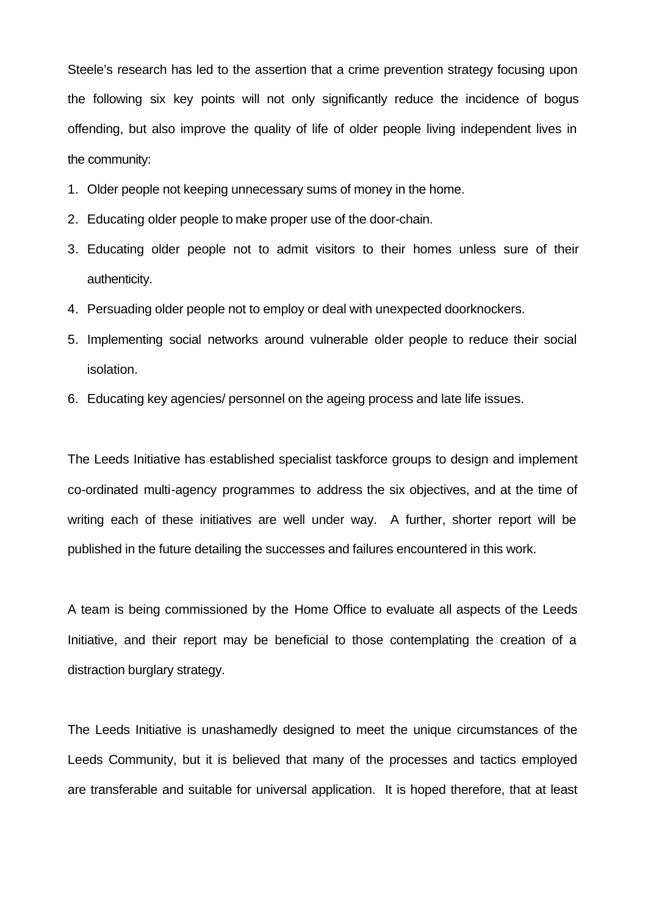Steele's research has led to the assertion that a crime prevention strategy focusing upon the following six key points will not only significantly reduce the incidence of bogus offending, but also improve the quality of life of older people living independent lives in the community:

1. Older people not keeping unnecessary sums of money in the home.
2. Educating older people to make proper use of the door-chain.
3. Educating older people not to admit visitors to their homes unless sure of their authenticity.
4. Persuading older people not to employ or deal with unexpected doorknockers.
5. Implementing social networks around vulnerable older people to reduce their social isolation.
6. Educating key agencies/ personnel on the ageing process and late life issues.

The Leeds Initiative has established specialist taskforce groups to design and implement co-ordinated multi-agency programmes to address the six objectives, and at the time of writing each of these initiatives are well under way. A further, shorter report will be published in the future detailing the successes and failures encountered in this work.

A team is being commissioned by the Home Office to evaluate all aspects of the Leeds Initiative, and their report may be beneficial to those contemplating the creation of a distraction burglary strategy.

The Leeds Initiative is unashamedly designed to meet the unique circumstances of the Leeds Community, but it is believed that many of the processes and tactics employed are transferable and suitable for universal application. It is hoped therefore, that at least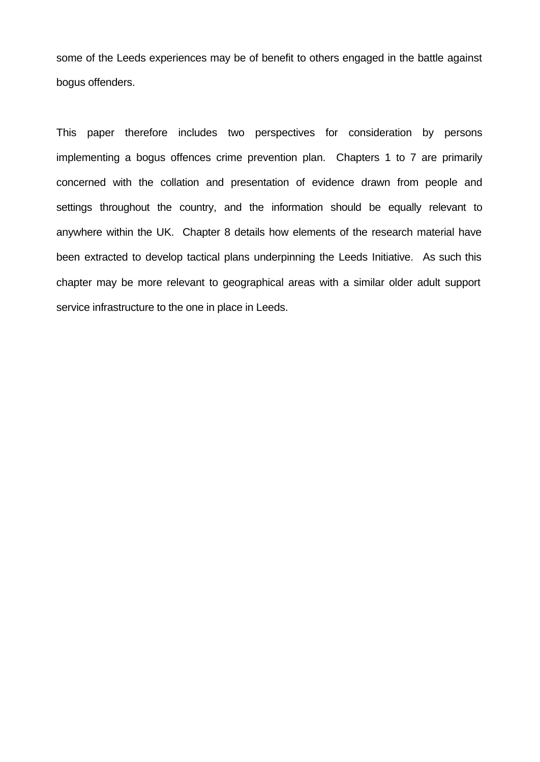some of the Leeds experiences may be of benefit to others engaged in the battle against bogus offenders.

This paper therefore includes two perspectives for consideration by persons implementing a bogus offences crime prevention plan. Chapters 1 to 7 are primarily concerned with the collation and presentation of evidence drawn from people and settings throughout the country, and the information should be equally relevant to anywhere within the UK. Chapter 8 details how elements of the research material have been extracted to develop tactical plans underpinning the Leeds Initiative. As such this chapter may be more relevant to geographical areas with a similar older adult support service infrastructure to the one in place in Leeds.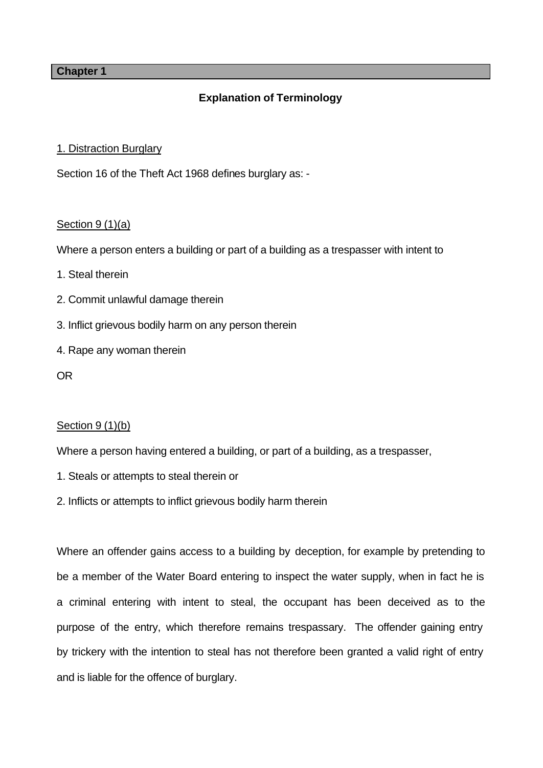**Chapter 1**

## Explanation of Terminology

1. Distraction Burglary

Section 16 of the Theft Act 1968 defines burglary as: -

Section 9 (1)(a)

Where a person enters a building or part of a building as a trespasser with intent to

1. Steal therein
2. Commit unlawful damage therein
3. Inflict grievous bodily harm on any person therein
4. Rape any woman therein

OR

Section 9 (1)(b)

Where a person having entered a building, or part of a building, as a trespasser,

1. Steals or attempts to steal therein or
2. Inflicts or attempts to inflict grievous bodily harm therein

Where an offender gains access to a building by deception, for example by pretending to be a member of the Water Board entering to inspect the water supply, when in fact he is a criminal entering with intent to steal, the occupant has been deceived as to the purpose of the entry, which therefore remains trespassary. The offender gaining entry by trickery with the intention to steal has not therefore been granted a valid right of entry and is liable for the offence of burglary.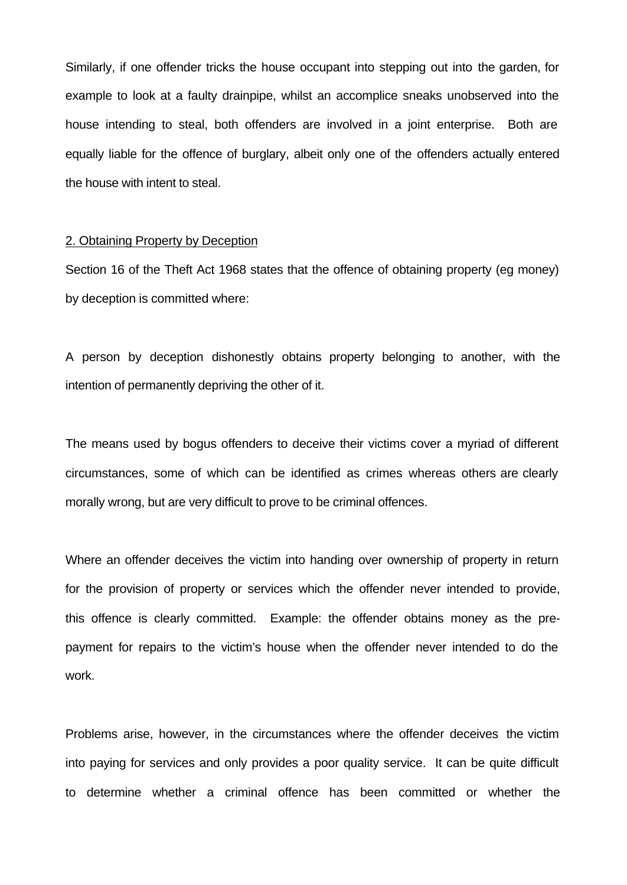Similarly, if one offender tricks the house occupant into stepping out into the garden, for example to look at a faulty drainpipe, whilst an accomplice sneaks unobserved into the house intending to steal, both offenders are involved in a joint enterprise. Both are equally liable for the offence of burglary, albeit only one of the offenders actually entered the house with intent to steal.

2. Obtaining Property by Deception

Section 16 of the Theft Act 1968 states that the offence of obtaining property (eg money) by deception is committed where:

A person by deception dishonestly obtains property belonging to another, with the intention of permanently depriving the other of it.

The means used by bogus offenders to deceive their victims cover a myriad of different circumstances, some of which can be identified as crimes whereas others are clearly morally wrong, but are very difficult to prove to be criminal offences.

Where an offender deceives the victim into handing over ownership of property in return for the provision of property or services which the offender never intended to provide, this offence is clearly committed. Example: the offender obtains money as the pre-payment for repairs to the victim's house when the offender never intended to do the work.

Problems arise, however, in the circumstances where the offender deceives the victim into paying for services and only provides a poor quality service. It can be quite difficult to determine whether a criminal offence has been committed or whether the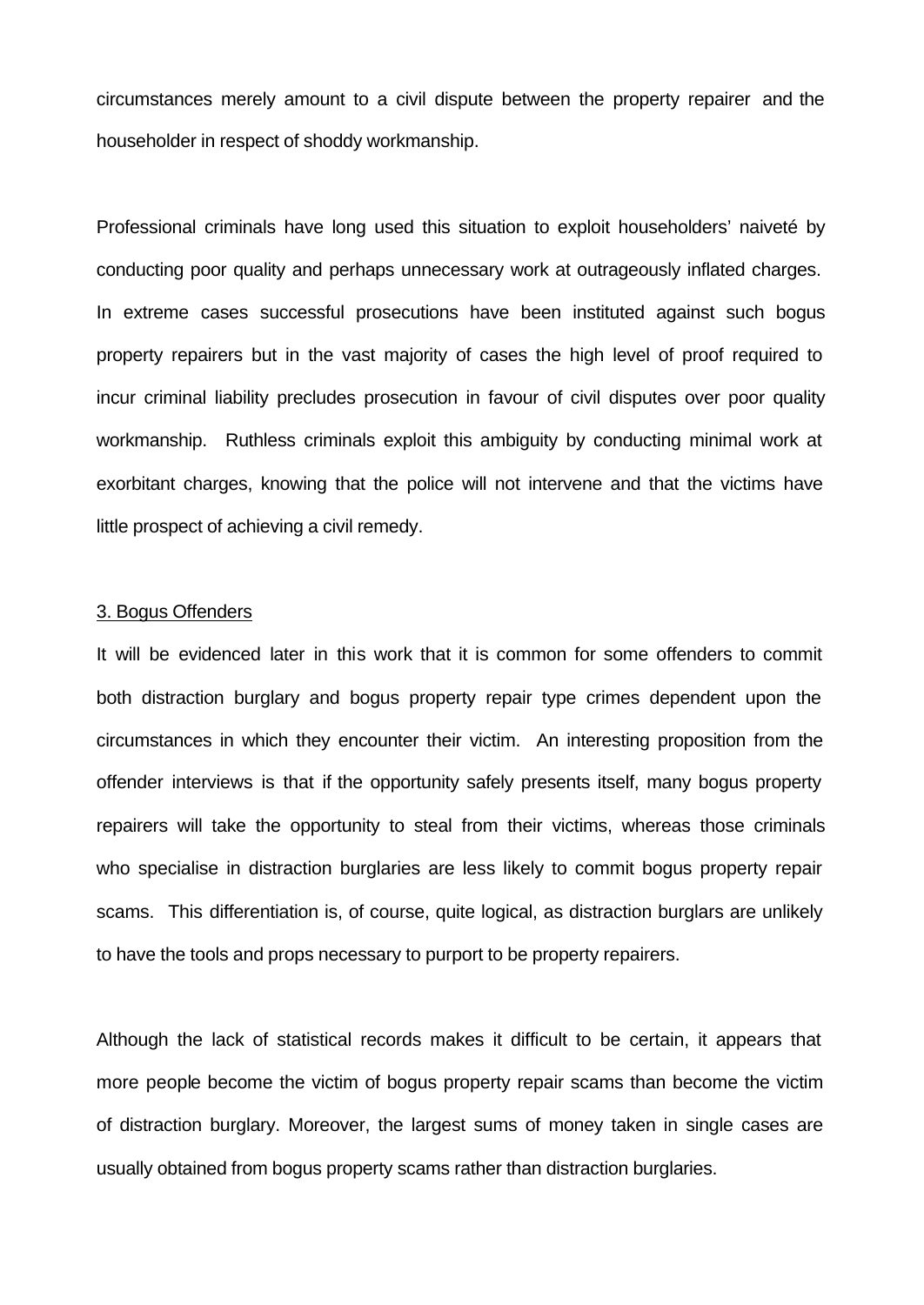circumstances merely amount to a civil dispute between the property repairer and the householder in respect of shoddy workmanship.

Professional criminals have long used this situation to exploit householders' naiveté by conducting poor quality and perhaps unnecessary work at outrageously inflated charges. In extreme cases successful prosecutions have been instituted against such bogus property repairers but in the vast majority of cases the high level of proof required to incur criminal liability precludes prosecution in favour of civil disputes over poor quality workmanship. Ruthless criminals exploit this ambiguity by conducting minimal work at exorbitant charges, knowing that the police will not intervene and that the victims have little prospect of achieving a civil remedy.

### 3. Bogus Offenders

It will be evidenced later in this work that it is common for some offenders to commit both distraction burglary and bogus property repair type crimes dependent upon the circumstances in which they encounter their victim. An interesting proposition from the offender interviews is that if the opportunity safely presents itself, many bogus property repairers will take the opportunity to steal from their victims, whereas those criminals who specialise in distraction burglaries are less likely to commit bogus property repair scams. This differentiation is, of course, quite logical, as distraction burglars are unlikely to have the tools and props necessary to purport to be property repairers.

Although the lack of statistical records makes it difficult to be certain, it appears that more people become the victim of bogus property repair scams than become the victim of distraction burglary. Moreover, the largest sums of money taken in single cases are usually obtained from bogus property scams rather than distraction burglaries.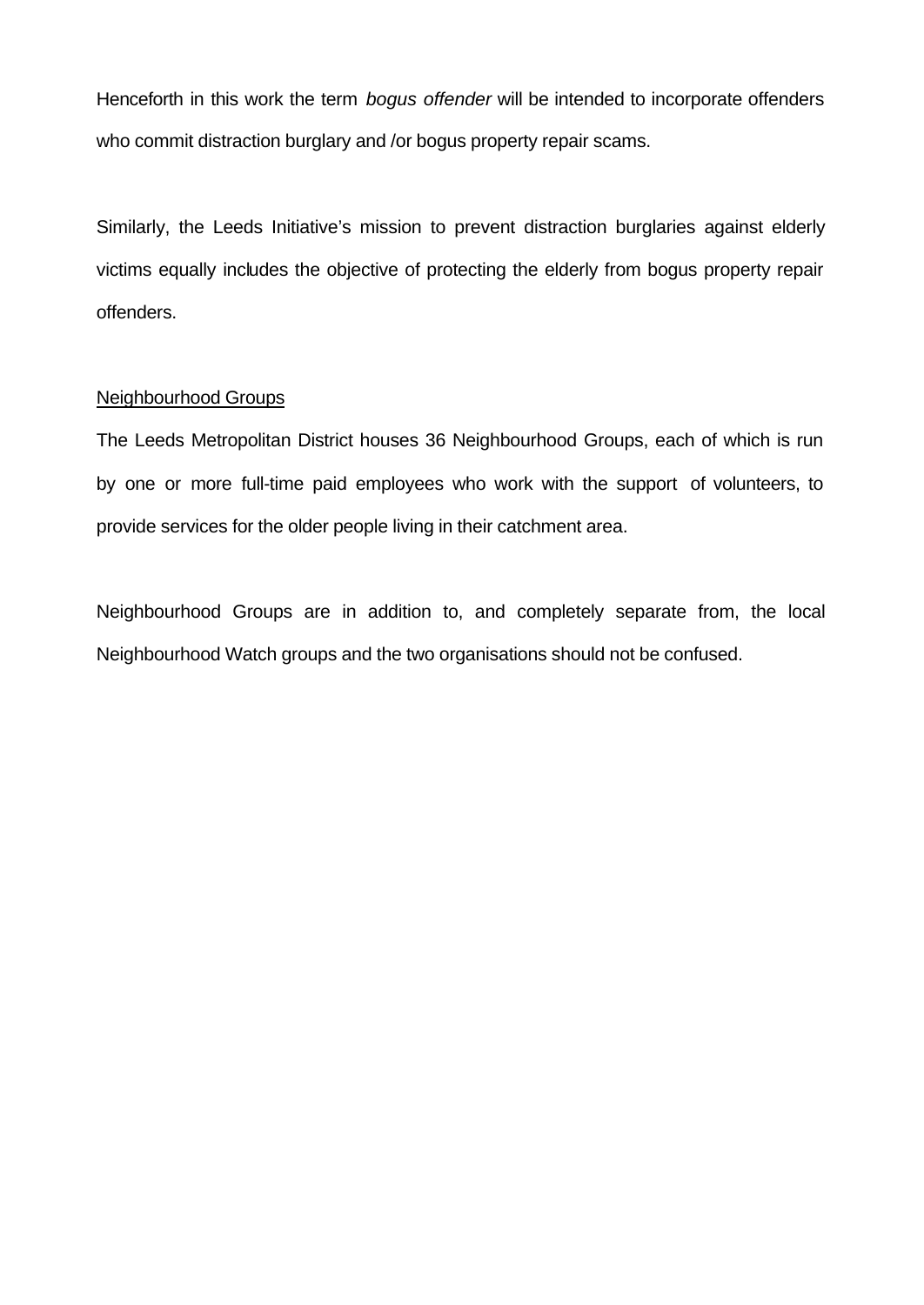Henceforth in this work the term *bogus offender* will be intended to incorporate offenders who commit distraction burglary and /or bogus property repair scams.

Similarly, the Leeds Initiative's mission to prevent distraction burglaries against elderly victims equally includes the objective of protecting the elderly from bogus property repair offenders.

<u>Neighbourhood Groups</u>

The Leeds Metropolitan District houses 36 Neighbourhood Groups, each of which is run by one or more full-time paid employees who work with the support of volunteers, to provide services for the older people living in their catchment area.

Neighbourhood Groups are in addition to, and completely separate from, the local Neighbourhood Watch groups and the two organisations should not be confused.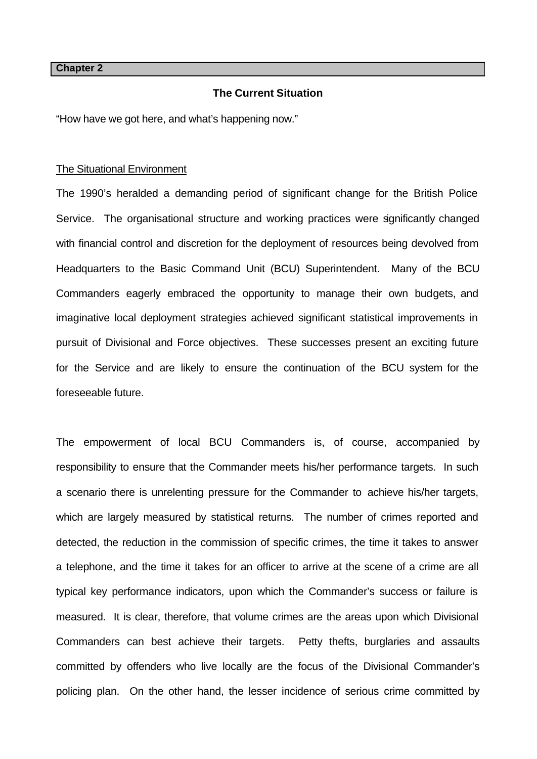**Chapter 2**

## The Current Situation

"How have we got here, and what's happening now."

<u>The Situational Environment</u>

The 1990's heralded a demanding period of significant change for the British Police Service. The organisational structure and working practices were significantly changed with financial control and discretion for the deployment of resources being devolved from Headquarters to the Basic Command Unit (BCU) Superintendent. Many of the BCU Commanders eagerly embraced the opportunity to manage their own budgets, and imaginative local deployment strategies achieved significant statistical improvements in pursuit of Divisional and Force objectives. These successes present an exciting future for the Service and are likely to ensure the continuation of the BCU system for the foreseeable future.

The empowerment of local BCU Commanders is, of course, accompanied by responsibility to ensure that the Commander meets his/her performance targets. In such a scenario there is unrelenting pressure for the Commander to achieve his/her targets, which are largely measured by statistical returns. The number of crimes reported and detected, the reduction in the commission of specific crimes, the time it takes to answer a telephone, and the time it takes for an officer to arrive at the scene of a crime are all typical key performance indicators, upon which the Commander's success or failure is measured. It is clear, therefore, that volume crimes are the areas upon which Divisional Commanders can best achieve their targets. Petty thefts, burglaries and assaults committed by offenders who live locally are the focus of the Divisional Commander's policing plan. On the other hand, the lesser incidence of serious crime committed by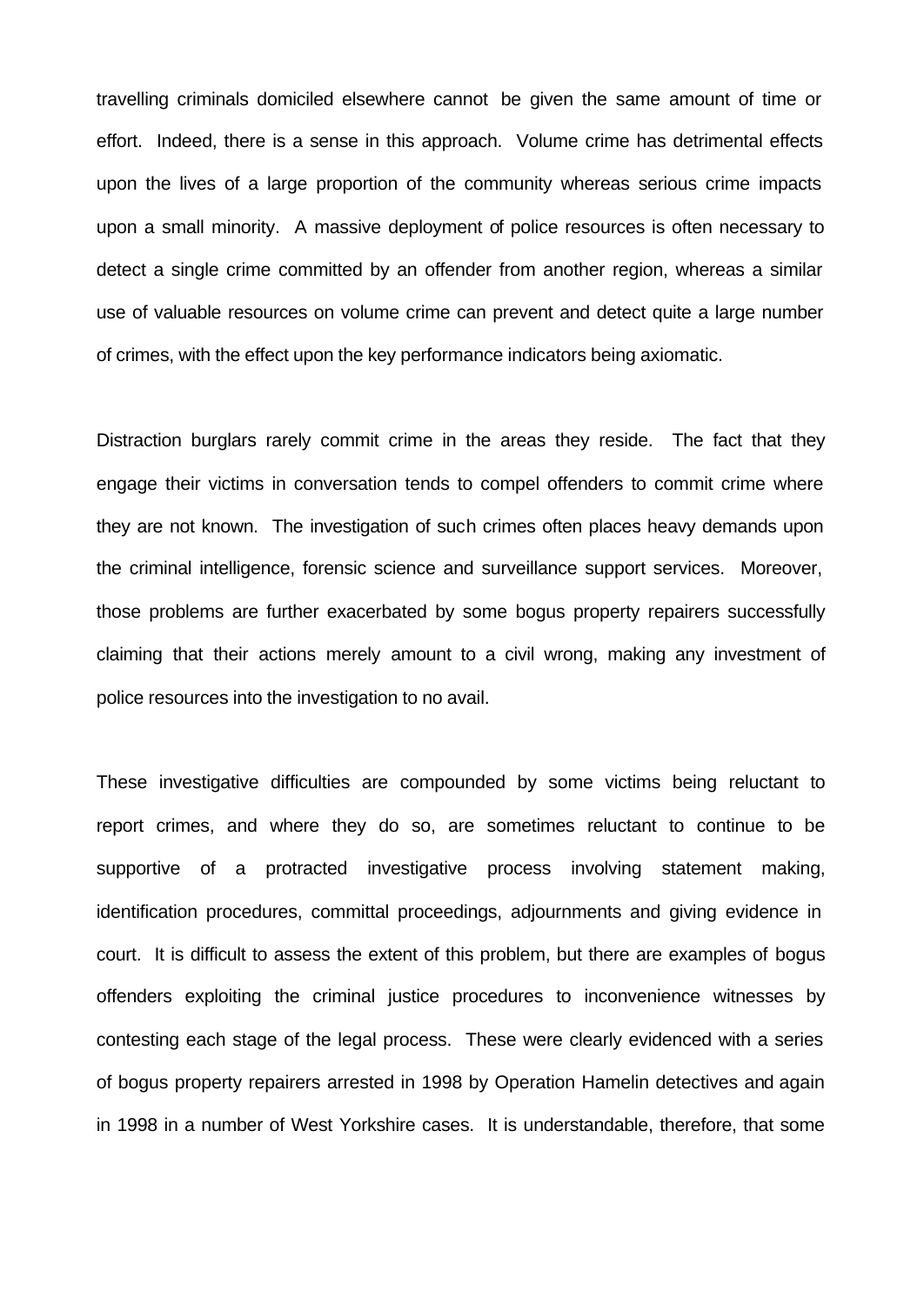travelling criminals domiciled elsewhere cannot be given the same amount of time or effort. Indeed, there is a sense in this approach. Volume crime has detrimental effects upon the lives of a large proportion of the community whereas serious crime impacts upon a small minority. A massive deployment of police resources is often necessary to detect a single crime committed by an offender from another region, whereas a similar use of valuable resources on volume crime can prevent and detect quite a large number of crimes, with the effect upon the key performance indicators being axiomatic.

Distraction burglars rarely commit crime in the areas they reside. The fact that they engage their victims in conversation tends to compel offenders to commit crime where they are not known. The investigation of such crimes often places heavy demands upon the criminal intelligence, forensic science and surveillance support services. Moreover, those problems are further exacerbated by some bogus property repairers successfully claiming that their actions merely amount to a civil wrong, making any investment of police resources into the investigation to no avail.

These investigative difficulties are compounded by some victims being reluctant to report crimes, and where they do so, are sometimes reluctant to continue to be supportive of a protracted investigative process involving statement making, identification procedures, committal proceedings, adjournments and giving evidence in court. It is difficult to assess the extent of this problem, but there are examples of bogus offenders exploiting the criminal justice procedures to inconvenience witnesses by contesting each stage of the legal process. These were clearly evidenced with a series of bogus property repairers arrested in 1998 by Operation Hamelin detectives and again in 1998 in a number of West Yorkshire cases. It is understandable, therefore, that some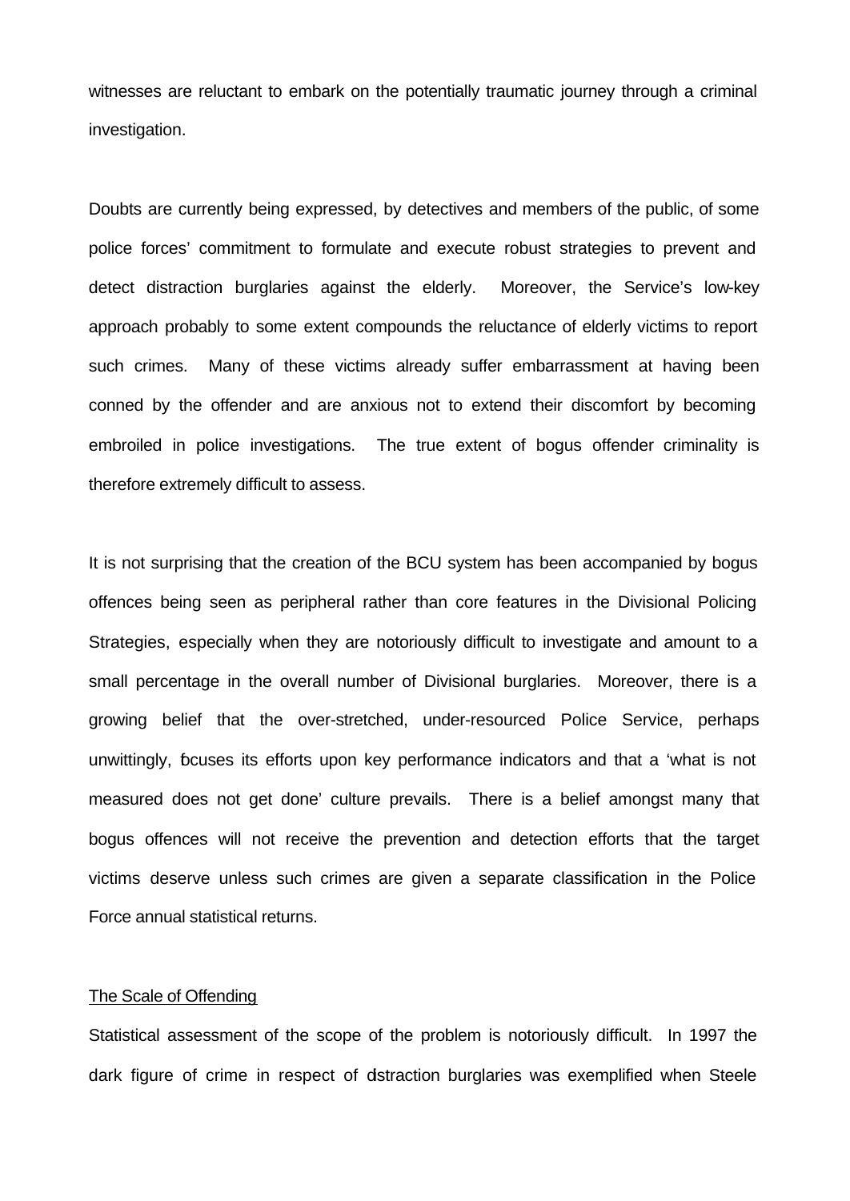witnesses are reluctant to embark on the potentially traumatic journey through a criminal investigation.

Doubts are currently being expressed, by detectives and members of the public, of some police forces' commitment to formulate and execute robust strategies to prevent and detect distraction burglaries against the elderly. Moreover, the Service's low-key approach probably to some extent compounds the reluctance of elderly victims to report such crimes. Many of these victims already suffer embarrassment at having been conned by the offender and are anxious not to extend their discomfort by becoming embroiled in police investigations. The true extent of bogus offender criminality is therefore extremely difficult to assess.

It is not surprising that the creation of the BCU system has been accompanied by bogus offences being seen as peripheral rather than core features in the Divisional Policing Strategies, especially when they are notoriously difficult to investigate and amount to a small percentage in the overall number of Divisional burglaries. Moreover, there is a growing belief that the over-stretched, under-resourced Police Service, perhaps unwittingly, focuses its efforts upon key performance indicators and that a 'what is not measured does not get done' culture prevails. There is a belief amongst many that bogus offences will not receive the prevention and detection efforts that the target victims deserve unless such crimes are given a separate classification in the Police Force annual statistical returns.

## The Scale of Offending

Statistical assessment of the scope of the problem is notoriously difficult. In 1997 the dark figure of crime in respect of distraction burglaries was exemplified when Steele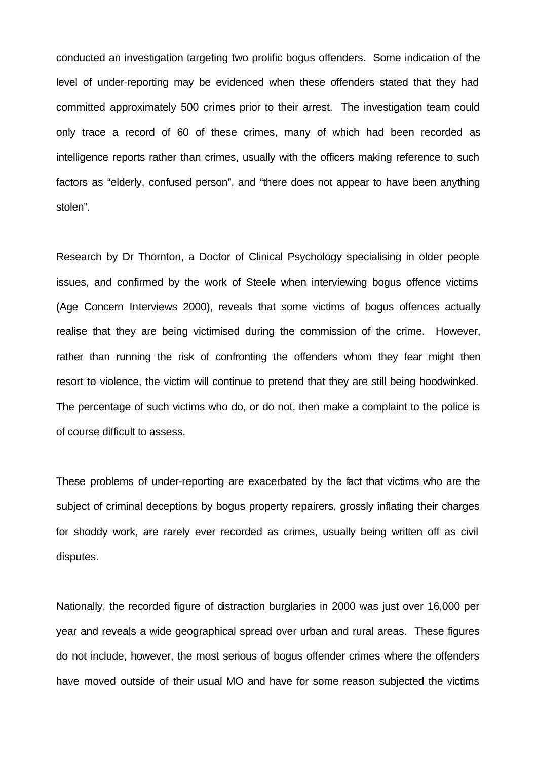conducted an investigation targeting two prolific bogus offenders. Some indication of the level of under-reporting may be evidenced when these offenders stated that they had committed approximately 500 crimes prior to their arrest. The investigation team could only trace a record of 60 of these crimes, many of which had been recorded as intelligence reports rather than crimes, usually with the officers making reference to such factors as "elderly, confused person", and "there does not appear to have been anything stolen".

Research by Dr Thornton, a Doctor of Clinical Psychology specialising in older people issues, and confirmed by the work of Steele when interviewing bogus offence victims (Age Concern Interviews 2000), reveals that some victims of bogus offences actually realise that they are being victimised during the commission of the crime. However, rather than running the risk of confronting the offenders whom they fear might then resort to violence, the victim will continue to pretend that they are still being hoodwinked. The percentage of such victims who do, or do not, then make a complaint to the police is of course difficult to assess.

These problems of under-reporting are exacerbated by the fact that victims who are the subject of criminal deceptions by bogus property repairers, grossly inflating their charges for shoddy work, are rarely ever recorded as crimes, usually being written off as civil disputes.

Nationally, the recorded figure of distraction burglaries in 2000 was just over 16,000 per year and reveals a wide geographical spread over urban and rural areas. These figures do not include, however, the most serious of bogus offender crimes where the offenders have moved outside of their usual MO and have for some reason subjected the victims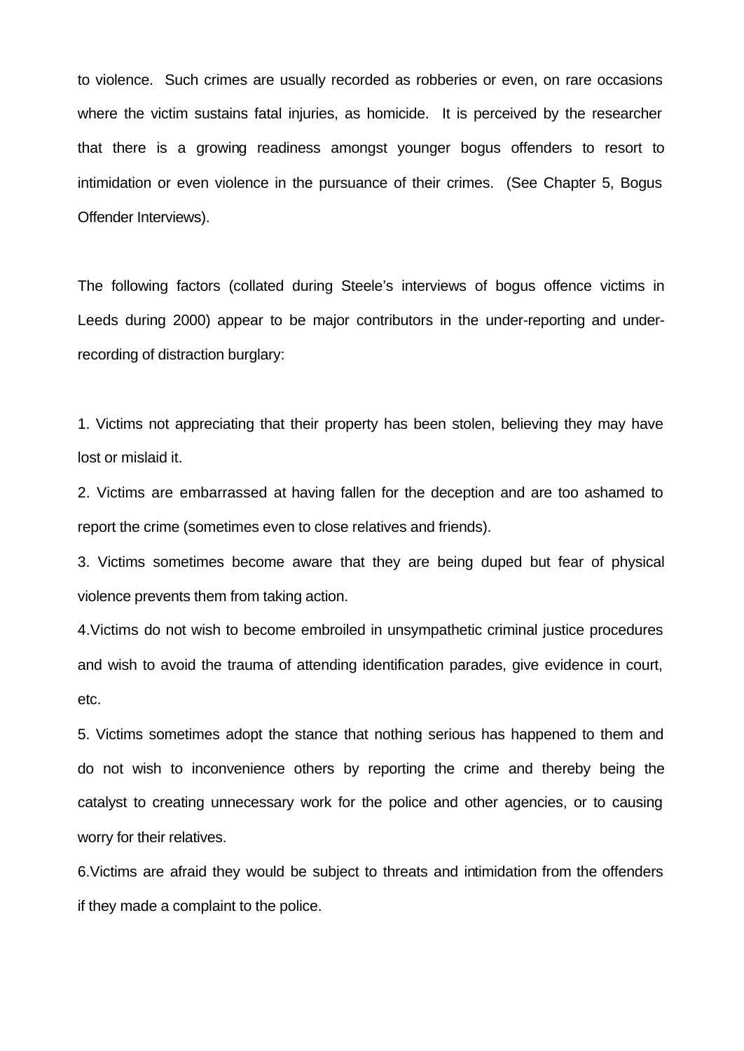to violence. Such crimes are usually recorded as robberies or even, on rare occasions where the victim sustains fatal injuries, as homicide. It is perceived by the researcher that there is a growing readiness amongst younger bogus offenders to resort to intimidation or even violence in the pursuance of their crimes. (See Chapter 5, Bogus Offender Interviews).

The following factors (collated during Steele's interviews of bogus offence victims in Leeds during 2000) appear to be major contributors in the under-reporting and under-recording of distraction burglary:

1. Victims not appreciating that their property has been stolen, believing they may have lost or mislaid it.
2. Victims are embarrassed at having fallen for the deception and are too ashamed to report the crime (sometimes even to close relatives and friends).
3. Victims sometimes become aware that they are being duped but fear of physical violence prevents them from taking action.
4. Victims do not wish to become embroiled in unsympathetic criminal justice procedures and wish to avoid the trauma of attending identification parades, give evidence in court, etc.
5. Victims sometimes adopt the stance that nothing serious has happened to them and do not wish to inconvenience others by reporting the crime and thereby being the catalyst to creating unnecessary work for the police and other agencies, or to causing worry for their relatives.
6. Victims are afraid they would be subject to threats and intimidation from the offenders if they made a complaint to the police.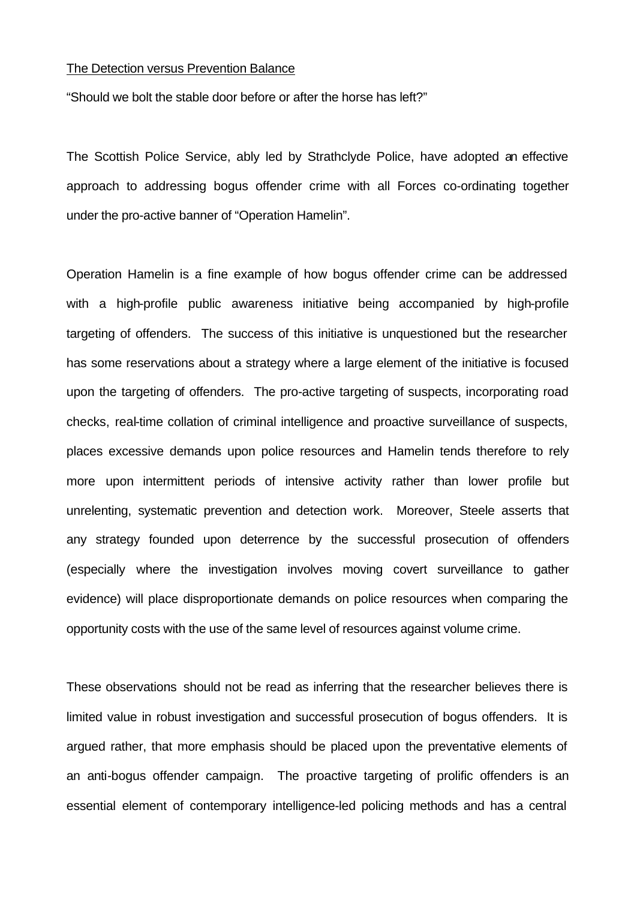## The Detection versus Prevention Balance

"Should we bolt the stable door before or after the horse has left?"

The Scottish Police Service, ably led by Strathclyde Police, have adopted an effective approach to addressing bogus offender crime with all Forces co-ordinating together under the pro-active banner of "Operation Hamelin".

Operation Hamelin is a fine example of how bogus offender crime can be addressed with a high-profile public awareness initiative being accompanied by high-profile targeting of offenders. The success of this initiative is unquestioned but the researcher has some reservations about a strategy where a large element of the initiative is focused upon the targeting of offenders. The pro-active targeting of suspects, incorporating road checks, real-time collation of criminal intelligence and proactive surveillance of suspects, places excessive demands upon police resources and Hamelin tends therefore to rely more upon intermittent periods of intensive activity rather than lower profile but unrelenting, systematic prevention and detection work. Moreover, Steele asserts that any strategy founded upon deterrence by the successful prosecution of offenders (especially where the investigation involves moving covert surveillance to gather evidence) will place disproportionate demands on police resources when comparing the opportunity costs with the use of the same level of resources against volume crime.

These observations should not be read as inferring that the researcher believes there is limited value in robust investigation and successful prosecution of bogus offenders. It is argued rather, that more emphasis should be placed upon the preventative elements of an anti-bogus offender campaign. The proactive targeting of prolific offenders is an essential element of contemporary intelligence-led policing methods and has a central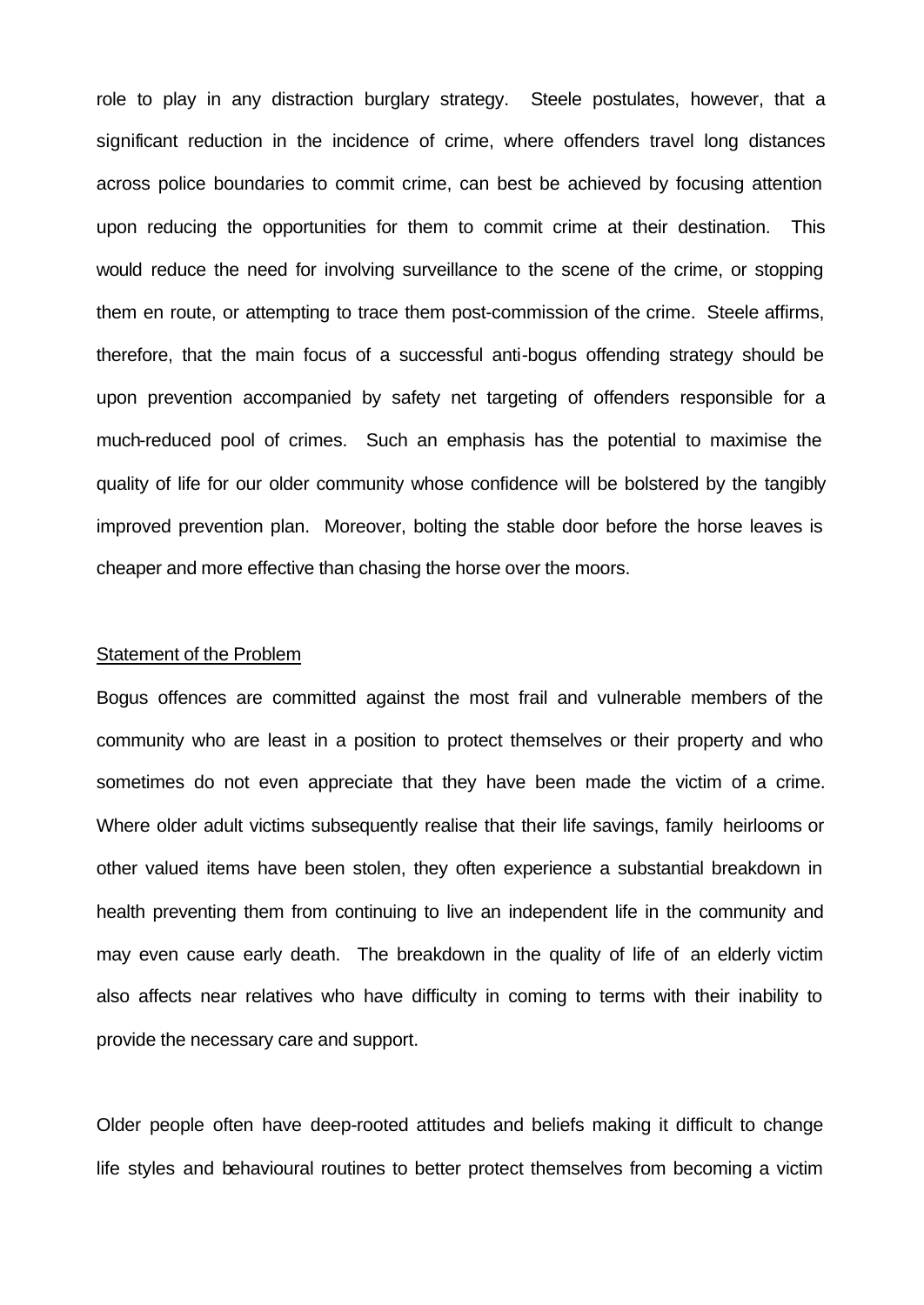role to play in any distraction burglary strategy. Steele postulates, however, that a significant reduction in the incidence of crime, where offenders travel long distances across police boundaries to commit crime, can best be achieved by focusing attention upon reducing the opportunities for them to commit crime at their destination. This would reduce the need for involving surveillance to the scene of the crime, or stopping them en route, or attempting to trace them post-commission of the crime. Steele affirms, therefore, that the main focus of a successful anti-bogus offending strategy should be upon prevention accompanied by safety net targeting of offenders responsible for a much-reduced pool of crimes. Such an emphasis has the potential to maximise the quality of life for our older community whose confidence will be bolstered by the tangibly improved prevention plan. Moreover, bolting the stable door before the horse leaves is cheaper and more effective than chasing the horse over the moors.

## Statement of the Problem

Bogus offences are committed against the most frail and vulnerable members of the community who are least in a position to protect themselves or their property and who sometimes do not even appreciate that they have been made the victim of a crime. Where older adult victims subsequently realise that their life savings, family heirlooms or other valued items have been stolen, they often experience a substantial breakdown in health preventing them from continuing to live an independent life in the community and may even cause early death. The breakdown in the quality of life of an elderly victim also affects near relatives who have difficulty in coming to terms with their inability to provide the necessary care and support.

Older people often have deep-rooted attitudes and beliefs making it difficult to change life styles and behavioural routines to better protect themselves from becoming a victim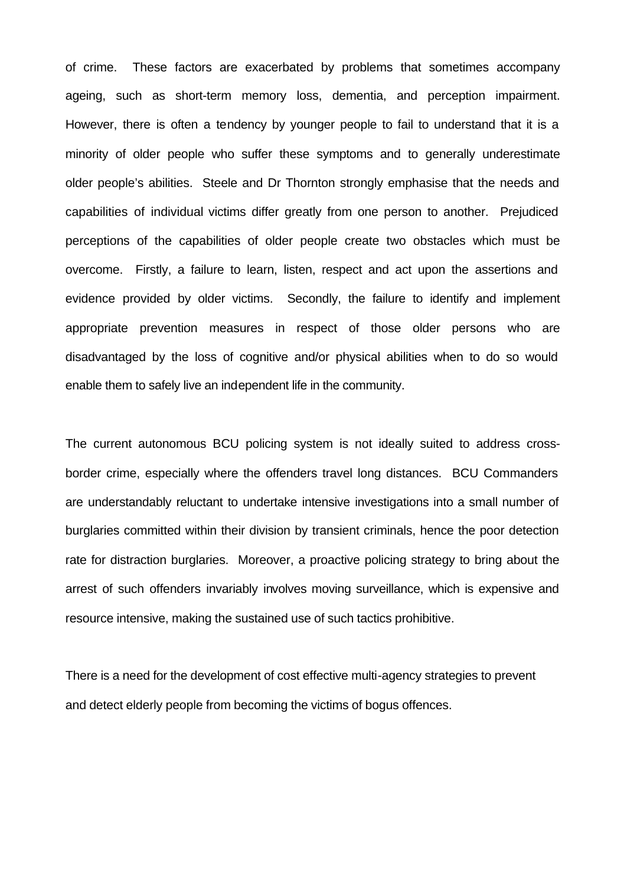of crime. These factors are exacerbated by problems that sometimes accompany ageing, such as short-term memory loss, dementia, and perception impairment. However, there is often a tendency by younger people to fail to understand that it is a minority of older people who suffer these symptoms and to generally underestimate older people's abilities. Steele and Dr Thornton strongly emphasise that the needs and capabilities of individual victims differ greatly from one person to another. Prejudiced perceptions of the capabilities of older people create two obstacles which must be overcome. Firstly, a failure to learn, listen, respect and act upon the assertions and evidence provided by older victims. Secondly, the failure to identify and implement appropriate prevention measures in respect of those older persons who are disadvantaged by the loss of cognitive and/or physical abilities when to do so would enable them to safely live an independent life in the community.

The current autonomous BCU policing system is not ideally suited to address cross-border crime, especially where the offenders travel long distances. BCU Commanders are understandably reluctant to undertake intensive investigations into a small number of burglaries committed within their division by transient criminals, hence the poor detection rate for distraction burglaries. Moreover, a proactive policing strategy to bring about the arrest of such offenders invariably involves moving surveillance, which is expensive and resource intensive, making the sustained use of such tactics prohibitive.

There is a need for the development of cost effective multi-agency strategies to prevent and detect elderly people from becoming the victims of bogus offences.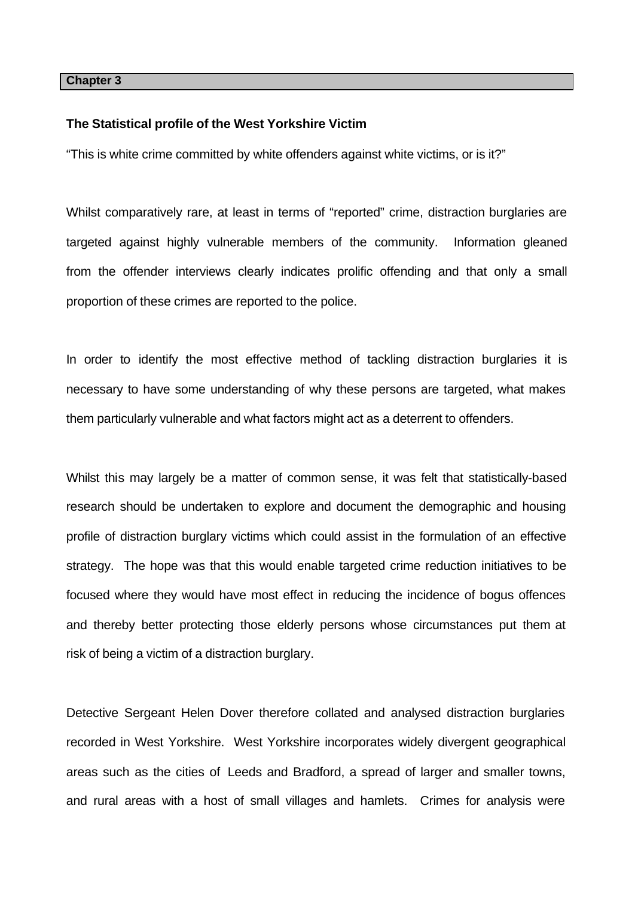## Chapter 3

### The Statistical profile of the West Yorkshire Victim

"This is white crime committed by white offenders against white victims, or is it?"

Whilst comparatively rare, at least in terms of "reported" crime, distraction burglaries are targeted against highly vulnerable members of the community. Information gleaned from the offender interviews clearly indicates prolific offending and that only a small proportion of these crimes are reported to the police.

In order to identify the most effective method of tackling distraction burglaries it is necessary to have some understanding of why these persons are targeted, what makes them particularly vulnerable and what factors might act as a deterrent to offenders.

Whilst this may largely be a matter of common sense, it was felt that statistically-based research should be undertaken to explore and document the demographic and housing profile of distraction burglary victims which could assist in the formulation of an effective strategy. The hope was that this would enable targeted crime reduction initiatives to be focused where they would have most effect in reducing the incidence of bogus offences and thereby better protecting those elderly persons whose circumstances put them at risk of being a victim of a distraction burglary.

Detective Sergeant Helen Dover therefore collated and analysed distraction burglaries recorded in West Yorkshire. West Yorkshire incorporates widely divergent geographical areas such as the cities of Leeds and Bradford, a spread of larger and smaller towns, and rural areas with a host of small villages and hamlets. Crimes for analysis were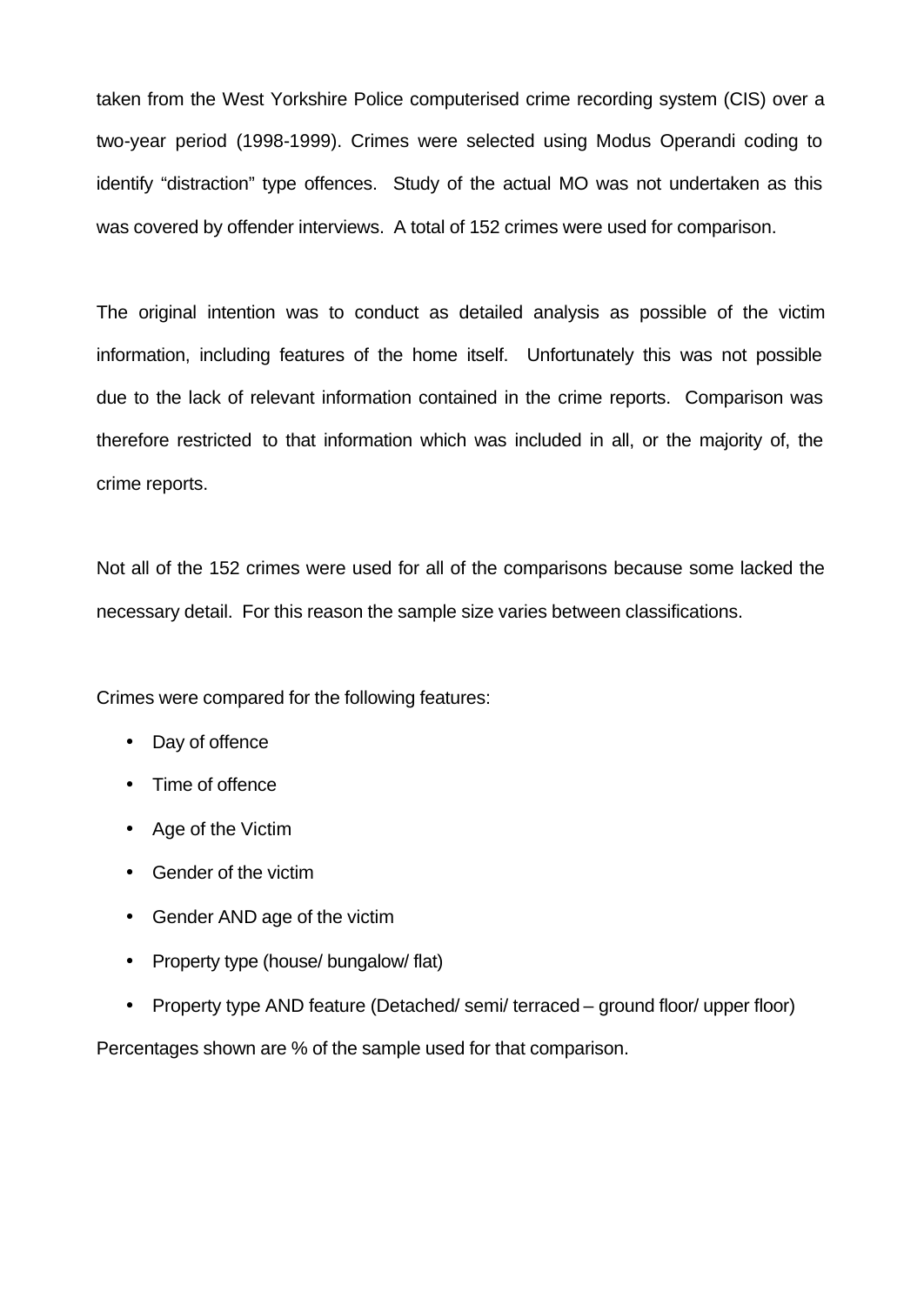taken from the West Yorkshire Police computerised crime recording system (CIS) over a two-year period (1998-1999). Crimes were selected using Modus Operandi coding to identify "distraction" type offences. Study of the actual MO was not undertaken as this was covered by offender interviews. A total of 152 crimes were used for comparison.

The original intention was to conduct as detailed analysis as possible of the victim information, including features of the home itself. Unfortunately this was not possible due to the lack of relevant information contained in the crime reports. Comparison was therefore restricted to that information which was included in all, or the majority of, the crime reports.

Not all of the 152 crimes were used for all of the comparisons because some lacked the necessary detail. For this reason the sample size varies between classifications.

Crimes were compared for the following features:

- Day of offence
- Time of offence
- Age of the Victim
- Gender of the victim
- Gender AND age of the victim
- Property type (house/ bungalow/ flat)
- Property type AND feature (Detached/ semi/ terraced – ground floor/ upper floor)

Percentages shown are % of the sample used for that comparison.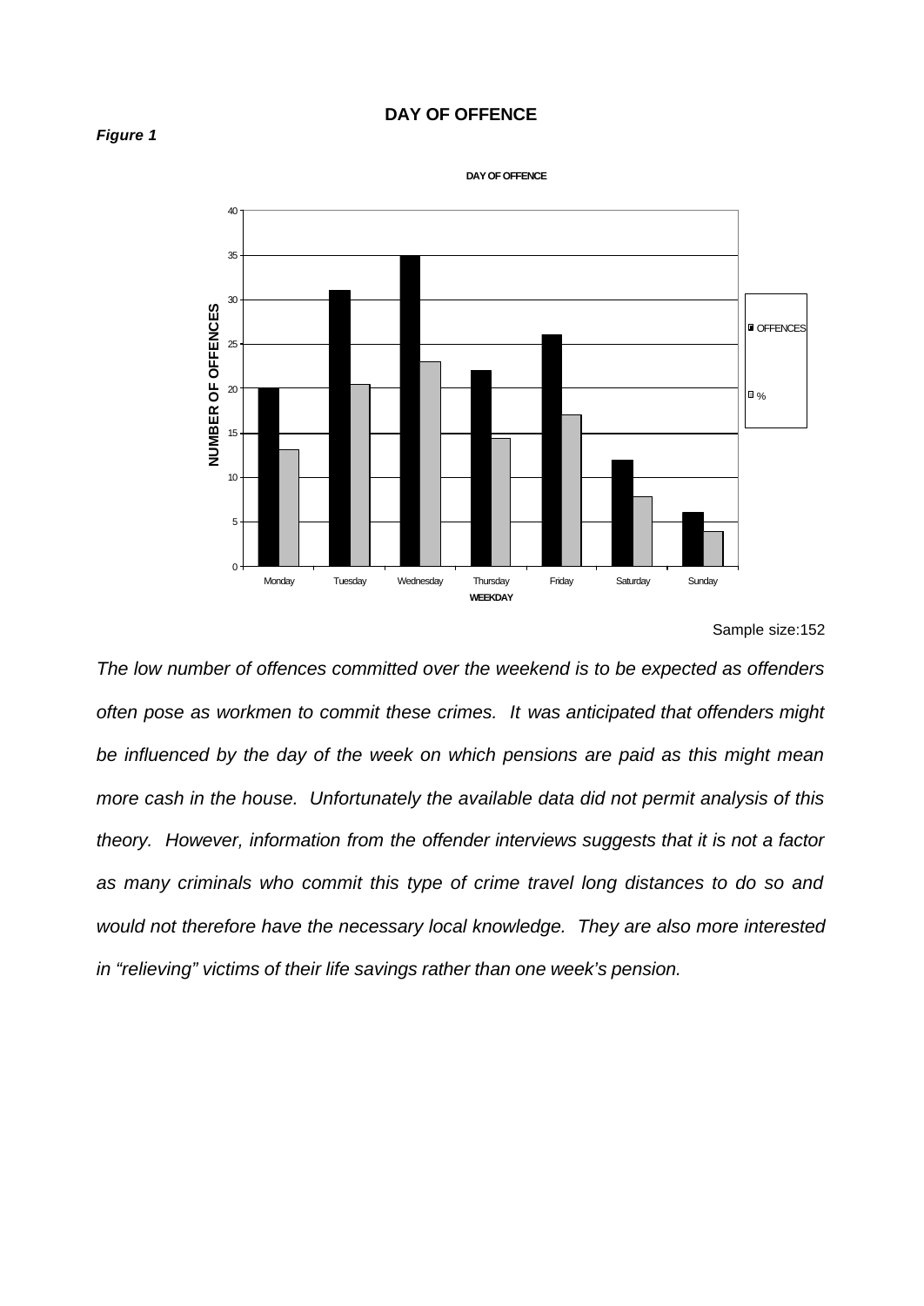## DAY OF OFFENCE

***Figure 1***

Sample size:152

*The low number of offences committed over the weekend is to be expected as offenders often pose as workmen to commit these crimes. It was anticipated that offenders might be influenced by the day of the week on which pensions are paid as this might mean more cash in the house. Unfortunately the available data did not permit analysis of this theory. However, information from the offender interviews suggests that it is not a factor as many criminals who commit this type of crime travel long distances to do so and would not therefore have the necessary local knowledge. They are also more interested in "relieving" victims of their life savings rather than one week's pension.*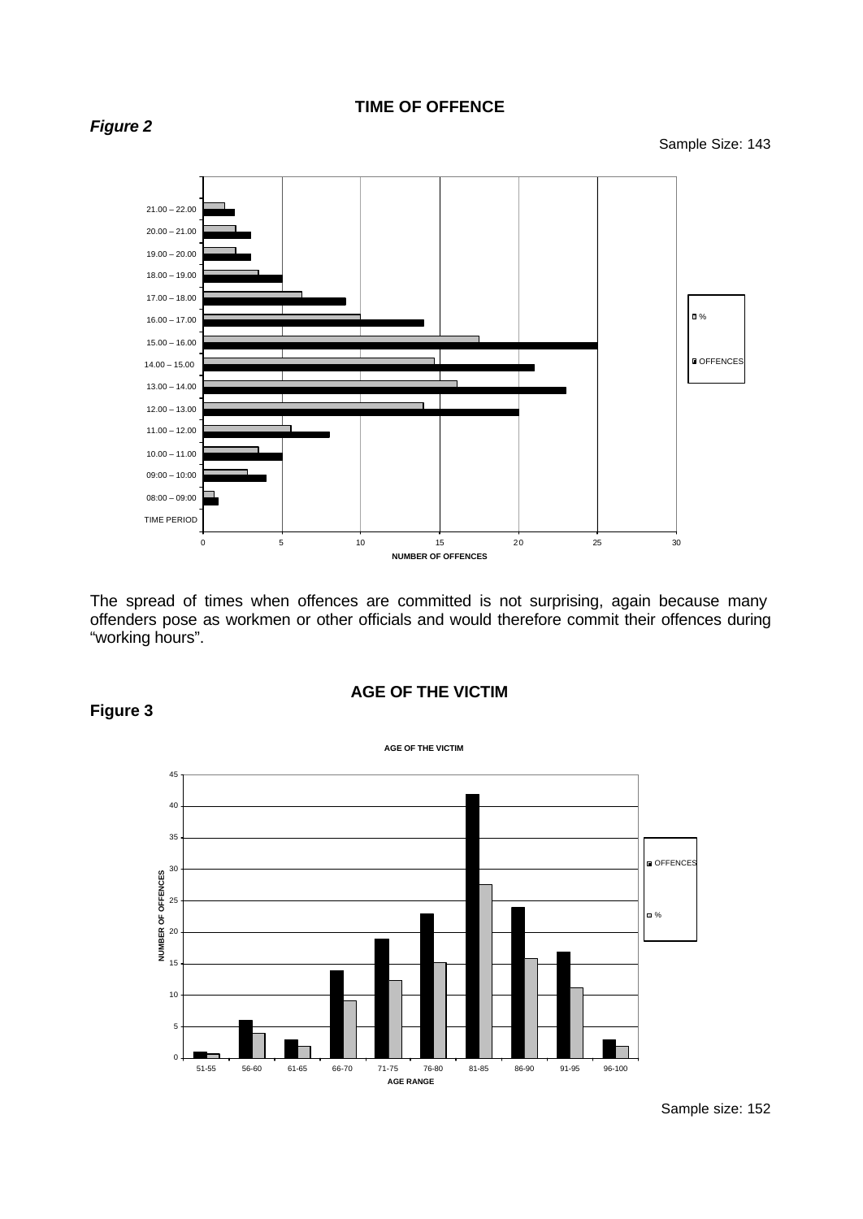**TIME OF OFFENCE**

***Figure 2***

Sample Size: 143

The spread of times when offences are committed is not surprising, again because many offenders pose as workmen or other officials and would therefore commit their offences during "working hours".

**AGE OF THE VICTIM**

**Figure 3**

Sample size: 152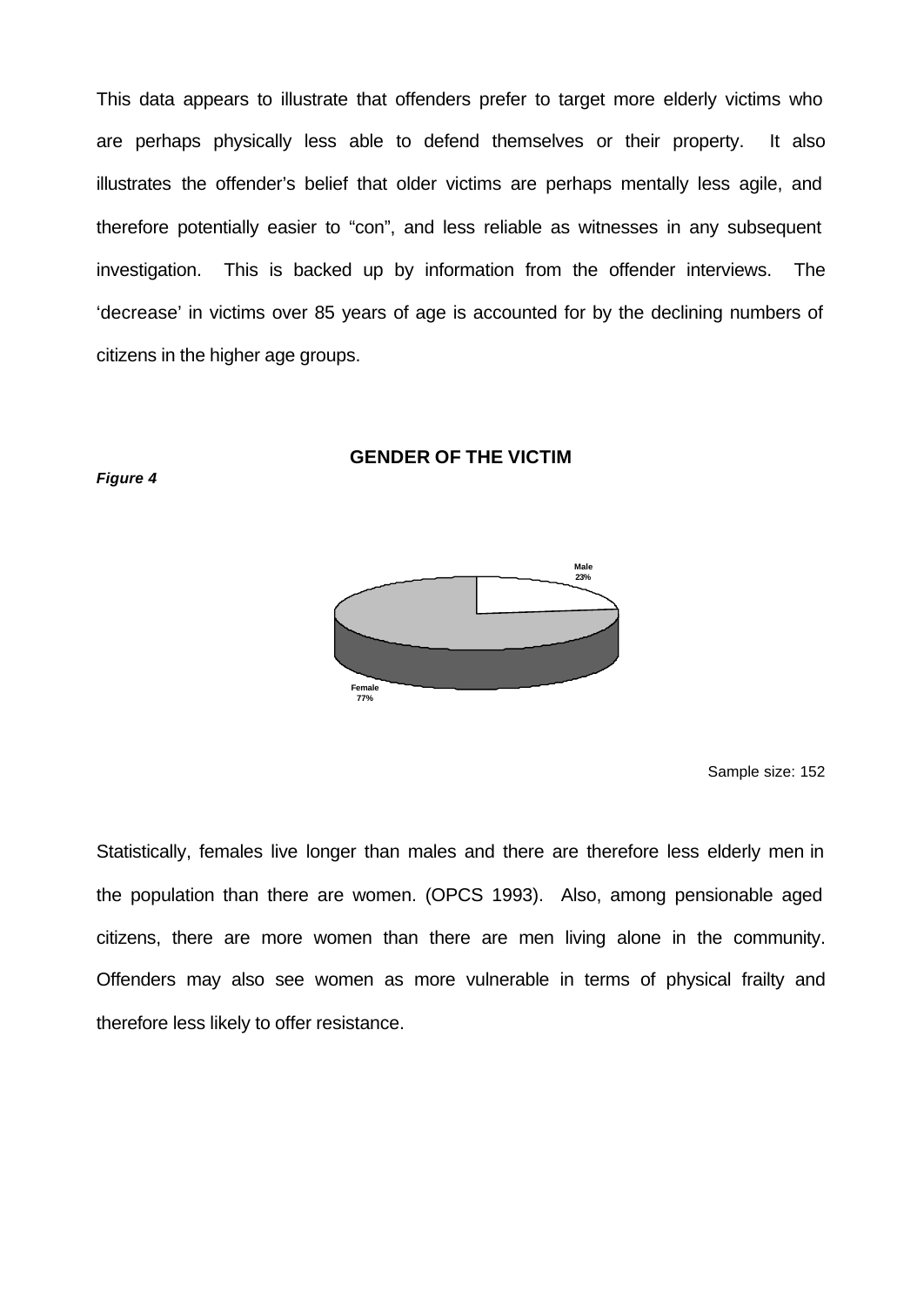This data appears to illustrate that offenders prefer to target more elderly victims who are perhaps physically less able to defend themselves or their property. It also illustrates the offender's belief that older victims are perhaps mentally less agile, and therefore potentially easier to "con", and less reliable as witnesses in any subsequent investigation. This is backed up by information from the offender interviews. The 'decrease' in victims over 85 years of age is accounted for by the declining numbers of citizens in the higher age groups.

***Figure 4***

**GENDER OF THE VICTIM**

Male 23%

Female 77%

Sample size: 152

Statistically, females live longer than males and there are therefore less elderly men in the population than there are women. (OPCS 1993). Also, among pensionable aged citizens, there are more women than there are men living alone in the community. Offenders may also see women as more vulnerable in terms of physical frailty and therefore less likely to offer resistance.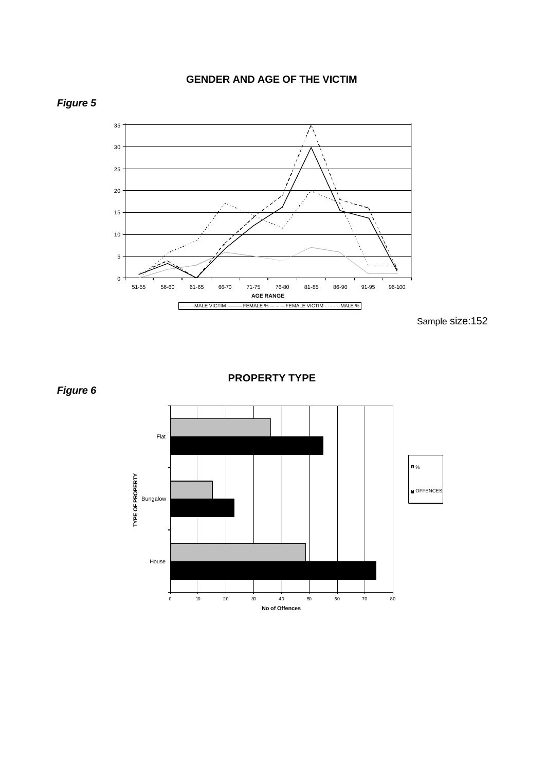## GENDER AND AGE OF THE VICTIM

***Figure 5***

Sample size:152

## PROPERTY TYPE

***Figure 6***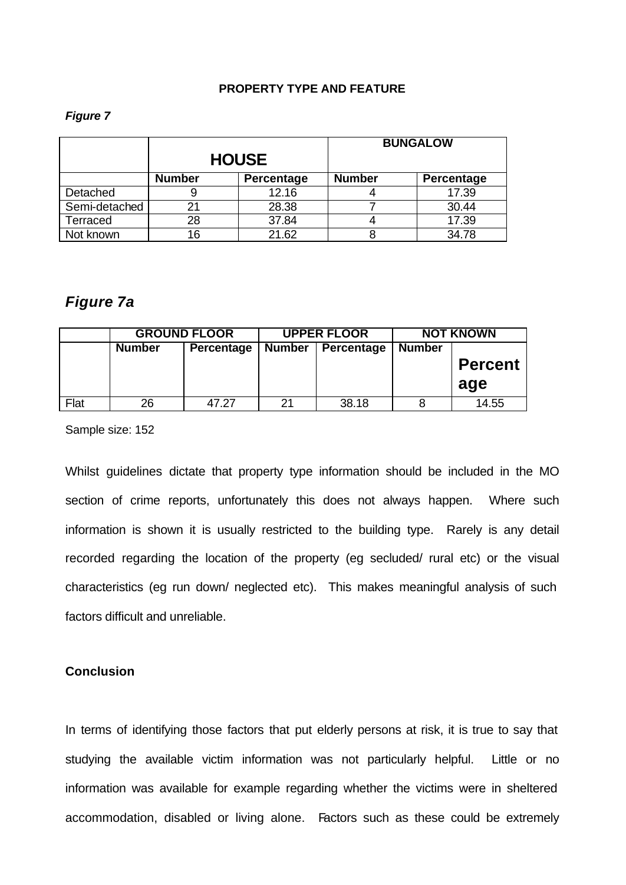**PROPERTY TYPE AND FEATURE**

***Figure 7***

| | HOUSE | | BUNGALOW | |
|---|---|---|---|---|
| | **Number** | **Percentage** | **Number** | **Percentage** |
| Detached | 9 | 12.16 | 4 | 17.39 |
| Semi-detached | 21 | 28.38 | 7 | 30.44 |
| Terraced | 28 | 37.84 | 4 | 17.39 |
| Not known | 16 | 21.62 | 8 | 34.78 |

## *Figure 7a*

| | GROUND FLOOR | | UPPER FLOOR | | NOT KNOWN | |
|---|---|---|---|---|---|---|
| | **Number** | **Percentage** | **Number** | **Percentage** | **Number** | **Percentage** |
| Flat | 26 | 47.27 | 21 | 38.18 | 8 | 14.55 |

Sample size: 152

Whilst guidelines dictate that property type information should be included in the MO section of crime reports, unfortunately this does not always happen. Where such information is shown it is usually restricted to the building type. Rarely is any detail recorded regarding the location of the property (eg secluded/ rural etc) or the visual characteristics (eg run down/ neglected etc). This makes meaningful analysis of such factors difficult and unreliable.

**Conclusion**

In terms of identifying those factors that put elderly persons at risk, it is true to say that studying the available victim information was not particularly helpful. Little or no information was available for example regarding whether the victims were in sheltered accommodation, disabled or living alone. Factors such as these could be extremely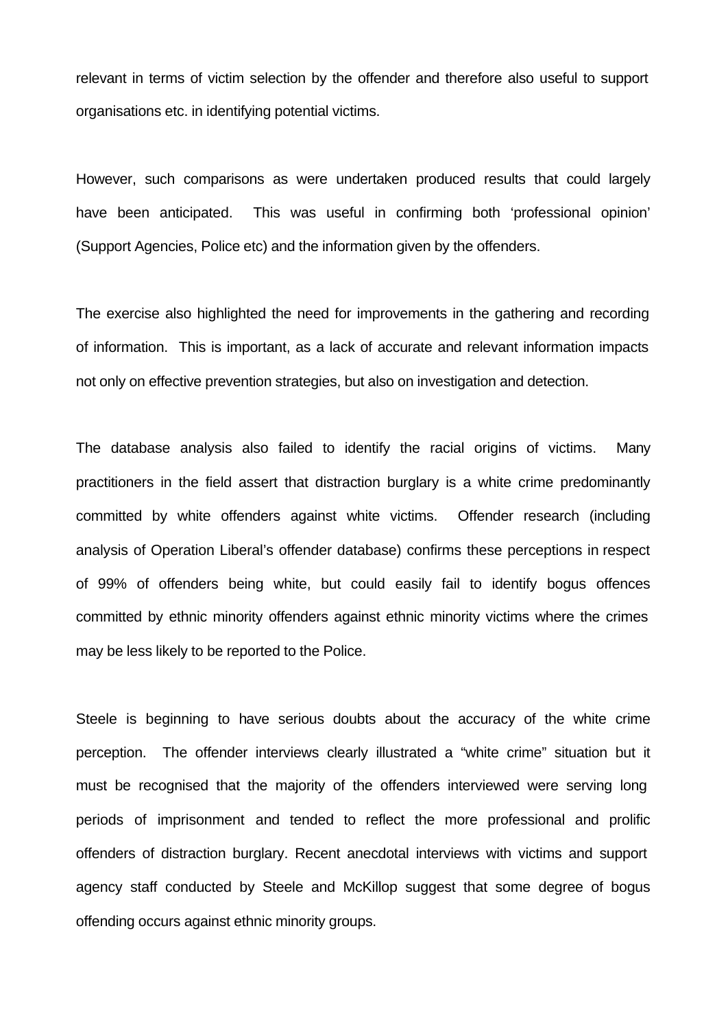relevant in terms of victim selection by the offender and therefore also useful to support organisations etc. in identifying potential victims.

However, such comparisons as were undertaken produced results that could largely have been anticipated. This was useful in confirming both 'professional opinion' (Support Agencies, Police etc) and the information given by the offenders.

The exercise also highlighted the need for improvements in the gathering and recording of information. This is important, as a lack of accurate and relevant information impacts not only on effective prevention strategies, but also on investigation and detection.

The database analysis also failed to identify the racial origins of victims. Many practitioners in the field assert that distraction burglary is a white crime predominantly committed by white offenders against white victims. Offender research (including analysis of Operation Liberal's offender database) confirms these perceptions in respect of 99% of offenders being white, but could easily fail to identify bogus offences committed by ethnic minority offenders against ethnic minority victims where the crimes may be less likely to be reported to the Police.

Steele is beginning to have serious doubts about the accuracy of the white crime perception. The offender interviews clearly illustrated a "white crime" situation but it must be recognised that the majority of the offenders interviewed were serving long periods of imprisonment and tended to reflect the more professional and prolific offenders of distraction burglary. Recent anecdotal interviews with victims and support agency staff conducted by Steele and McKillop suggest that some degree of bogus offending occurs against ethnic minority groups.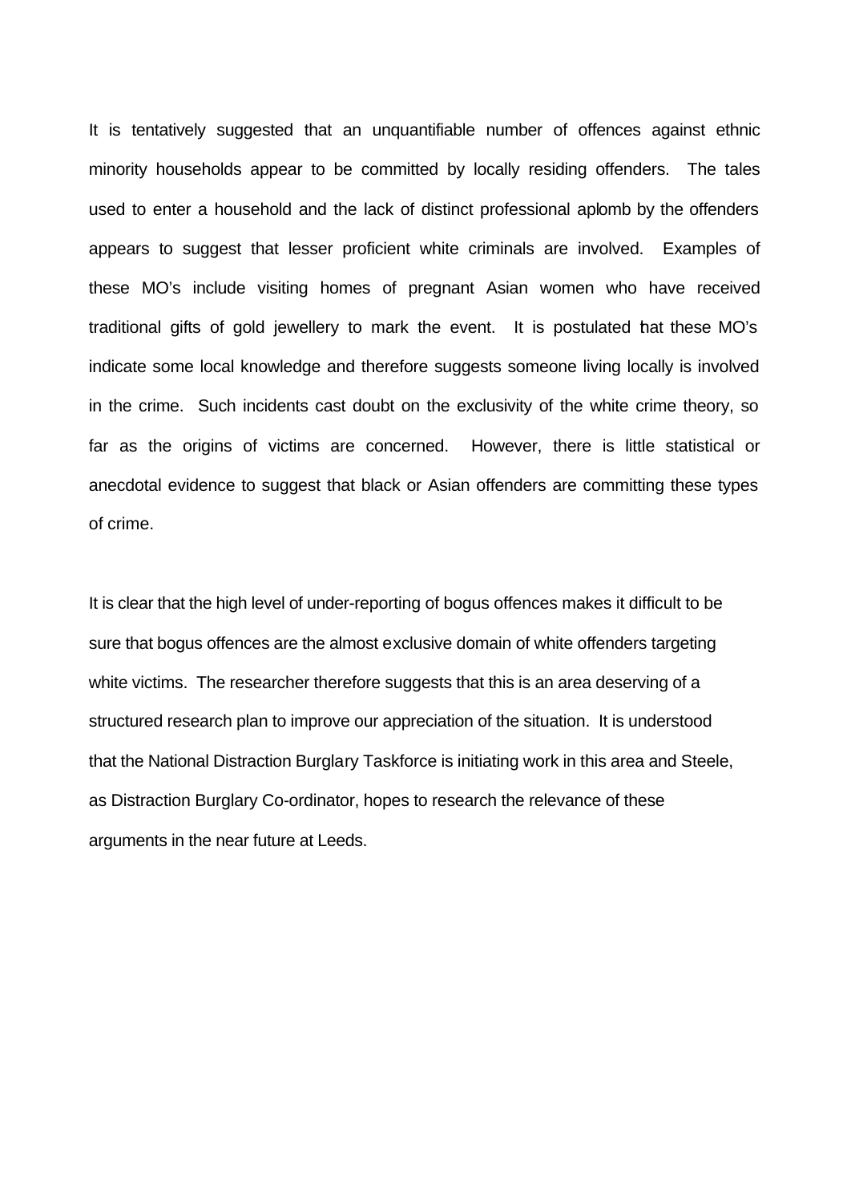It is tentatively suggested that an unquantifiable number of offences against ethnic minority households appear to be committed by locally residing offenders. The tales used to enter a household and the lack of distinct professional aplomb by the offenders appears to suggest that lesser proficient white criminals are involved. Examples of these MO's include visiting homes of pregnant Asian women who have received traditional gifts of gold jewellery to mark the event. It is postulated that these MO's indicate some local knowledge and therefore suggests someone living locally is involved in the crime. Such incidents cast doubt on the exclusivity of the white crime theory, so far as the origins of victims are concerned. However, there is little statistical or anecdotal evidence to suggest that black or Asian offenders are committing these types of crime.

It is clear that the high level of under-reporting of bogus offences makes it difficult to be sure that bogus offences are the almost exclusive domain of white offenders targeting white victims. The researcher therefore suggests that this is an area deserving of a structured research plan to improve our appreciation of the situation. It is understood that the National Distraction Burglary Taskforce is initiating work in this area and Steele, as Distraction Burglary Co-ordinator, hopes to research the relevance of these arguments in the near future at Leeds.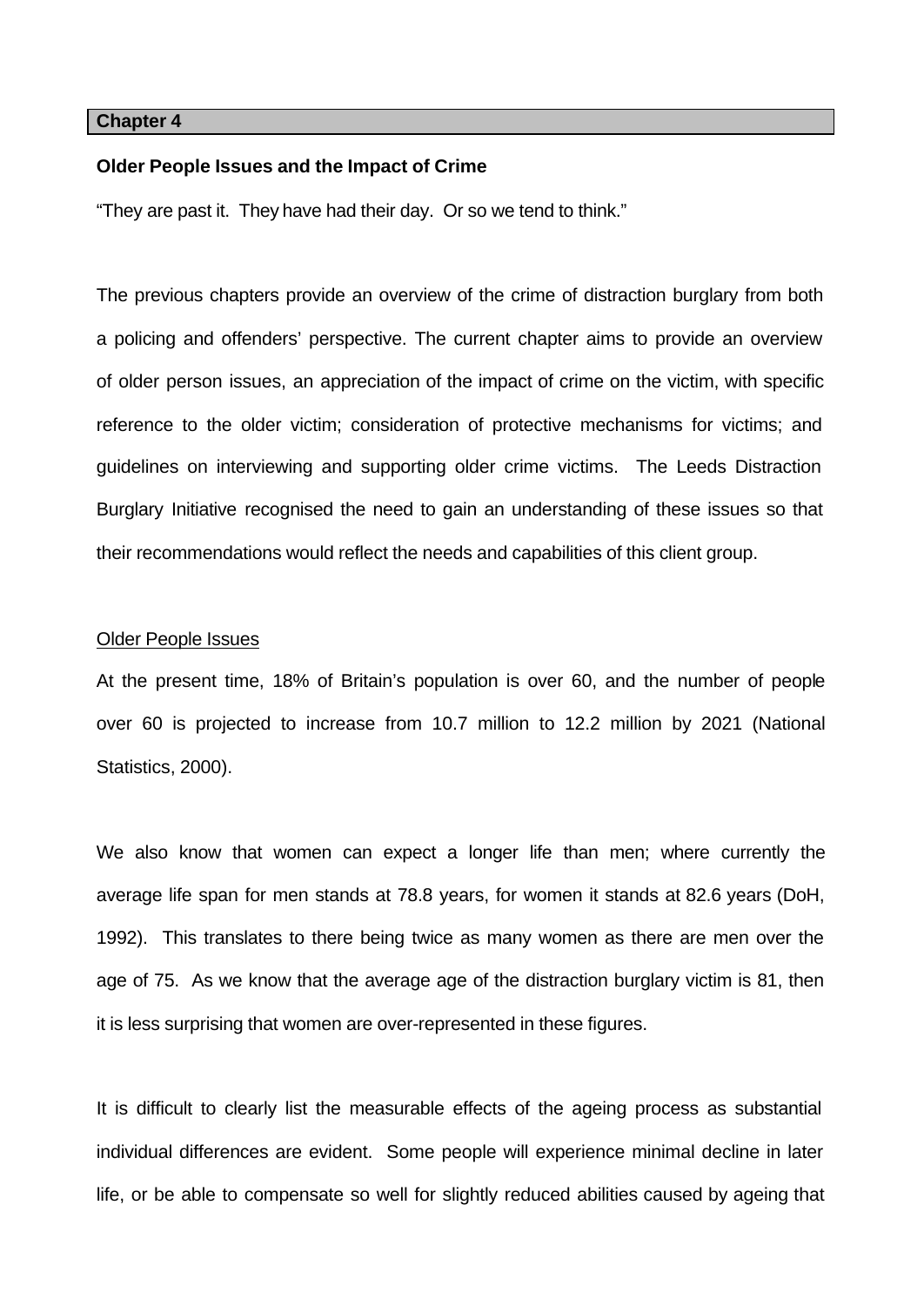## Chapter 4

**Older People Issues and the Impact of Crime**

“They are past it. They have had their day. Or so we tend to think.”

The previous chapters provide an overview of the crime of distraction burglary from both a policing and offenders’ perspective. The current chapter aims to provide an overview of older person issues, an appreciation of the impact of crime on the victim, with specific reference to the older victim; consideration of protective mechanisms for victims; and guidelines on interviewing and supporting older crime victims. The Leeds Distraction Burglary Initiative recognised the need to gain an understanding of these issues so that their recommendations would reflect the needs and capabilities of this client group.

### Older People Issues

At the present time, 18% of Britain’s population is over 60, and the number of people over 60 is projected to increase from 10.7 million to 12.2 million by 2021 (National Statistics, 2000).

We also know that women can expect a longer life than men; where currently the average life span for men stands at 78.8 years, for women it stands at 82.6 years (DoH, 1992). This translates to there being twice as many women as there are men over the age of 75. As we know that the average age of the distraction burglary victim is 81, then it is less surprising that women are over-represented in these figures.

It is difficult to clearly list the measurable effects of the ageing process as substantial individual differences are evident. Some people will experience minimal decline in later life, or be able to compensate so well for slightly reduced abilities caused by ageing that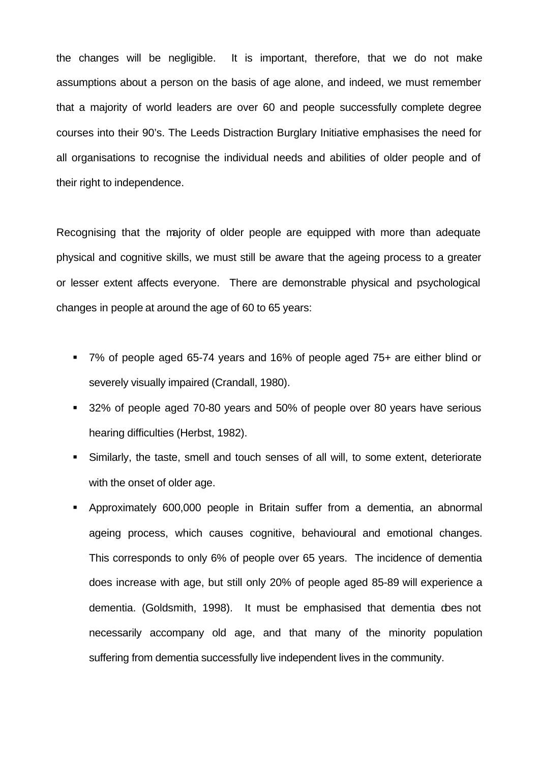the changes will be negligible. It is important, therefore, that we do not make assumptions about a person on the basis of age alone, and indeed, we must remember that a majority of world leaders are over 60 and people successfully complete degree courses into their 90's. The Leeds Distraction Burglary Initiative emphasises the need for all organisations to recognise the individual needs and abilities of older people and of their right to independence.

Recognising that the majority of older people are equipped with more than adequate physical and cognitive skills, we must still be aware that the ageing process to a greater or lesser extent affects everyone. There are demonstrable physical and psychological changes in people at around the age of 60 to 65 years:

- 7% of people aged 65-74 years and 16% of people aged 75+ are either blind or severely visually impaired (Crandall, 1980).
- 32% of people aged 70-80 years and 50% of people over 80 years have serious hearing difficulties (Herbst, 1982).
- Similarly, the taste, smell and touch senses of all will, to some extent, deteriorate with the onset of older age.
- Approximately 600,000 people in Britain suffer from a dementia, an abnormal ageing process, which causes cognitive, behavioural and emotional changes. This corresponds to only 6% of people over 65 years. The incidence of dementia does increase with age, but still only 20% of people aged 85-89 will experience a dementia. (Goldsmith, 1998). It must be emphasised that dementia does not necessarily accompany old age, and that many of the minority population suffering from dementia successfully live independent lives in the community.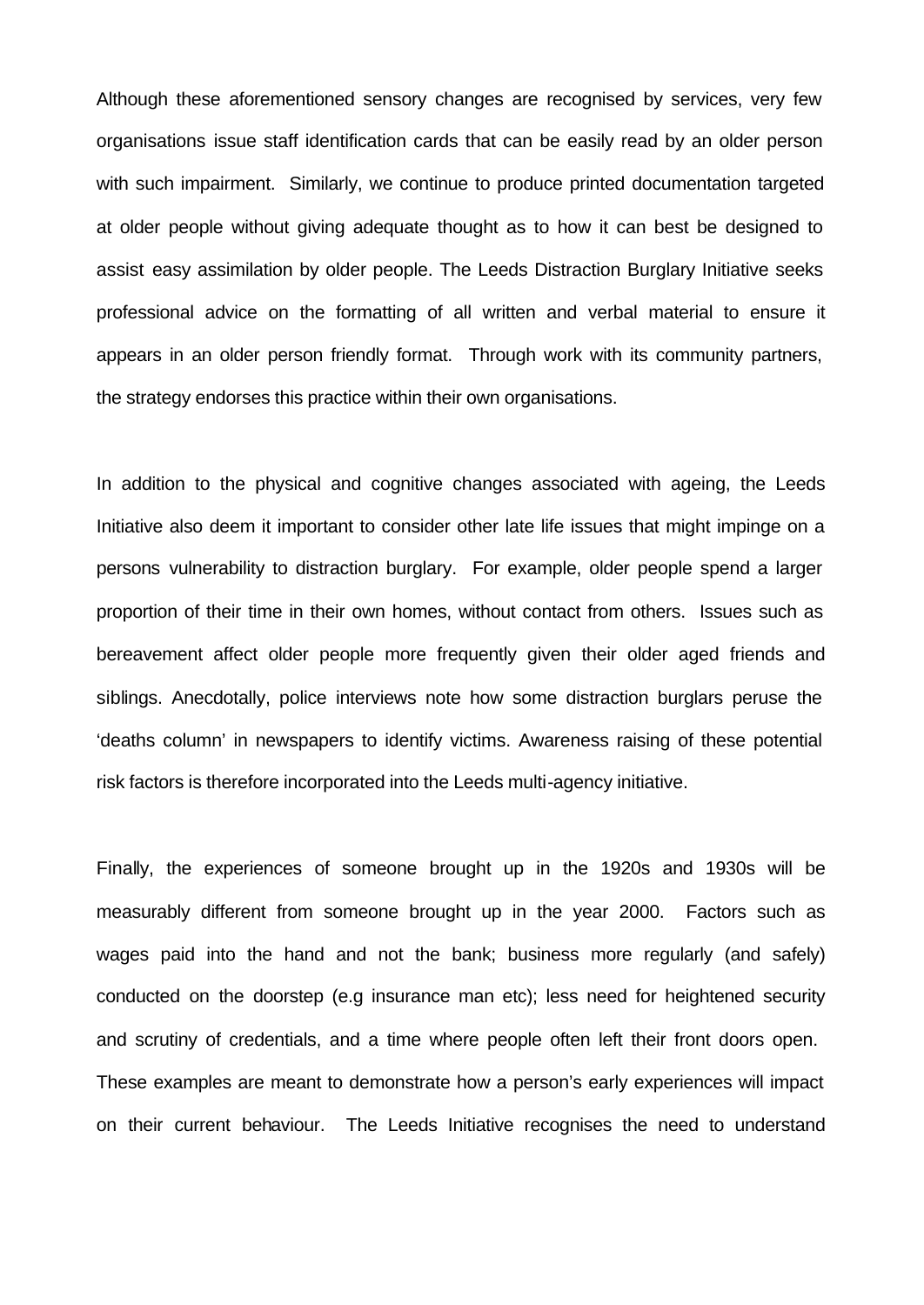Although these aforementioned sensory changes are recognised by services, very few organisations issue staff identification cards that can be easily read by an older person with such impairment. Similarly, we continue to produce printed documentation targeted at older people without giving adequate thought as to how it can best be designed to assist easy assimilation by older people. The Leeds Distraction Burglary Initiative seeks professional advice on the formatting of all written and verbal material to ensure it appears in an older person friendly format. Through work with its community partners, the strategy endorses this practice within their own organisations.

In addition to the physical and cognitive changes associated with ageing, the Leeds Initiative also deem it important to consider other late life issues that might impinge on a persons vulnerability to distraction burglary. For example, older people spend a larger proportion of their time in their own homes, without contact from others. Issues such as bereavement affect older people more frequently given their older aged friends and siblings. Anecdotally, police interviews note how some distraction burglars peruse the 'deaths column' in newspapers to identify victims. Awareness raising of these potential risk factors is therefore incorporated into the Leeds multi-agency initiative.

Finally, the experiences of someone brought up in the 1920s and 1930s will be measurably different from someone brought up in the year 2000. Factors such as wages paid into the hand and not the bank; business more regularly (and safely) conducted on the doorstep (e.g insurance man etc); less need for heightened security and scrutiny of credentials, and a time where people often left their front doors open. These examples are meant to demonstrate how a person's early experiences will impact on their current behaviour. The Leeds Initiative recognises the need to understand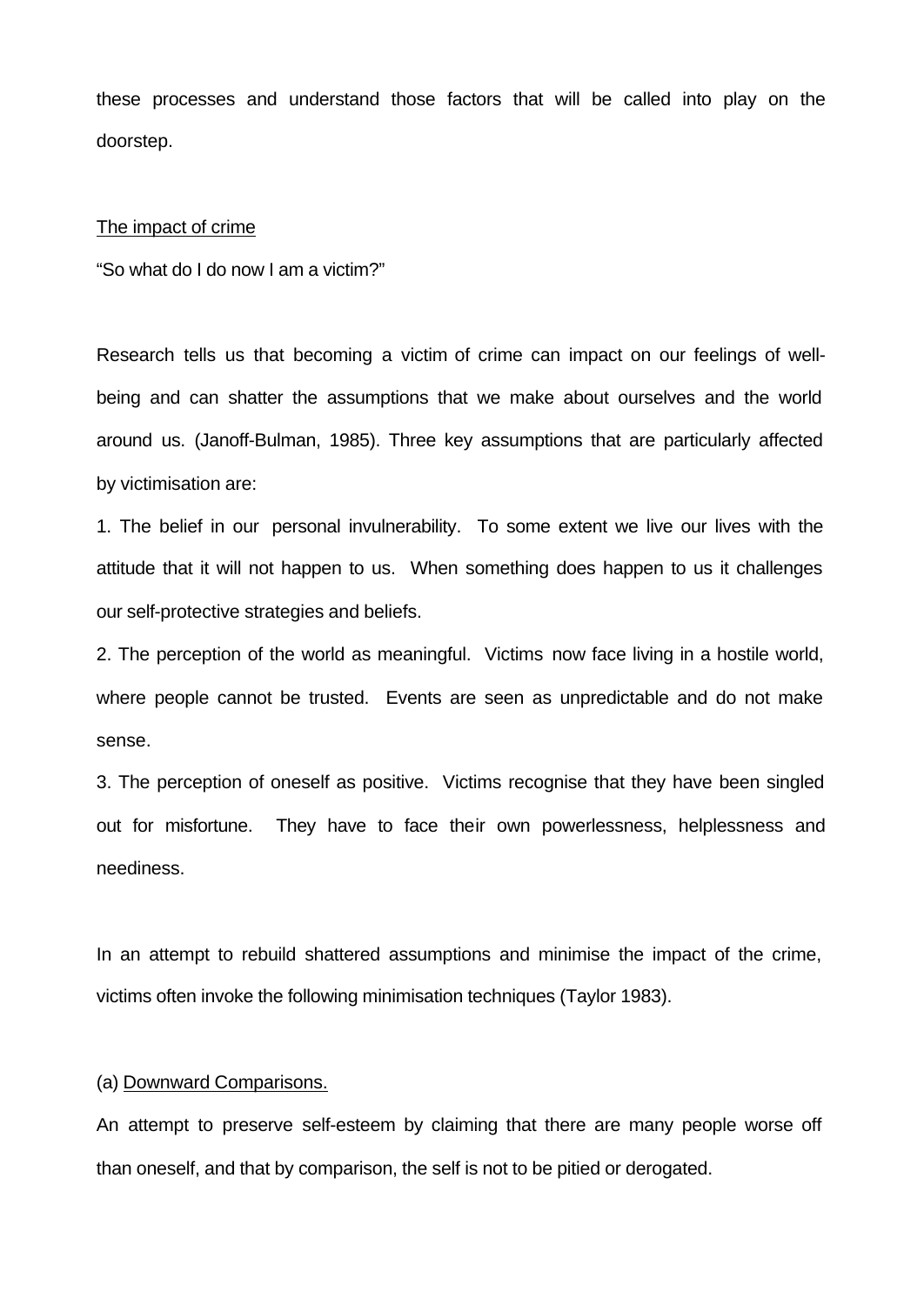these processes and understand those factors that will be called into play on the doorstep.

<u>The impact of crime</u>

"So what do I do now I am a victim?"

Research tells us that becoming a victim of crime can impact on our feelings of well-being and can shatter the assumptions that we make about ourselves and the world around us. (Janoff-Bulman, 1985). Three key assumptions that are particularly affected by victimisation are:

1. The belief in our personal invulnerability. To some extent we live our lives with the attitude that it will not happen to us. When something does happen to us it challenges our self-protective strategies and beliefs.
2. The perception of the world as meaningful. Victims now face living in a hostile world, where people cannot be trusted. Events are seen as unpredictable and do not make sense.
3. The perception of oneself as positive. Victims recognise that they have been singled out for misfortune. They have to face their own powerlessness, helplessness and neediness.

In an attempt to rebuild shattered assumptions and minimise the impact of the crime, victims often invoke the following minimisation techniques (Taylor 1983).

(a) <u>Downward Comparisons.</u>

An attempt to preserve self-esteem by claiming that there are many people worse off than oneself, and that by comparison, the self is not to be pitied or derogated.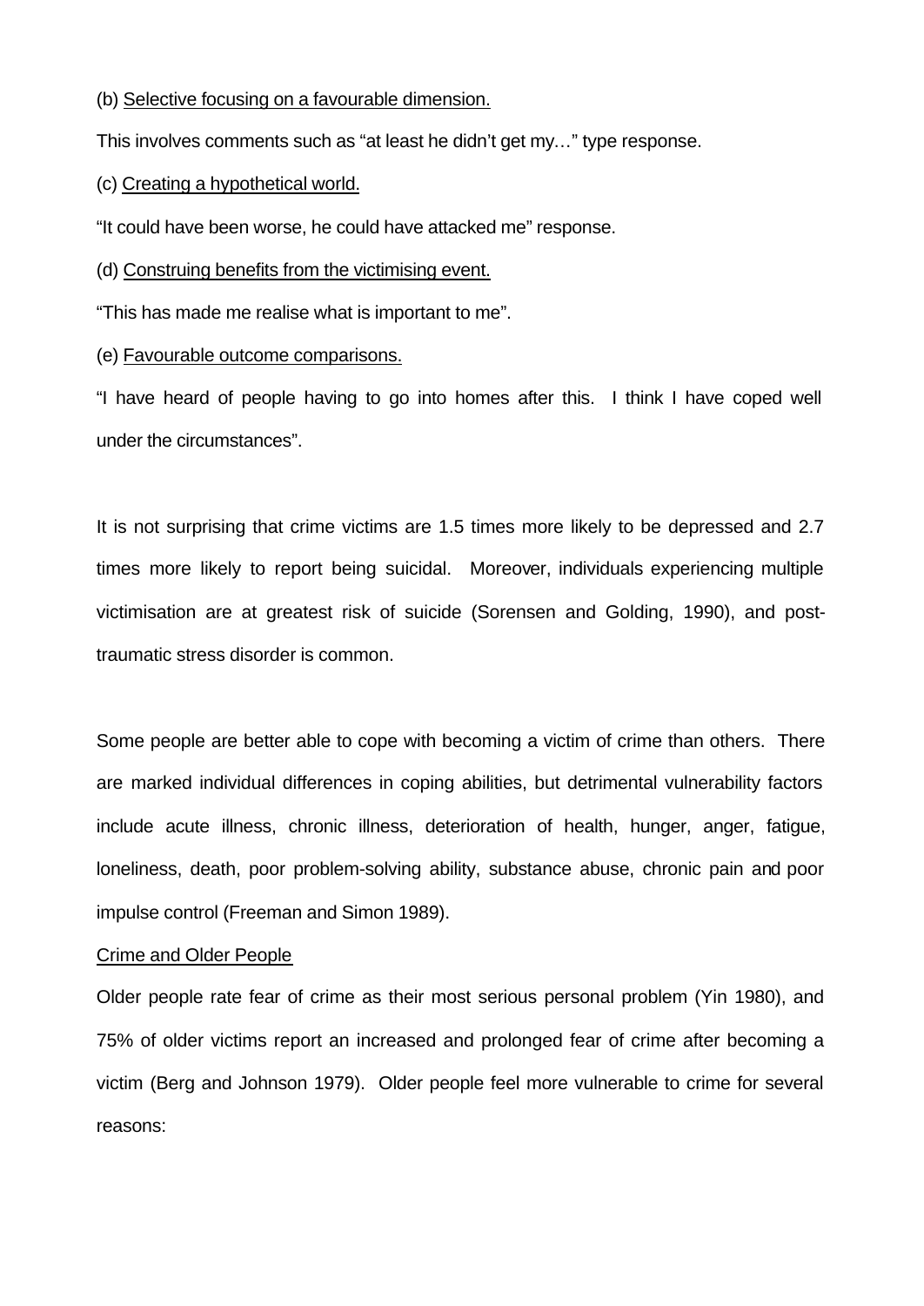(b) Selective focusing on a favourable dimension.

This involves comments such as "at least he didn't get my…" type response.

(c) Creating a hypothetical world.

"It could have been worse, he could have attacked me" response.

(d) Construing benefits from the victimising event.

"This has made me realise what is important to me".

(e) Favourable outcome comparisons.

"I have heard of people having to go into homes after this. I think I have coped well under the circumstances".

It is not surprising that crime victims are 1.5 times more likely to be depressed and 2.7 times more likely to report being suicidal. Moreover, individuals experiencing multiple victimisation are at greatest risk of suicide (Sorensen and Golding, 1990), and post-traumatic stress disorder is common.

Some people are better able to cope with becoming a victim of crime than others. There are marked individual differences in coping abilities, but detrimental vulnerability factors include acute illness, chronic illness, deterioration of health, hunger, anger, fatigue, loneliness, death, poor problem-solving ability, substance abuse, chronic pain and poor impulse control (Freeman and Simon 1989).

## Crime and Older People

Older people rate fear of crime as their most serious personal problem (Yin 1980), and 75% of older victims report an increased and prolonged fear of crime after becoming a victim (Berg and Johnson 1979). Older people feel more vulnerable to crime for several reasons: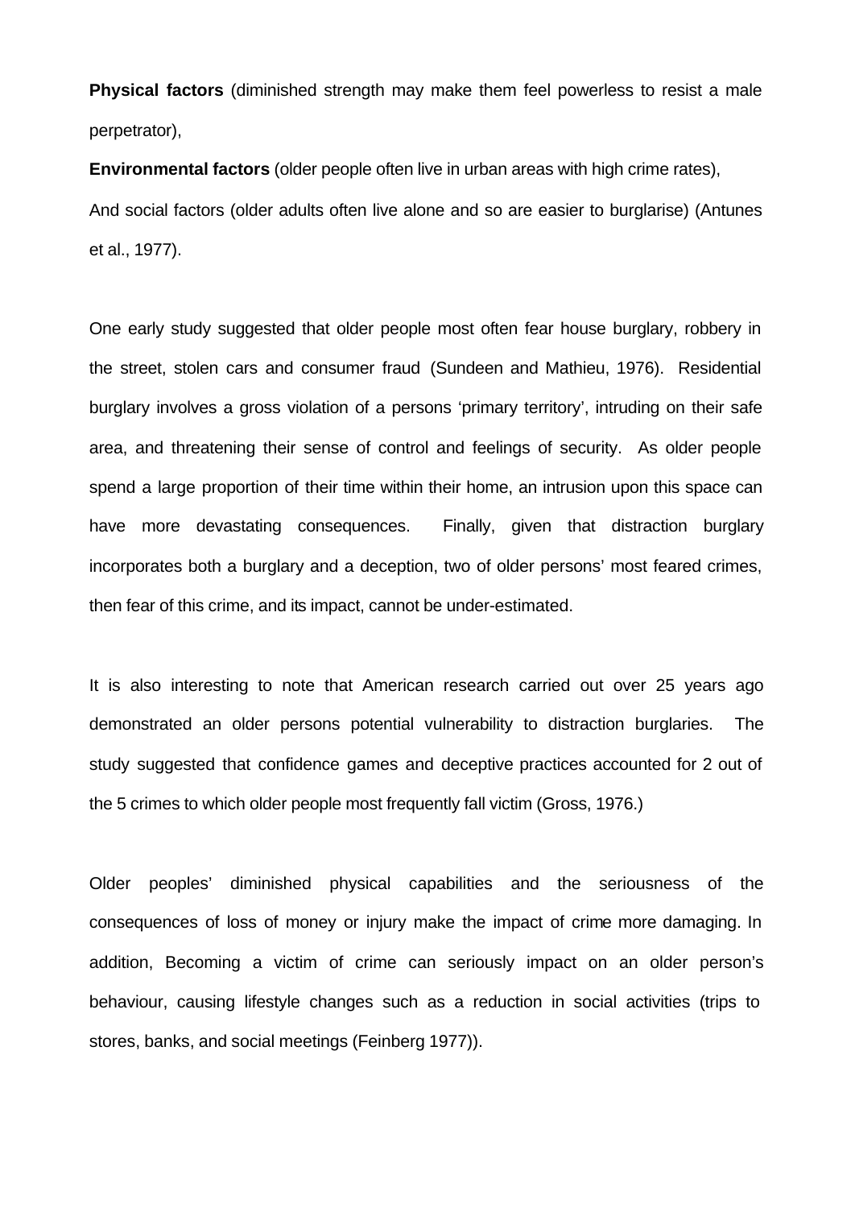**Physical factors** (diminished strength may make them feel powerless to resist a male perpetrator),

**Environmental factors** (older people often live in urban areas with high crime rates),

And social factors (older adults often live alone and so are easier to burglarise) (Antunes et al., 1977).

One early study suggested that older people most often fear house burglary, robbery in the street, stolen cars and consumer fraud (Sundeen and Mathieu, 1976). Residential burglary involves a gross violation of a persons 'primary territory', intruding on their safe area, and threatening their sense of control and feelings of security. As older people spend a large proportion of their time within their home, an intrusion upon this space can have more devastating consequences. Finally, given that distraction burglary incorporates both a burglary and a deception, two of older persons' most feared crimes, then fear of this crime, and its impact, cannot be under-estimated.

It is also interesting to note that American research carried out over 25 years ago demonstrated an older persons potential vulnerability to distraction burglaries. The study suggested that confidence games and deceptive practices accounted for 2 out of the 5 crimes to which older people most frequently fall victim (Gross, 1976.)

Older peoples' diminished physical capabilities and the seriousness of the consequences of loss of money or injury make the impact of crime more damaging. In addition, Becoming a victim of crime can seriously impact on an older person's behaviour, causing lifestyle changes such as a reduction in social activities (trips to stores, banks, and social meetings (Feinberg 1977)).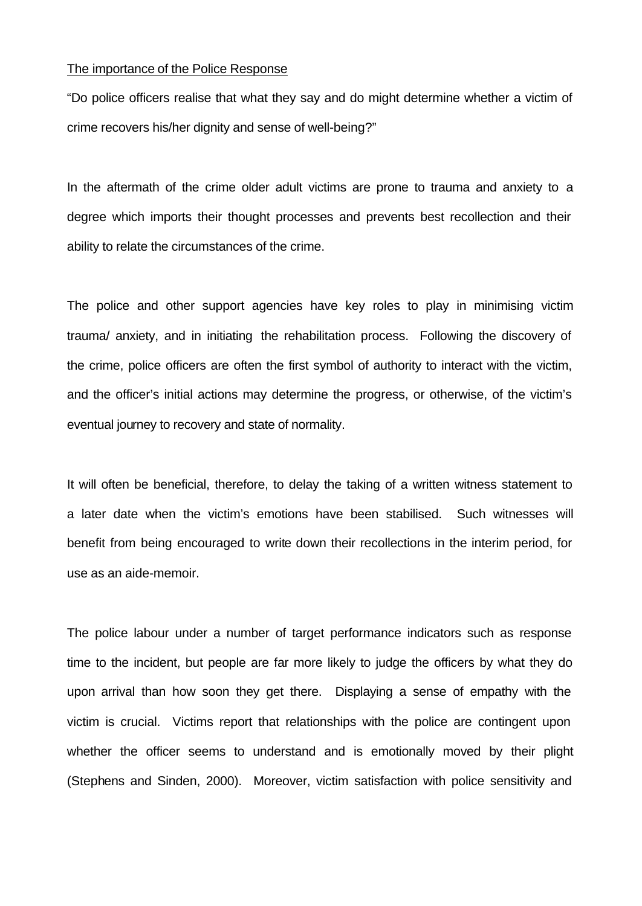<u>The importance of the Police Response</u>

"Do police officers realise that what they say and do might determine whether a victim of crime recovers his/her dignity and sense of well-being?"

In the aftermath of the crime older adult victims are prone to trauma and anxiety to a degree which imports their thought processes and prevents best recollection and their ability to relate the circumstances of the crime.

The police and other support agencies have key roles to play in minimising victim trauma/ anxiety, and in initiating the rehabilitation process. Following the discovery of the crime, police officers are often the first symbol of authority to interact with the victim, and the officer's initial actions may determine the progress, or otherwise, of the victim's eventual journey to recovery and state of normality.

It will often be beneficial, therefore, to delay the taking of a written witness statement to a later date when the victim's emotions have been stabilised. Such witnesses will benefit from being encouraged to write down their recollections in the interim period, for use as an aide-memoir.

The police labour under a number of target performance indicators such as response time to the incident, but people are far more likely to judge the officers by what they do upon arrival than how soon they get there. Displaying a sense of empathy with the victim is crucial. Victims report that relationships with the police are contingent upon whether the officer seems to understand and is emotionally moved by their plight (Stephens and Sinden, 2000). Moreover, victim satisfaction with police sensitivity and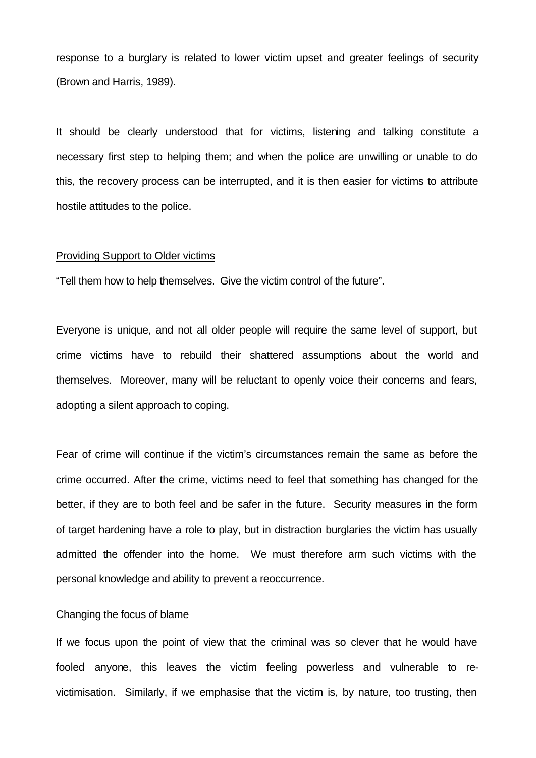response to a burglary is related to lower victim upset and greater feelings of security (Brown and Harris, 1989).

It should be clearly understood that for victims, listening and talking constitute a necessary first step to helping them; and when the police are unwilling or unable to do this, the recovery process can be interrupted, and it is then easier for victims to attribute hostile attitudes to the police.

<u>Providing Support to Older victims</u>

"Tell them how to help themselves. Give the victim control of the future".

Everyone is unique, and not all older people will require the same level of support, but crime victims have to rebuild their shattered assumptions about the world and themselves. Moreover, many will be reluctant to openly voice their concerns and fears, adopting a silent approach to coping.

Fear of crime will continue if the victim's circumstances remain the same as before the crime occurred. After the crime, victims need to feel that something has changed for the better, if they are to both feel and be safer in the future. Security measures in the form of target hardening have a role to play, but in distraction burglaries the victim has usually admitted the offender into the home. We must therefore arm such victims with the personal knowledge and ability to prevent a reoccurrence.

<u>Changing the focus of blame</u>

If we focus upon the point of view that the criminal was so clever that he would have fooled anyone, this leaves the victim feeling powerless and vulnerable to re-victimisation. Similarly, if we emphasise that the victim is, by nature, too trusting, then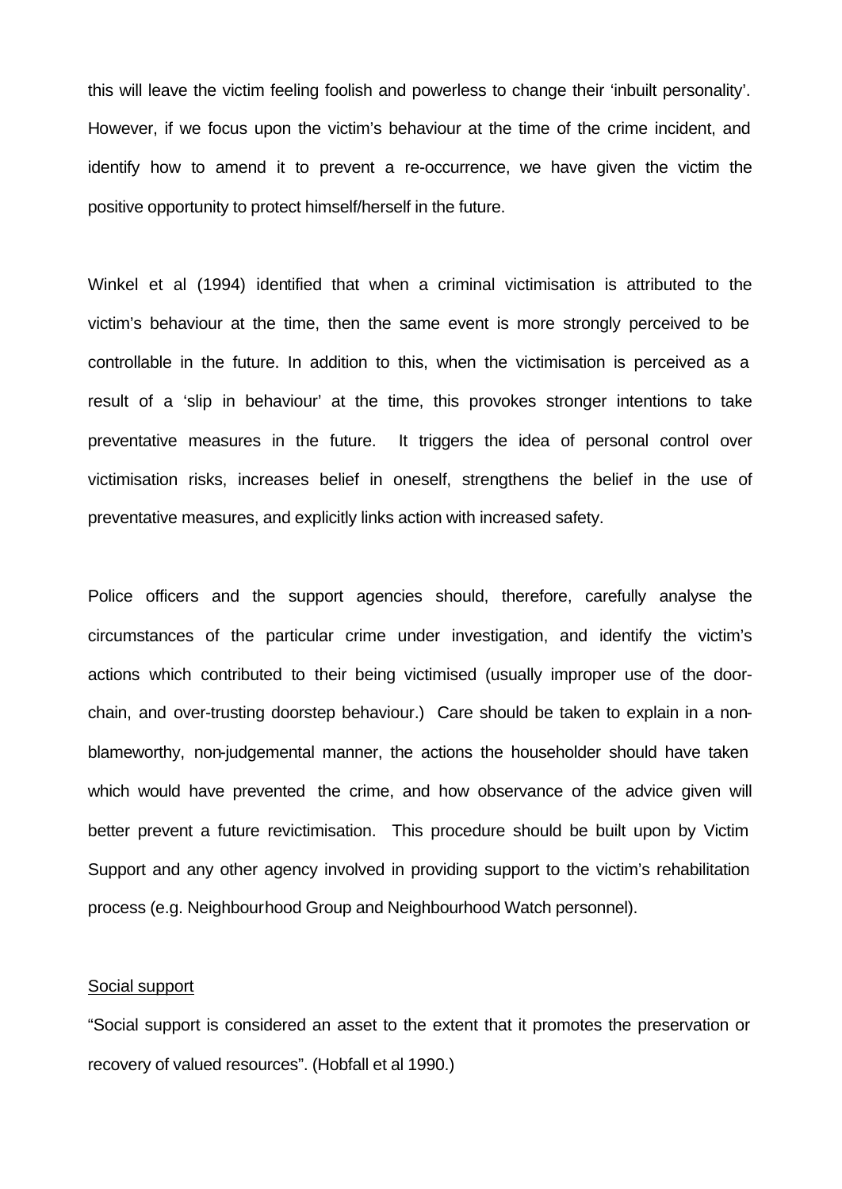this will leave the victim feeling foolish and powerless to change their 'inbuilt personality'. However, if we focus upon the victim's behaviour at the time of the crime incident, and identify how to amend it to prevent a re-occurrence, we have given the victim the positive opportunity to protect himself/herself in the future.

Winkel et al (1994) identified that when a criminal victimisation is attributed to the victim's behaviour at the time, then the same event is more strongly perceived to be controllable in the future. In addition to this, when the victimisation is perceived as a result of a 'slip in behaviour' at the time, this provokes stronger intentions to take preventative measures in the future. It triggers the idea of personal control over victimisation risks, increases belief in oneself, strengthens the belief in the use of preventative measures, and explicitly links action with increased safety.

Police officers and the support agencies should, therefore, carefully analyse the circumstances of the particular crime under investigation, and identify the victim's actions which contributed to their being victimised (usually improper use of the door-chain, and over-trusting doorstep behaviour.) Care should be taken to explain in a non-blameworthy, non-judgemental manner, the actions the householder should have taken which would have prevented the crime, and how observance of the advice given will better prevent a future revictimisation. This procedure should be built upon by Victim Support and any other agency involved in providing support to the victim's rehabilitation process (e.g. Neighbourhood Group and Neighbourhood Watch personnel).

<u>Social support</u>

"Social support is considered an asset to the extent that it promotes the preservation or recovery of valued resources". (Hobfall et al 1990.)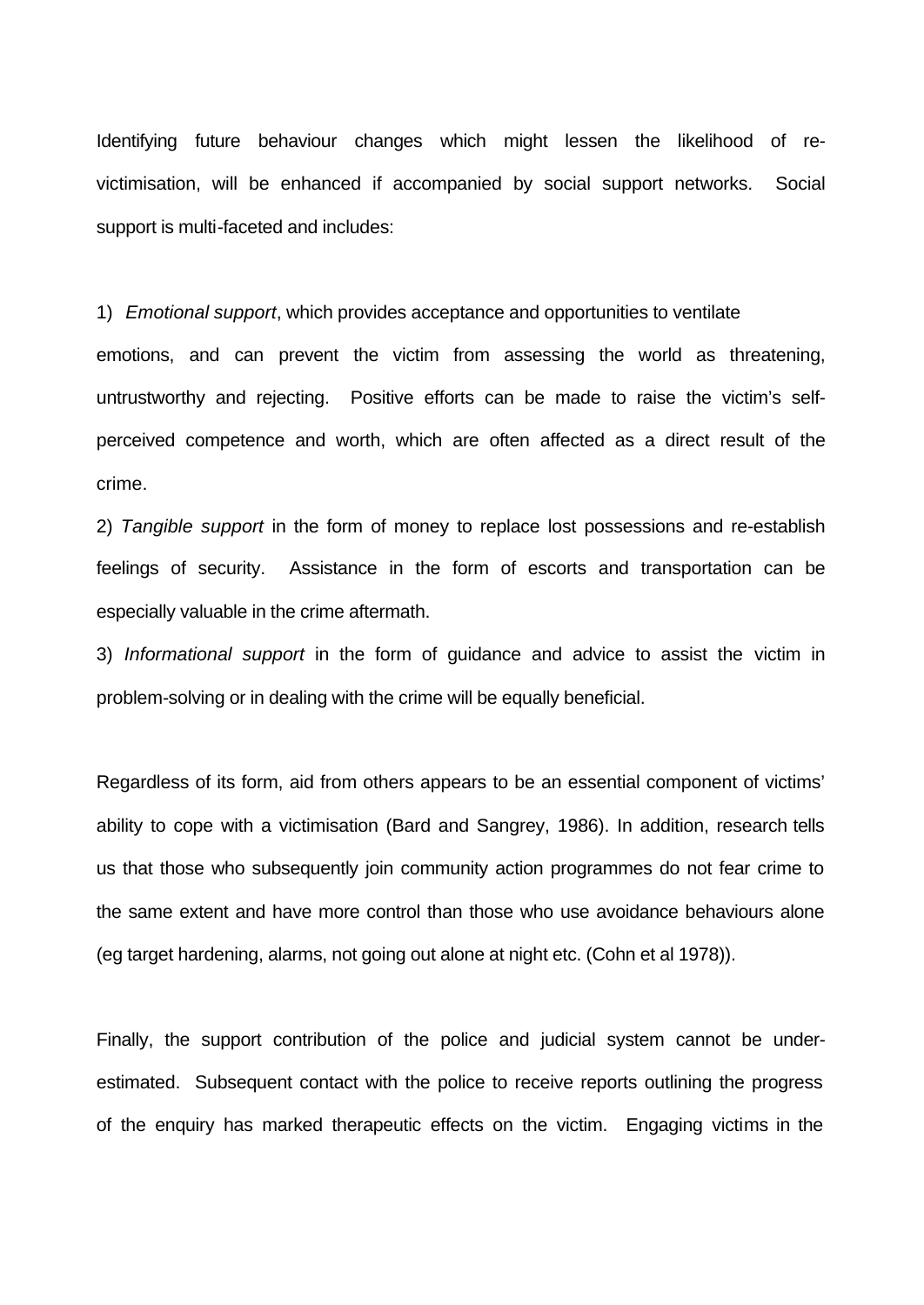Identifying future behaviour changes which might lessen the likelihood of re-victimisation, will be enhanced if accompanied by social support networks. Social support is multi-faceted and includes:

1) *Emotional support*, which provides acceptance and opportunities to ventilate emotions, and can prevent the victim from assessing the world as threatening, untrustworthy and rejecting. Positive efforts can be made to raise the victim's self-perceived competence and worth, which are often affected as a direct result of the crime.

2) *Tangible support* in the form of money to replace lost possessions and re-establish feelings of security. Assistance in the form of escorts and transportation can be especially valuable in the crime aftermath.

3) *Informational support* in the form of guidance and advice to assist the victim in problem-solving or in dealing with the crime will be equally beneficial.

Regardless of its form, aid from others appears to be an essential component of victims' ability to cope with a victimisation (Bard and Sangrey, 1986). In addition, research tells us that those who subsequently join community action programmes do not fear crime to the same extent and have more control than those who use avoidance behaviours alone (eg target hardening, alarms, not going out alone at night etc. (Cohn et al 1978)).

Finally, the support contribution of the police and judicial system cannot be under-estimated. Subsequent contact with the police to receive reports outlining the progress of the enquiry has marked therapeutic effects on the victim. Engaging victims in the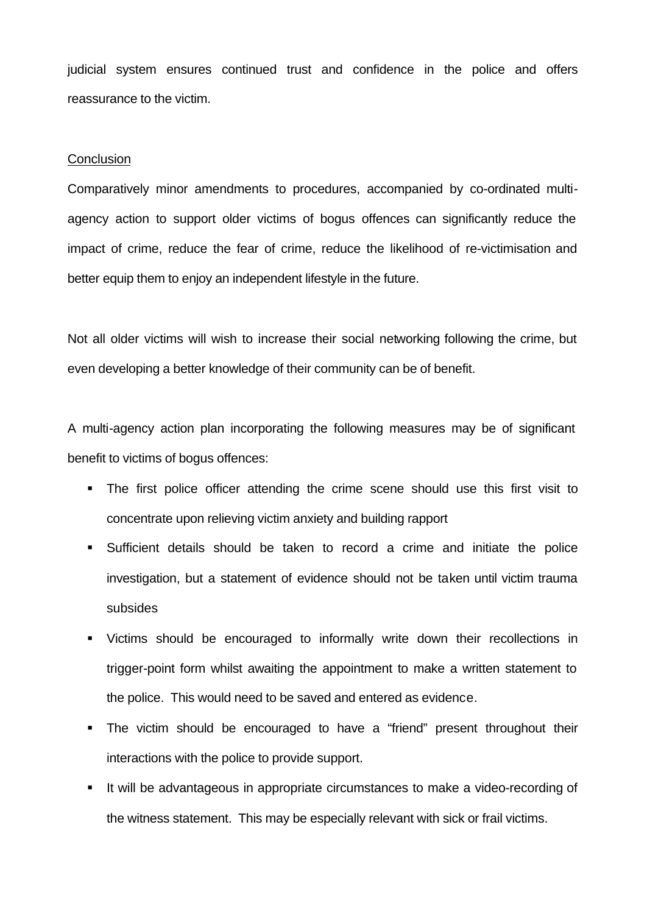judicial system ensures continued trust and confidence in the police and offers reassurance to the victim.

Conclusion

Comparatively minor amendments to procedures, accompanied by co-ordinated multi-agency action to support older victims of bogus offences can significantly reduce the impact of crime, reduce the fear of crime, reduce the likelihood of re-victimisation and better equip them to enjoy an independent lifestyle in the future.

Not all older victims will wish to increase their social networking following the crime, but even developing a better knowledge of their community can be of benefit.

A multi-agency action plan incorporating the following measures may be of significant benefit to victims of bogus offences:

- The first police officer attending the crime scene should use this first visit to concentrate upon relieving victim anxiety and building rapport
- Sufficient details should be taken to record a crime and initiate the police investigation, but a statement of evidence should not be taken until victim trauma subsides
- Victims should be encouraged to informally write down their recollections in trigger-point form whilst awaiting the appointment to make a written statement to the police. This would need to be saved and entered as evidence.
- The victim should be encouraged to have a "friend" present throughout their interactions with the police to provide support.
- It will be advantageous in appropriate circumstances to make a video-recording of the witness statement. This may be especially relevant with sick or frail victims.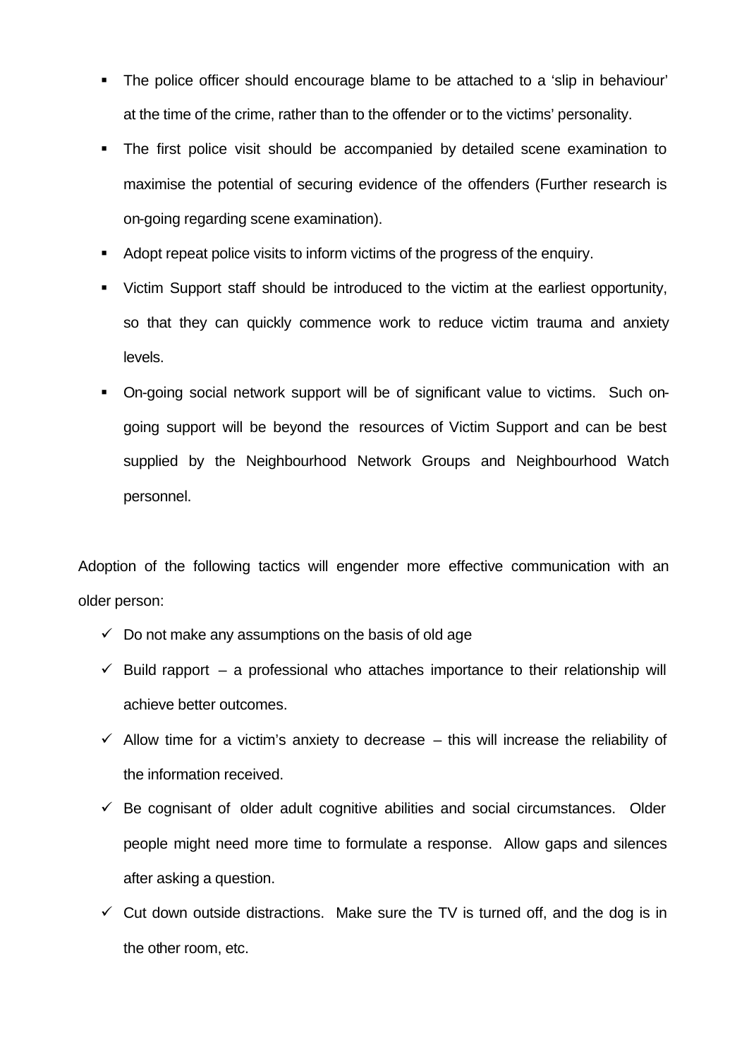- The police officer should encourage blame to be attached to a 'slip in behaviour' at the time of the crime, rather than to the offender or to the victims' personality.
- The first police visit should be accompanied by detailed scene examination to maximise the potential of securing evidence of the offenders (Further research is on-going regarding scene examination).
- Adopt repeat police visits to inform victims of the progress of the enquiry.
- Victim Support staff should be introduced to the victim at the earliest opportunity, so that they can quickly commence work to reduce victim trauma and anxiety levels.
- On-going social network support will be of significant value to victims. Such on-going support will be beyond the resources of Victim Support and can be best supplied by the Neighbourhood Network Groups and Neighbourhood Watch personnel.

Adoption of the following tactics will engender more effective communication with an older person:

- ✓ Do not make any assumptions on the basis of old age
- ✓ Build rapport – a professional who attaches importance to their relationship will achieve better outcomes.
- ✓ Allow time for a victim's anxiety to decrease – this will increase the reliability of the information received.
- ✓ Be cognisant of older adult cognitive abilities and social circumstances. Older people might need more time to formulate a response. Allow gaps and silences after asking a question.
- ✓ Cut down outside distractions. Make sure the TV is turned off, and the dog is in the other room, etc.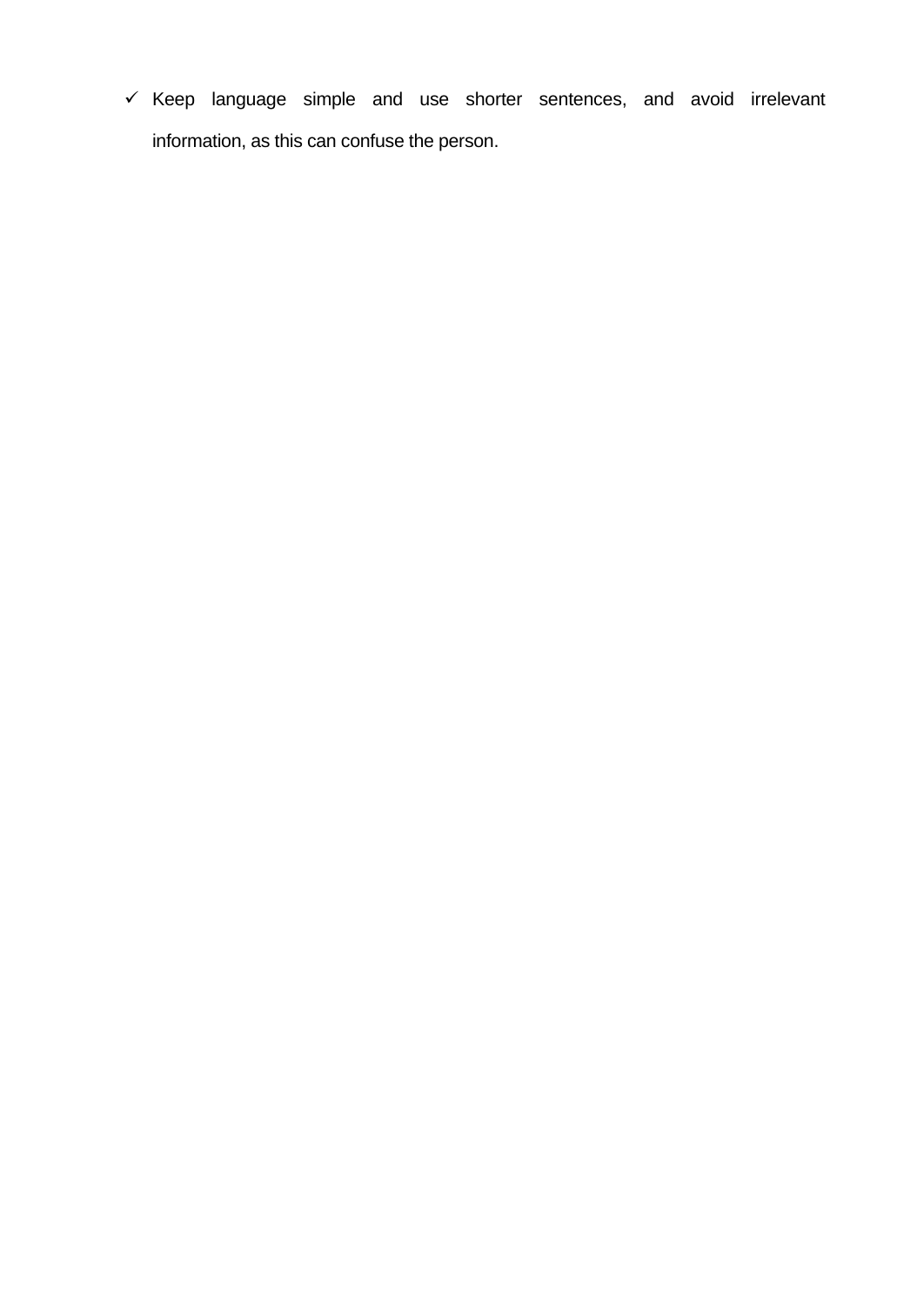- ✓ Keep language simple and use shorter sentences, and avoid irrelevant information, as this can confuse the person.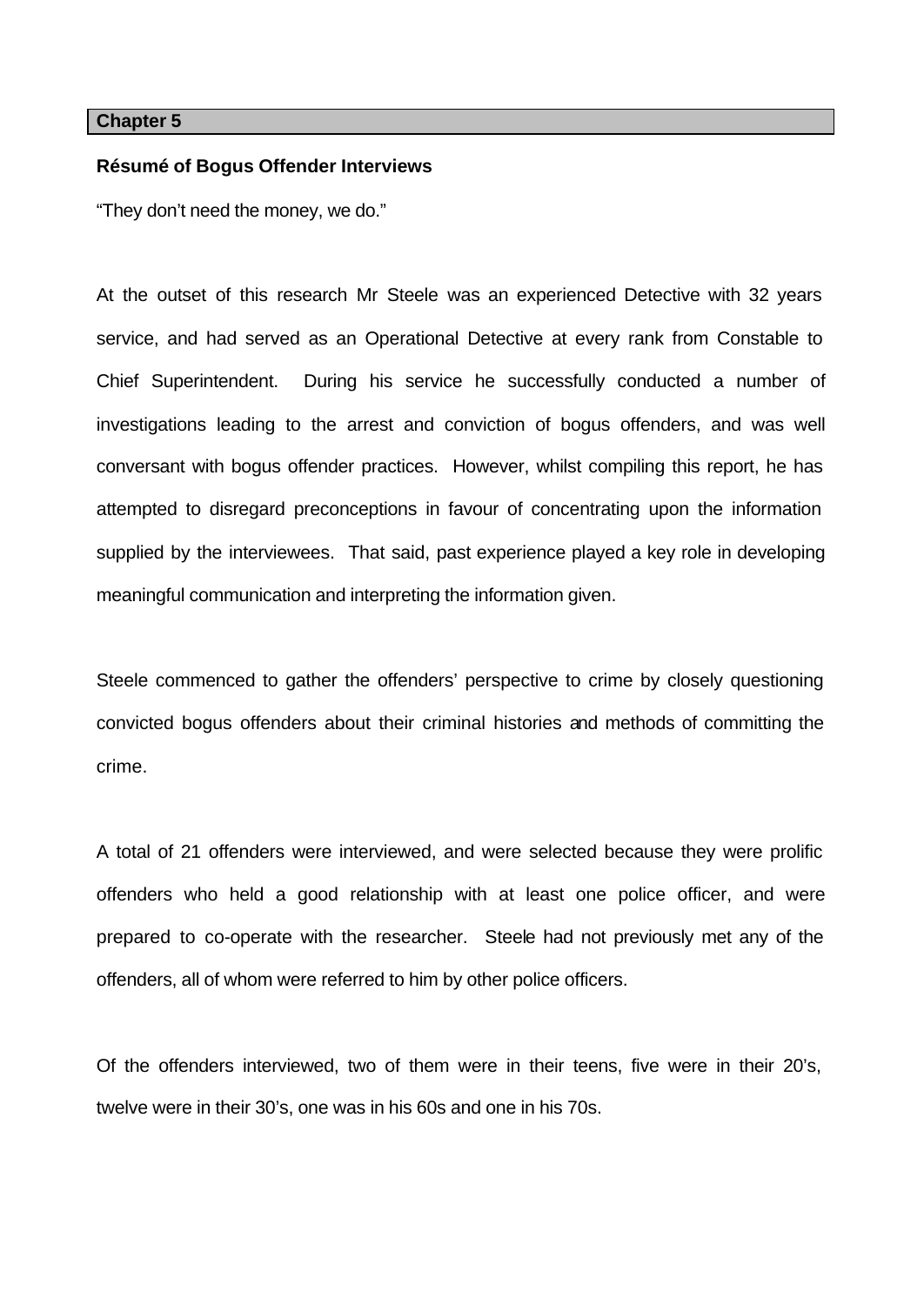## Chapter 5

### Résumé of Bogus Offender Interviews

"They don't need the money, we do."

At the outset of this research Mr Steele was an experienced Detective with 32 years service, and had served as an Operational Detective at every rank from Constable to Chief Superintendent. During his service he successfully conducted a number of investigations leading to the arrest and conviction of bogus offenders, and was well conversant with bogus offender practices. However, whilst compiling this report, he has attempted to disregard preconceptions in favour of concentrating upon the information supplied by the interviewees. That said, past experience played a key role in developing meaningful communication and interpreting the information given.

Steele commenced to gather the offenders' perspective to crime by closely questioning convicted bogus offenders about their criminal histories and methods of committing the crime.

A total of 21 offenders were interviewed, and were selected because they were prolific offenders who held a good relationship with at least one police officer, and were prepared to co-operate with the researcher. Steele had not previously met any of the offenders, all of whom were referred to him by other police officers.

Of the offenders interviewed, two of them were in their teens, five were in their 20's, twelve were in their 30's, one was in his 60s and one in his 70s.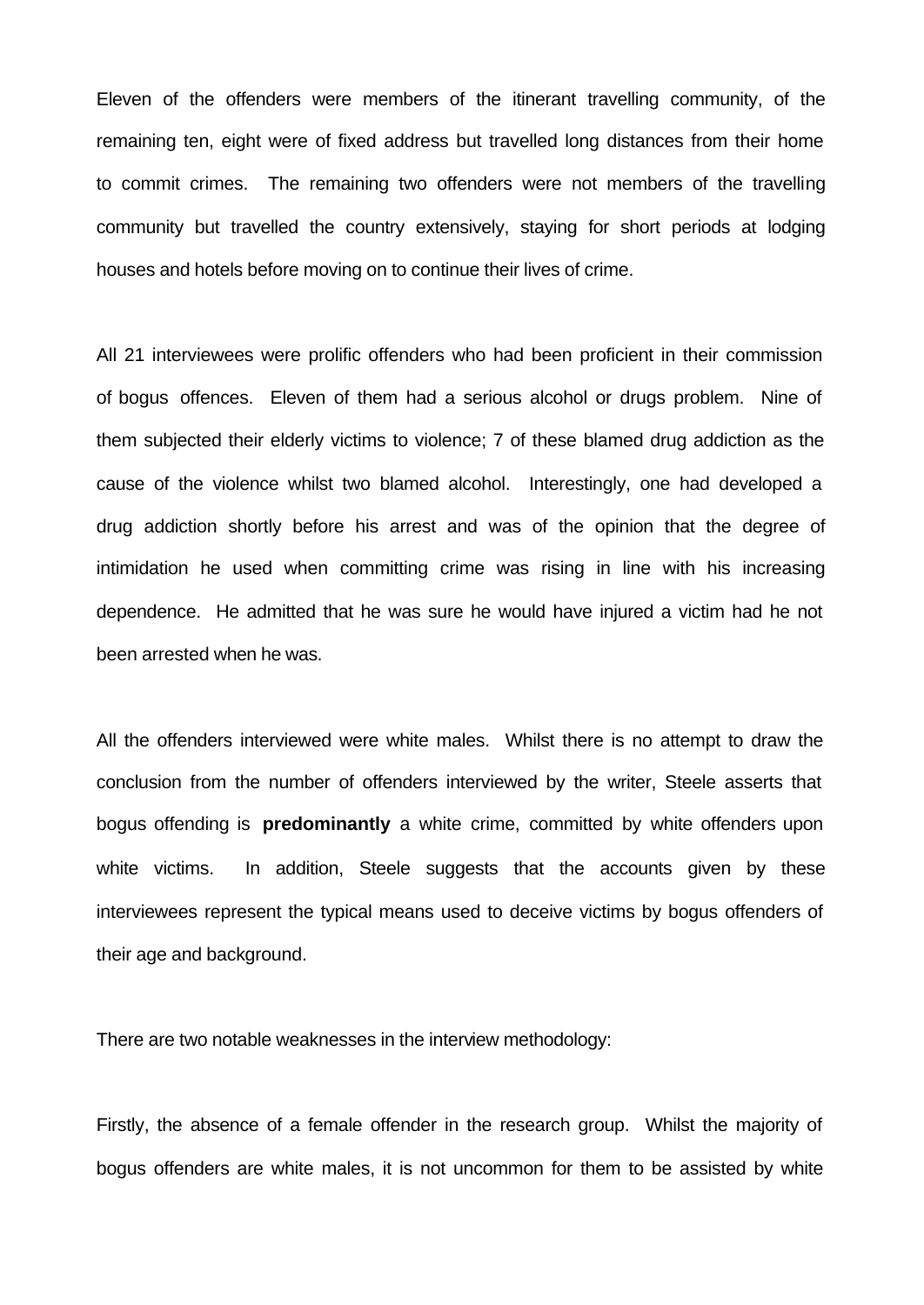Eleven of the offenders were members of the itinerant travelling community, of the remaining ten, eight were of fixed address but travelled long distances from their home to commit crimes. The remaining two offenders were not members of the travelling community but travelled the country extensively, staying for short periods at lodging houses and hotels before moving on to continue their lives of crime.

All 21 interviewees were prolific offenders who had been proficient in their commission of bogus offences. Eleven of them had a serious alcohol or drugs problem. Nine of them subjected their elderly victims to violence; 7 of these blamed drug addiction as the cause of the violence whilst two blamed alcohol. Interestingly, one had developed a drug addiction shortly before his arrest and was of the opinion that the degree of intimidation he used when committing crime was rising in line with his increasing dependence. He admitted that he was sure he would have injured a victim had he not been arrested when he was.

All the offenders interviewed were white males. Whilst there is no attempt to draw the conclusion from the number of offenders interviewed by the writer, Steele asserts that bogus offending is **predominantly** a white crime, committed by white offenders upon white victims. In addition, Steele suggests that the accounts given by these interviewees represent the typical means used to deceive victims by bogus offenders of their age and background.

There are two notable weaknesses in the interview methodology:

Firstly, the absence of a female offender in the research group. Whilst the majority of bogus offenders are white males, it is not uncommon for them to be assisted by white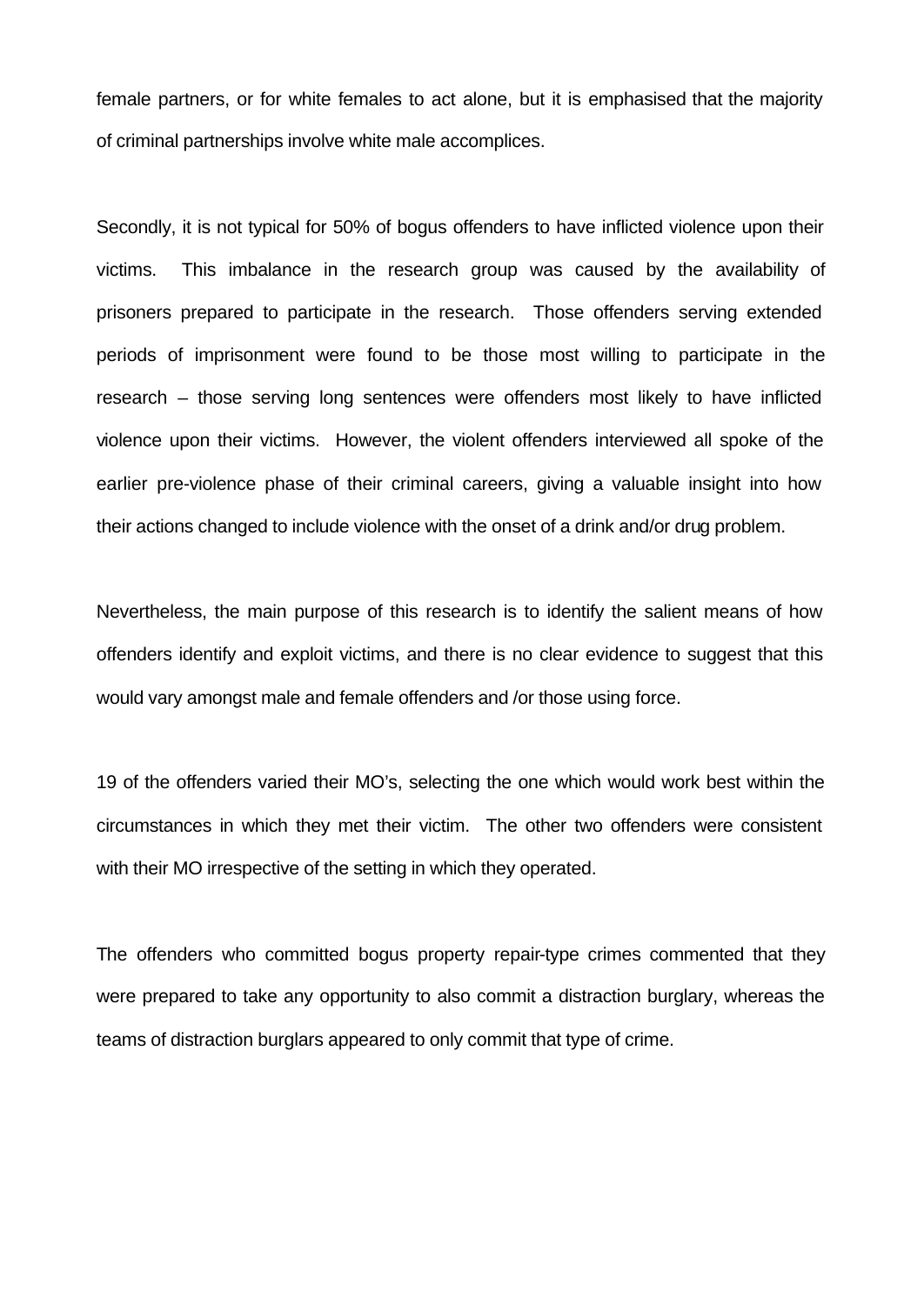female partners, or for white females to act alone, but it is emphasised that the majority of criminal partnerships involve white male accomplices.

Secondly, it is not typical for 50% of bogus offenders to have inflicted violence upon their victims. This imbalance in the research group was caused by the availability of prisoners prepared to participate in the research. Those offenders serving extended periods of imprisonment were found to be those most willing to participate in the research – those serving long sentences were offenders most likely to have inflicted violence upon their victims. However, the violent offenders interviewed all spoke of the earlier pre-violence phase of their criminal careers, giving a valuable insight into how their actions changed to include violence with the onset of a drink and/or drug problem.

Nevertheless, the main purpose of this research is to identify the salient means of how offenders identify and exploit victims, and there is no clear evidence to suggest that this would vary amongst male and female offenders and /or those using force.

19 of the offenders varied their MO's, selecting the one which would work best within the circumstances in which they met their victim. The other two offenders were consistent with their MO irrespective of the setting in which they operated.

The offenders who committed bogus property repair-type crimes commented that they were prepared to take any opportunity to also commit a distraction burglary, whereas the teams of distraction burglars appeared to only commit that type of crime.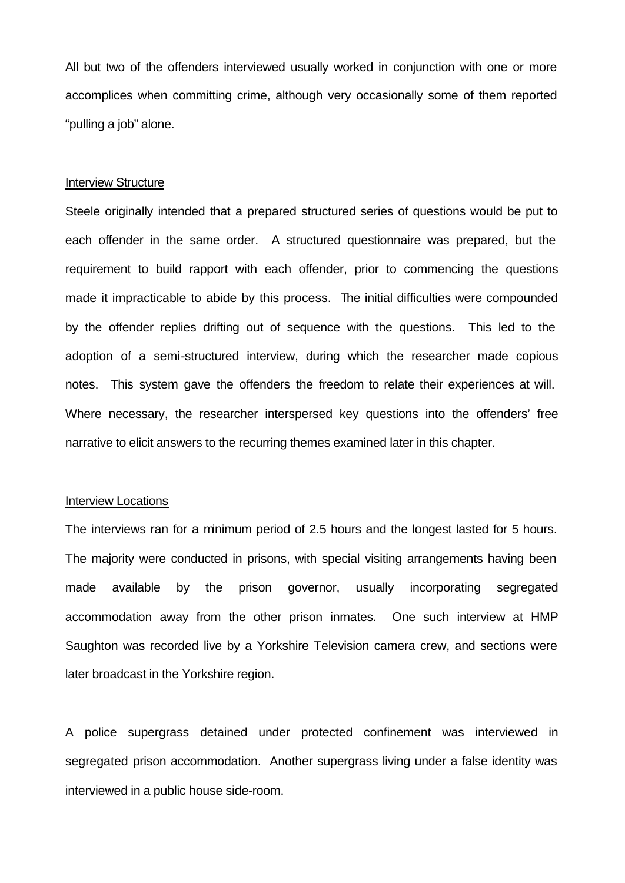All but two of the offenders interviewed usually worked in conjunction with one or more accomplices when committing crime, although very occasionally some of them reported "pulling a job" alone.

### Interview Structure

Steele originally intended that a prepared structured series of questions would be put to each offender in the same order. A structured questionnaire was prepared, but the requirement to build rapport with each offender, prior to commencing the questions made it impracticable to abide by this process. The initial difficulties were compounded by the offender replies drifting out of sequence with the questions. This led to the adoption of a semi-structured interview, during which the researcher made copious notes. This system gave the offenders the freedom to relate their experiences at will. Where necessary, the researcher interspersed key questions into the offenders' free narrative to elicit answers to the recurring themes examined later in this chapter.

### Interview Locations

The interviews ran for a minimum period of 2.5 hours and the longest lasted for 5 hours. The majority were conducted in prisons, with special visiting arrangements having been made available by the prison governor, usually incorporating segregated accommodation away from the other prison inmates. One such interview at HMP Saughton was recorded live by a Yorkshire Television camera crew, and sections were later broadcast in the Yorkshire region.

A police supergrass detained under protected confinement was interviewed in segregated prison accommodation. Another supergrass living under a false identity was interviewed in a public house side-room.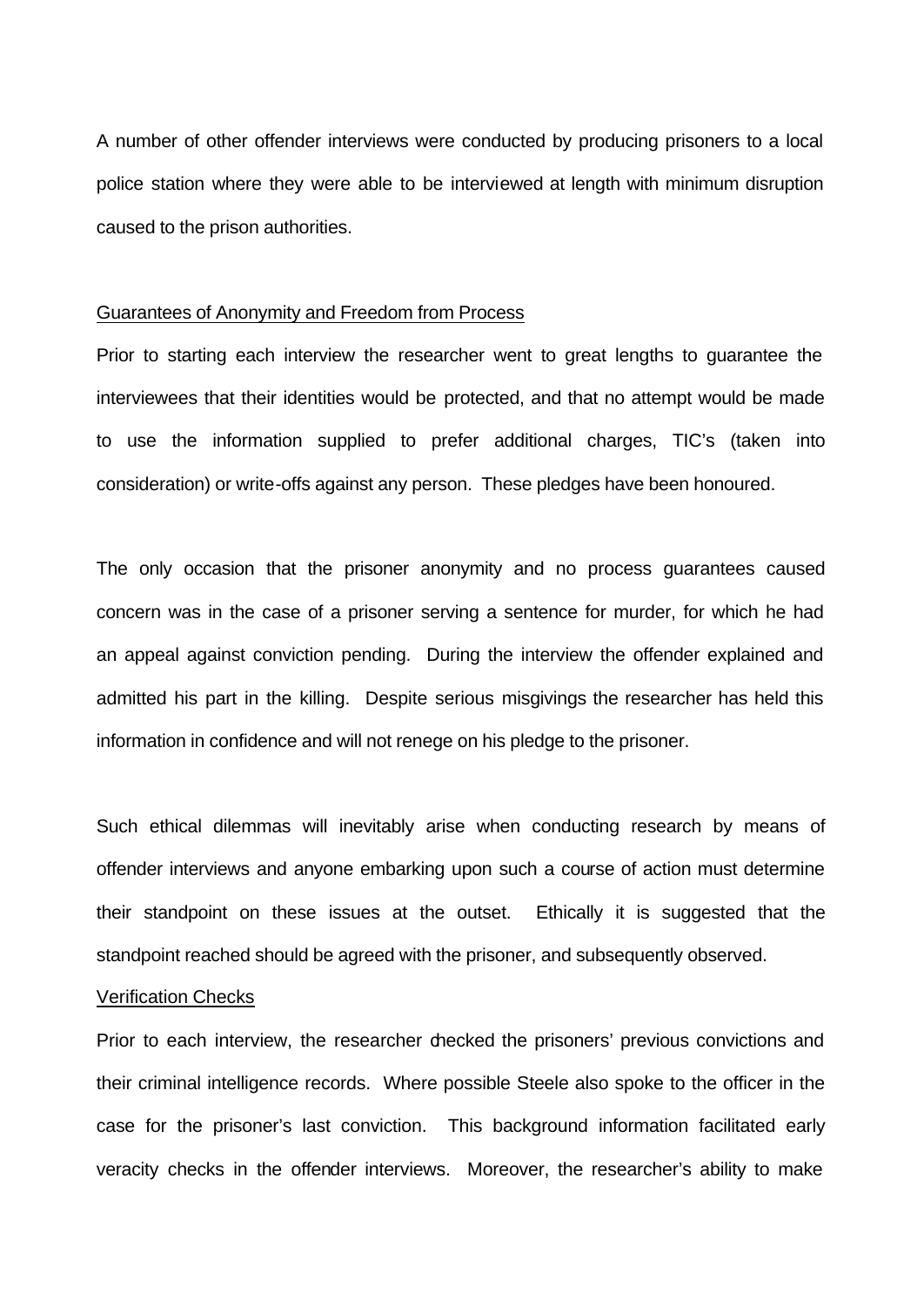A number of other offender interviews were conducted by producing prisoners to a local police station where they were able to be interviewed at length with minimum disruption caused to the prison authorities.

Guarantees of Anonymity and Freedom from Process

Prior to starting each interview the researcher went to great lengths to guarantee the interviewees that their identities would be protected, and that no attempt would be made to use the information supplied to prefer additional charges, TIC's (taken into consideration) or write-offs against any person. These pledges have been honoured.

The only occasion that the prisoner anonymity and no process guarantees caused concern was in the case of a prisoner serving a sentence for murder, for which he had an appeal against conviction pending. During the interview the offender explained and admitted his part in the killing. Despite serious misgivings the researcher has held this information in confidence and will not renege on his pledge to the prisoner.

Such ethical dilemmas will inevitably arise when conducting research by means of offender interviews and anyone embarking upon such a course of action must determine their standpoint on these issues at the outset. Ethically it is suggested that the standpoint reached should be agreed with the prisoner, and subsequently observed.

Verification Checks

Prior to each interview, the researcher checked the prisoners' previous convictions and their criminal intelligence records. Where possible Steele also spoke to the officer in the case for the prisoner's last conviction. This background information facilitated early veracity checks in the offender interviews. Moreover, the researcher's ability to make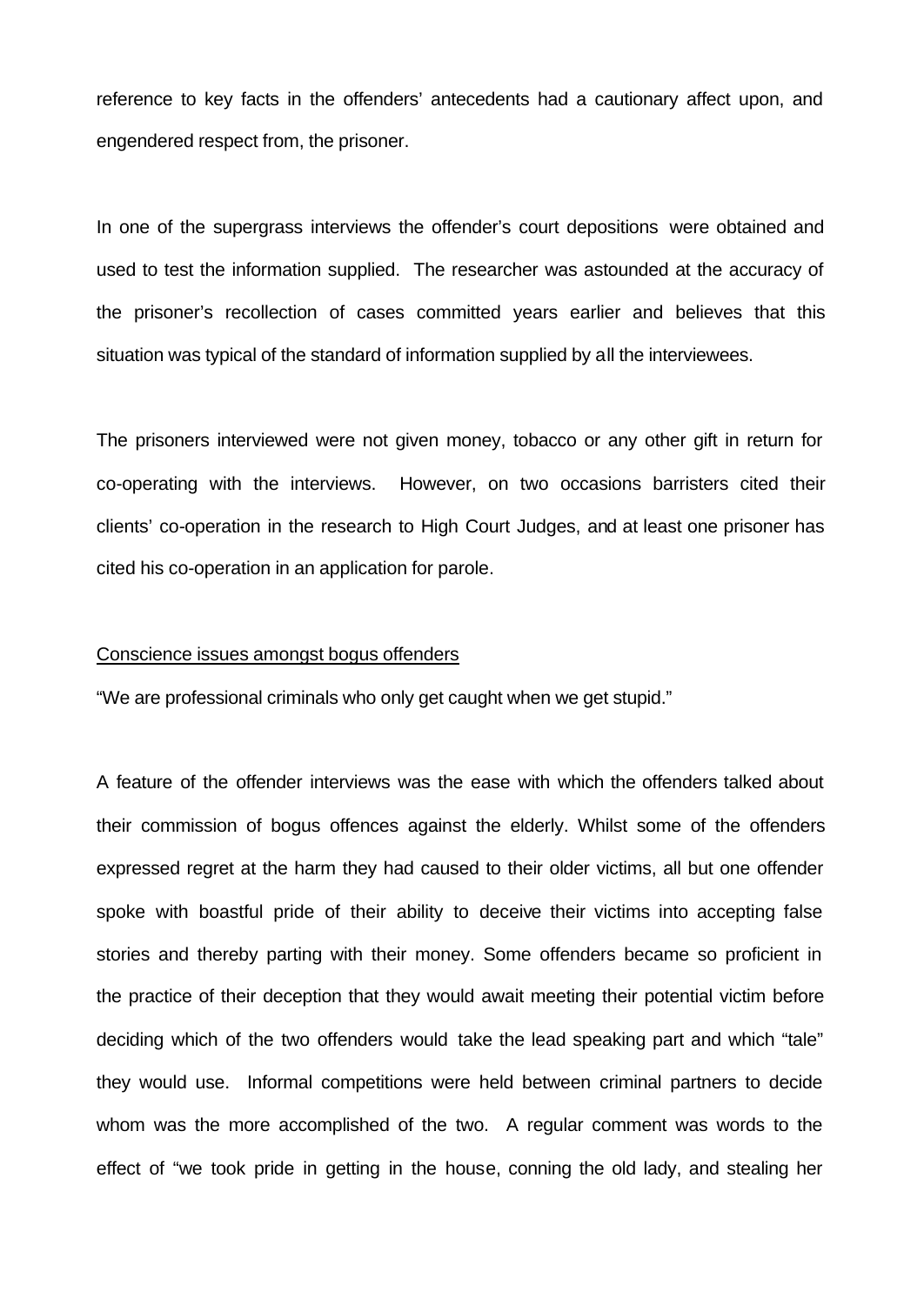reference to key facts in the offenders' antecedents had a cautionary affect upon, and engendered respect from, the prisoner.

In one of the supergrass interviews the offender's court depositions were obtained and used to test the information supplied. The researcher was astounded at the accuracy of the prisoner's recollection of cases committed years earlier and believes that this situation was typical of the standard of information supplied by all the interviewees.

The prisoners interviewed were not given money, tobacco or any other gift in return for co-operating with the interviews. However, on two occasions barristers cited their clients' co-operation in the research to High Court Judges, and at least one prisoner has cited his co-operation in an application for parole.

Conscience issues amongst bogus offenders

"We are professional criminals who only get caught when we get stupid."

A feature of the offender interviews was the ease with which the offenders talked about their commission of bogus offences against the elderly. Whilst some of the offenders expressed regret at the harm they had caused to their older victims, all but one offender spoke with boastful pride of their ability to deceive their victims into accepting false stories and thereby parting with their money. Some offenders became so proficient in the practice of their deception that they would await meeting their potential victim before deciding which of the two offenders would take the lead speaking part and which "tale" they would use. Informal competitions were held between criminal partners to decide whom was the more accomplished of the two. A regular comment was words to the effect of "we took pride in getting in the house, conning the old lady, and stealing her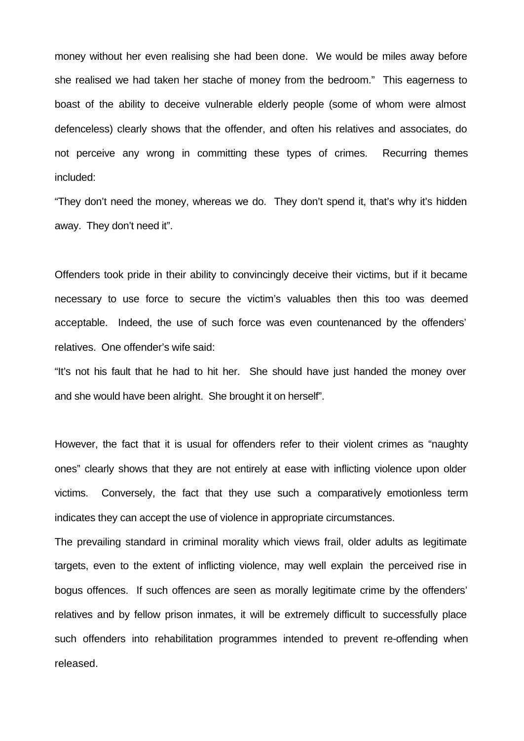money without her even realising she had been done. We would be miles away before she realised we had taken her stache of money from the bedroom." This eagerness to boast of the ability to deceive vulnerable elderly people (some of whom were almost defenceless) clearly shows that the offender, and often his relatives and associates, do not perceive any wrong in committing these types of crimes. Recurring themes included:

"They don't need the money, whereas we do. They don't spend it, that's why it's hidden away. They don't need it".

Offenders took pride in their ability to convincingly deceive their victims, but if it became necessary to use force to secure the victim's valuables then this too was deemed acceptable. Indeed, the use of such force was even countenanced by the offenders' relatives. One offender's wife said:

"It's not his fault that he had to hit her. She should have just handed the money over and she would have been alright. She brought it on herself".

However, the fact that it is usual for offenders refer to their violent crimes as "naughty ones" clearly shows that they are not entirely at ease with inflicting violence upon older victims. Conversely, the fact that they use such a comparatively emotionless term indicates they can accept the use of violence in appropriate circumstances.

The prevailing standard in criminal morality which views frail, older adults as legitimate targets, even to the extent of inflicting violence, may well explain the perceived rise in bogus offences. If such offences are seen as morally legitimate crime by the offenders' relatives and by fellow prison inmates, it will be extremely difficult to successfully place such offenders into rehabilitation programmes intended to prevent re-offending when released.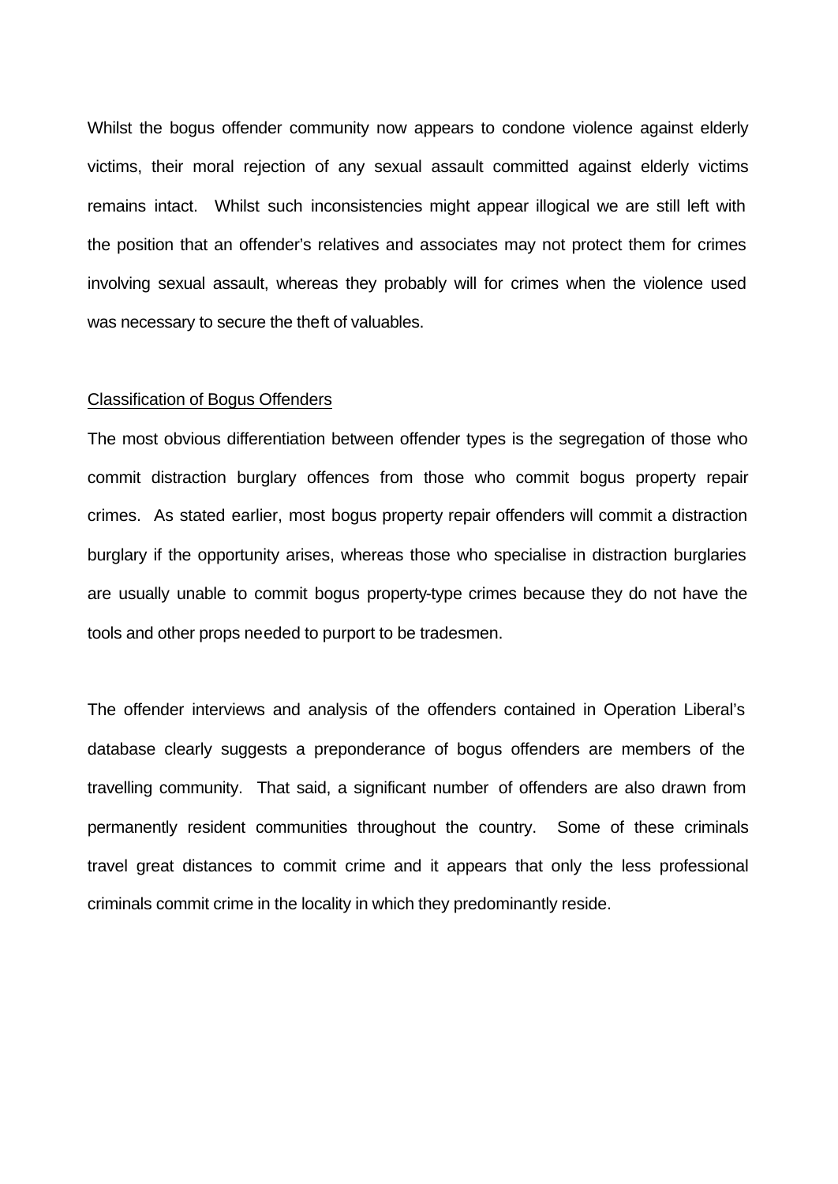Whilst the bogus offender community now appears to condone violence against elderly victims, their moral rejection of any sexual assault committed against elderly victims remains intact. Whilst such inconsistencies might appear illogical we are still left with the position that an offender's relatives and associates may not protect them for crimes involving sexual assault, whereas they probably will for crimes when the violence used was necessary to secure the theft of valuables.

<u>Classification of Bogus Offenders</u>

The most obvious differentiation between offender types is the segregation of those who commit distraction burglary offences from those who commit bogus property repair crimes. As stated earlier, most bogus property repair offenders will commit a distraction burglary if the opportunity arises, whereas those who specialise in distraction burglaries are usually unable to commit bogus property-type crimes because they do not have the tools and other props needed to purport to be tradesmen.

The offender interviews and analysis of the offenders contained in Operation Liberal's database clearly suggests a preponderance of bogus offenders are members of the travelling community. That said, a significant number of offenders are also drawn from permanently resident communities throughout the country. Some of these criminals travel great distances to commit crime and it appears that only the less professional criminals commit crime in the locality in which they predominantly reside.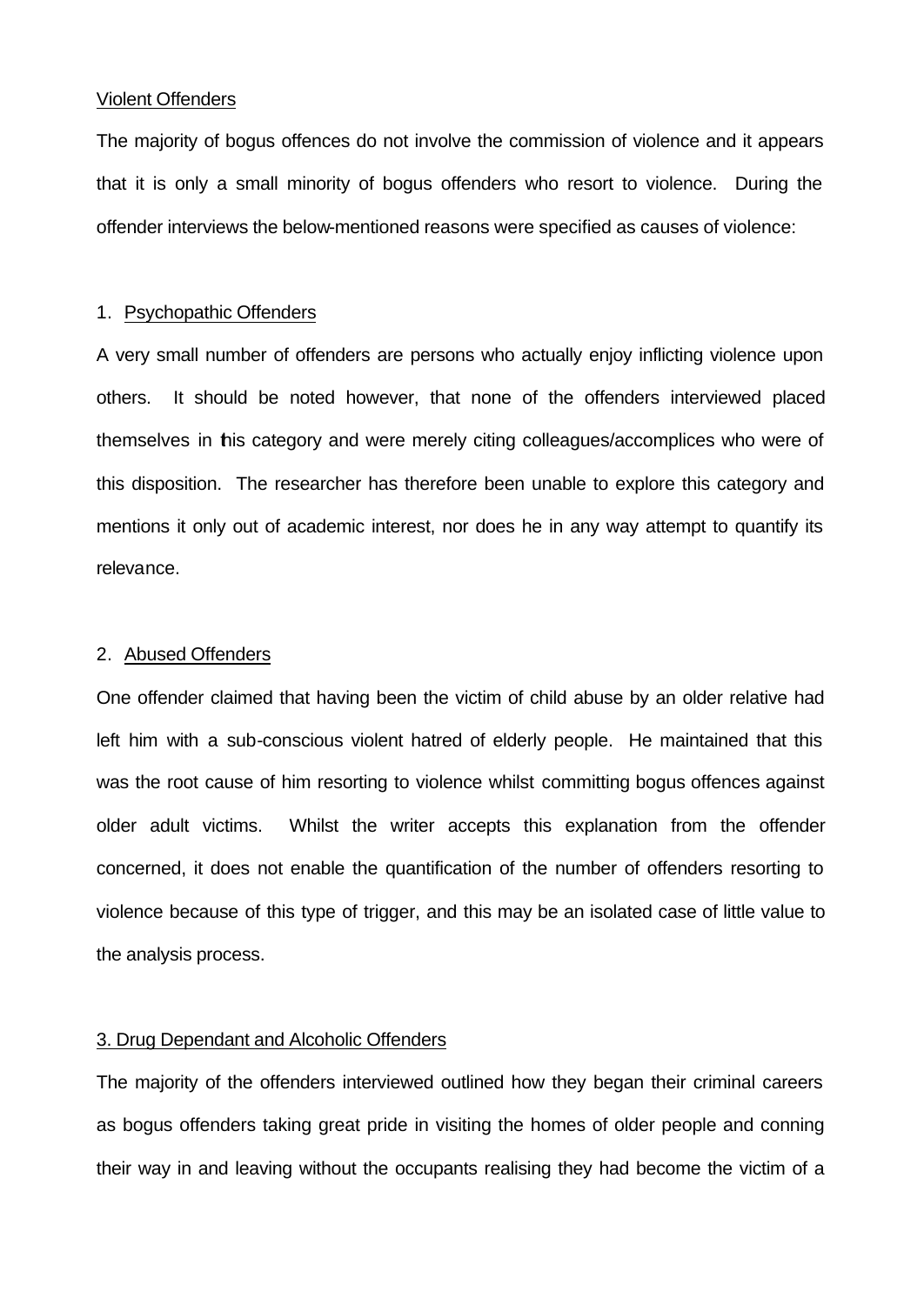Violent Offenders

The majority of bogus offences do not involve the commission of violence and it appears that it is only a small minority of bogus offenders who resort to violence. During the offender interviews the below-mentioned reasons were specified as causes of violence:

1. Psychopathic Offenders

A very small number of offenders are persons who actually enjoy inflicting violence upon others. It should be noted however, that none of the offenders interviewed placed themselves in this category and were merely citing colleagues/accomplices who were of this disposition. The researcher has therefore been unable to explore this category and mentions it only out of academic interest, nor does he in any way attempt to quantify its relevance.

2. Abused Offenders

One offender claimed that having been the victim of child abuse by an older relative had left him with a sub-conscious violent hatred of elderly people. He maintained that this was the root cause of him resorting to violence whilst committing bogus offences against older adult victims. Whilst the writer accepts this explanation from the offender concerned, it does not enable the quantification of the number of offenders resorting to violence because of this type of trigger, and this may be an isolated case of little value to the analysis process.

3. Drug Dependant and Alcoholic Offenders

The majority of the offenders interviewed outlined how they began their criminal careers as bogus offenders taking great pride in visiting the homes of older people and conning their way in and leaving without the occupants realising they had become the victim of a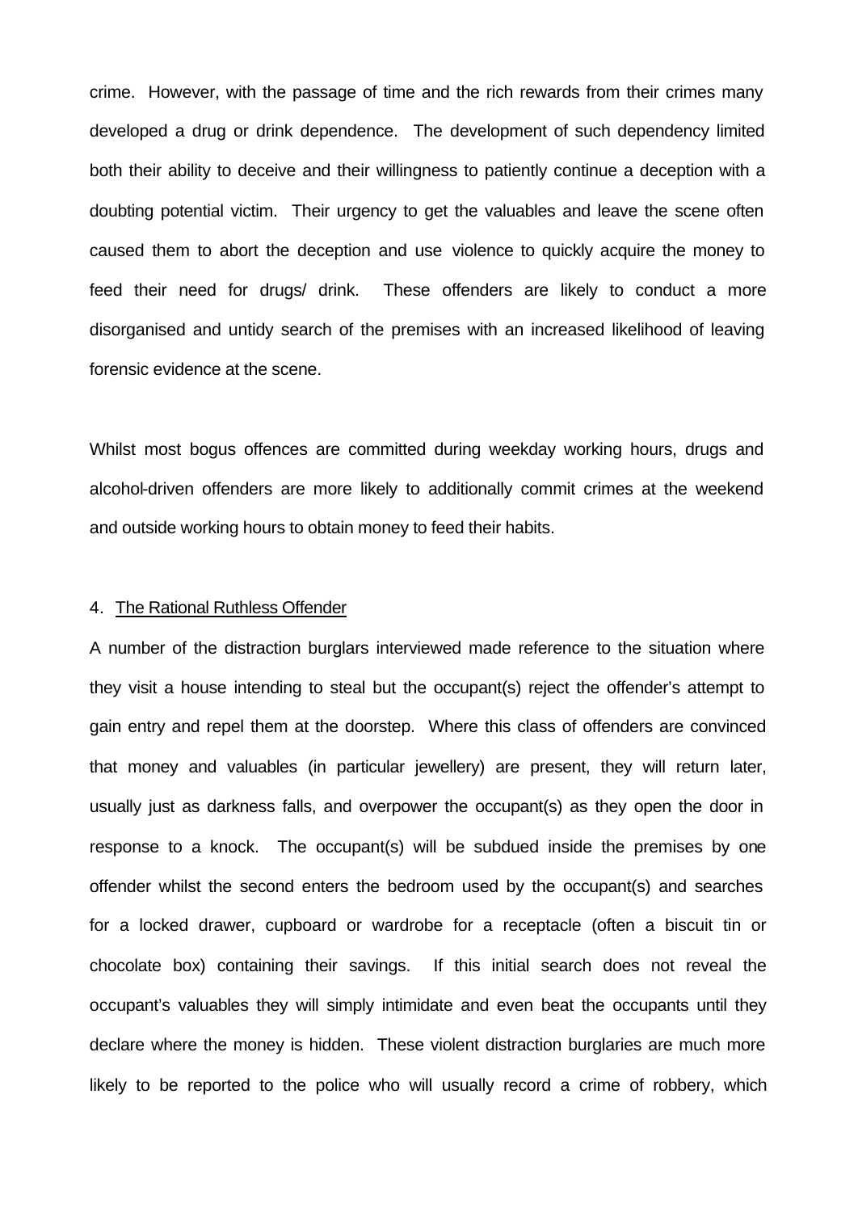crime. However, with the passage of time and the rich rewards from their crimes many developed a drug or drink dependence. The development of such dependency limited both their ability to deceive and their willingness to patiently continue a deception with a doubting potential victim. Their urgency to get the valuables and leave the scene often caused them to abort the deception and use violence to quickly acquire the money to feed their need for drugs/ drink. These offenders are likely to conduct a more disorganised and untidy search of the premises with an increased likelihood of leaving forensic evidence at the scene.

Whilst most bogus offences are committed during weekday working hours, drugs and alcohol-driven offenders are more likely to additionally commit crimes at the weekend and outside working hours to obtain money to feed their habits.

4. The Rational Ruthless Offender

A number of the distraction burglars interviewed made reference to the situation where they visit a house intending to steal but the occupant(s) reject the offender's attempt to gain entry and repel them at the doorstep. Where this class of offenders are convinced that money and valuables (in particular jewellery) are present, they will return later, usually just as darkness falls, and overpower the occupant(s) as they open the door in response to a knock. The occupant(s) will be subdued inside the premises by one offender whilst the second enters the bedroom used by the occupant(s) and searches for a locked drawer, cupboard or wardrobe for a receptacle (often a biscuit tin or chocolate box) containing their savings. If this initial search does not reveal the occupant's valuables they will simply intimidate and even beat the occupants until they declare where the money is hidden. These violent distraction burglaries are much more likely to be reported to the police who will usually record a crime of robbery, which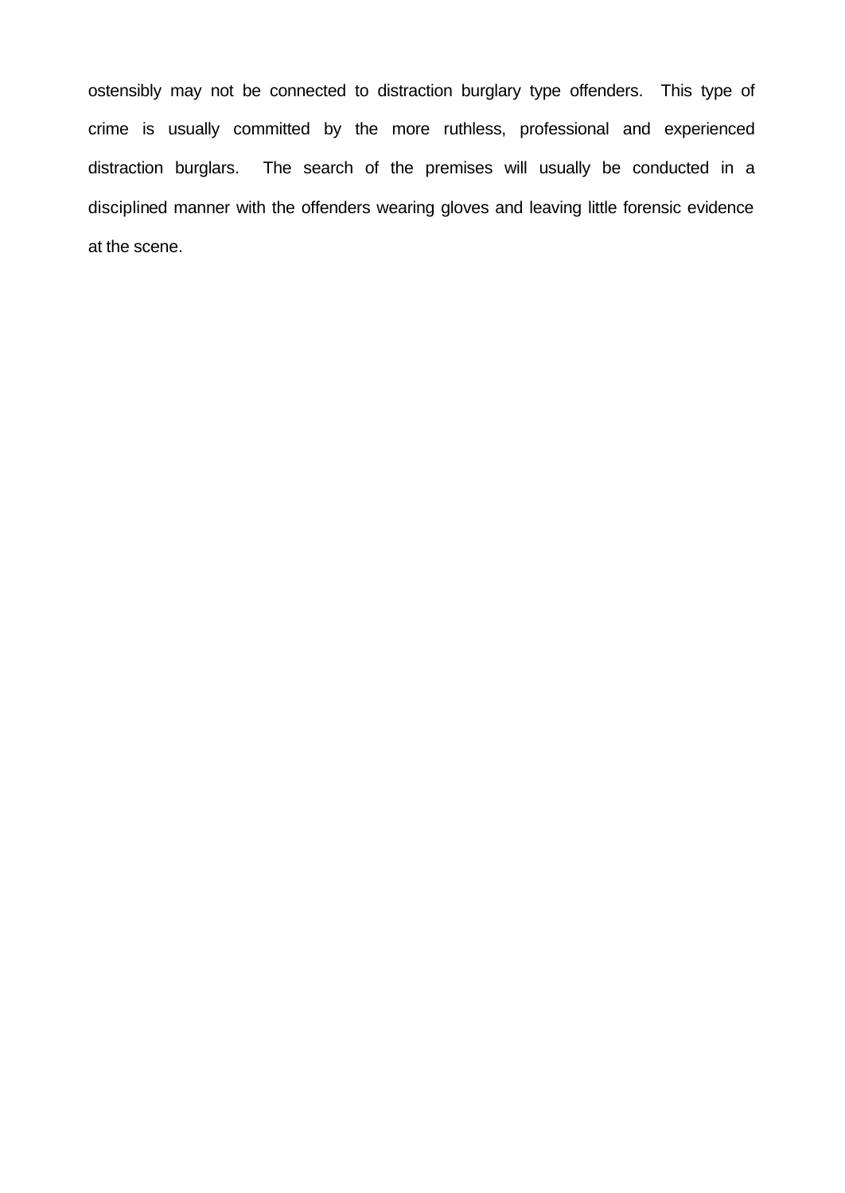ostensibly may not be connected to distraction burglary type offenders. This type of crime is usually committed by the more ruthless, professional and experienced distraction burglars. The search of the premises will usually be conducted in a disciplined manner with the offenders wearing gloves and leaving little forensic evidence at the scene.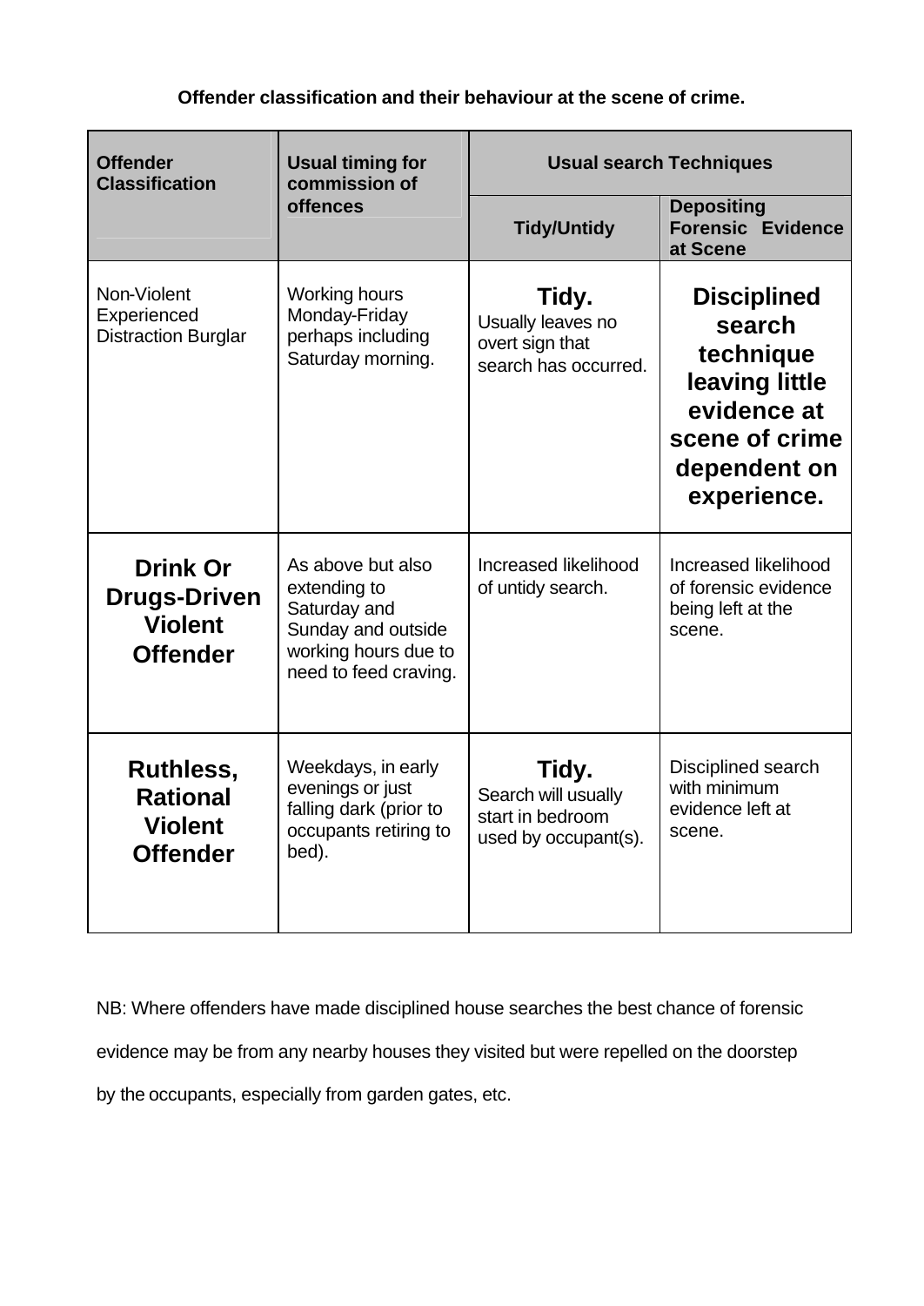**Offender classification and their behaviour at the scene of crime.**

| Offender Classification | Usual timing for commission of offences | Usual search Techniques | |
|---|---|---|---|
| | | Tidy/Untidy | Depositing Forensic Evidence at Scene |
| Non-Violent Experienced Distraction Burglar | Working hours Monday-Friday perhaps including Saturday morning. | **Tidy.** Usually leaves no overt sign that search has occurred. | **Disciplined search technique leaving little evidence at scene of crime dependent on experience.** |
| **Drink Or Drugs-Driven Violent Offender** | As above but also extending to Saturday and Sunday and outside working hours due to need to feed craving. | Increased likelihood of untidy search. | Increased likelihood of forensic evidence being left at the scene. |
| **Ruthless, Rational Violent Offender** | Weekdays, in early evenings or just falling dark (prior to occupants retiring to bed). | **Tidy.** Search will usually start in bedroom used by occupant(s). | Disciplined search with minimum evidence left at scene. |

NB: Where offenders have made disciplined house searches the best chance of forensic evidence may be from any nearby houses they visited but were repelled on the doorstep by the occupants, especially from garden gates, etc.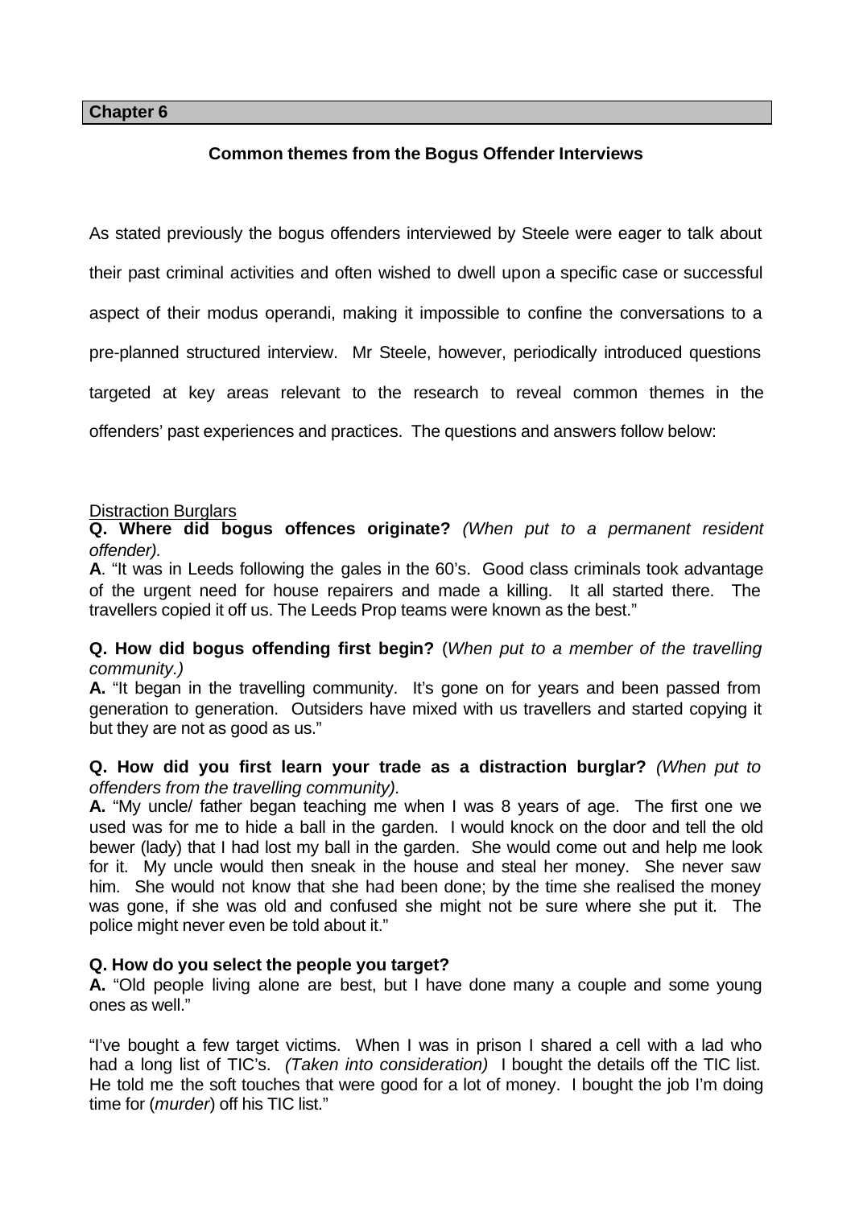**Chapter 6**

## Common themes from the Bogus Offender Interviews

As stated previously the bogus offenders interviewed by Steele were eager to talk about their past criminal activities and often wished to dwell upon a specific case or successful aspect of their modus operandi, making it impossible to confine the conversations to a pre-planned structured interview. Mr Steele, however, periodically introduced questions targeted at key areas relevant to the research to reveal common themes in the offenders' past experiences and practices. The questions and answers follow below:

### Distraction Burglars

**Q. Where did bogus offences originate?** *(When put to a permanent resident offender).*

**A**. "It was in Leeds following the gales in the 60's. Good class criminals took advantage of the urgent need for house repairers and made a killing. It all started there. The travellers copied it off us. The Leeds Prop teams were known as the best."

**Q. How did bogus offending first begin?** (*When put to a member of the travelling community.)*

**A.** "It began in the travelling community. It's gone on for years and been passed from generation to generation. Outsiders have mixed with us travellers and started copying it but they are not as good as us."

**Q. How did you first learn your trade as a distraction burglar?** *(When put to offenders from the travelling community).*

**A.** "My uncle/ father began teaching me when I was 8 years of age. The first one we used was for me to hide a ball in the garden. I would knock on the door and tell the old bewer (lady) that I had lost my ball in the garden. She would come out and help me look for it. My uncle would then sneak in the house and steal her money. She never saw him. She would not know that she had been done; by the time she realised the money was gone, if she was old and confused she might not be sure where she put it. The police might never even be told about it."

**Q. How do you select the people you target?**

**A.** "Old people living alone are best, but I have done many a couple and some young ones as well."

"I've bought a few target victims. When I was in prison I shared a cell with a lad who had a long list of TIC's. *(Taken into consideration)* I bought the details off the TIC list. He told me the soft touches that were good for a lot of money. I bought the job I'm doing time for (*murder*) off his TIC list."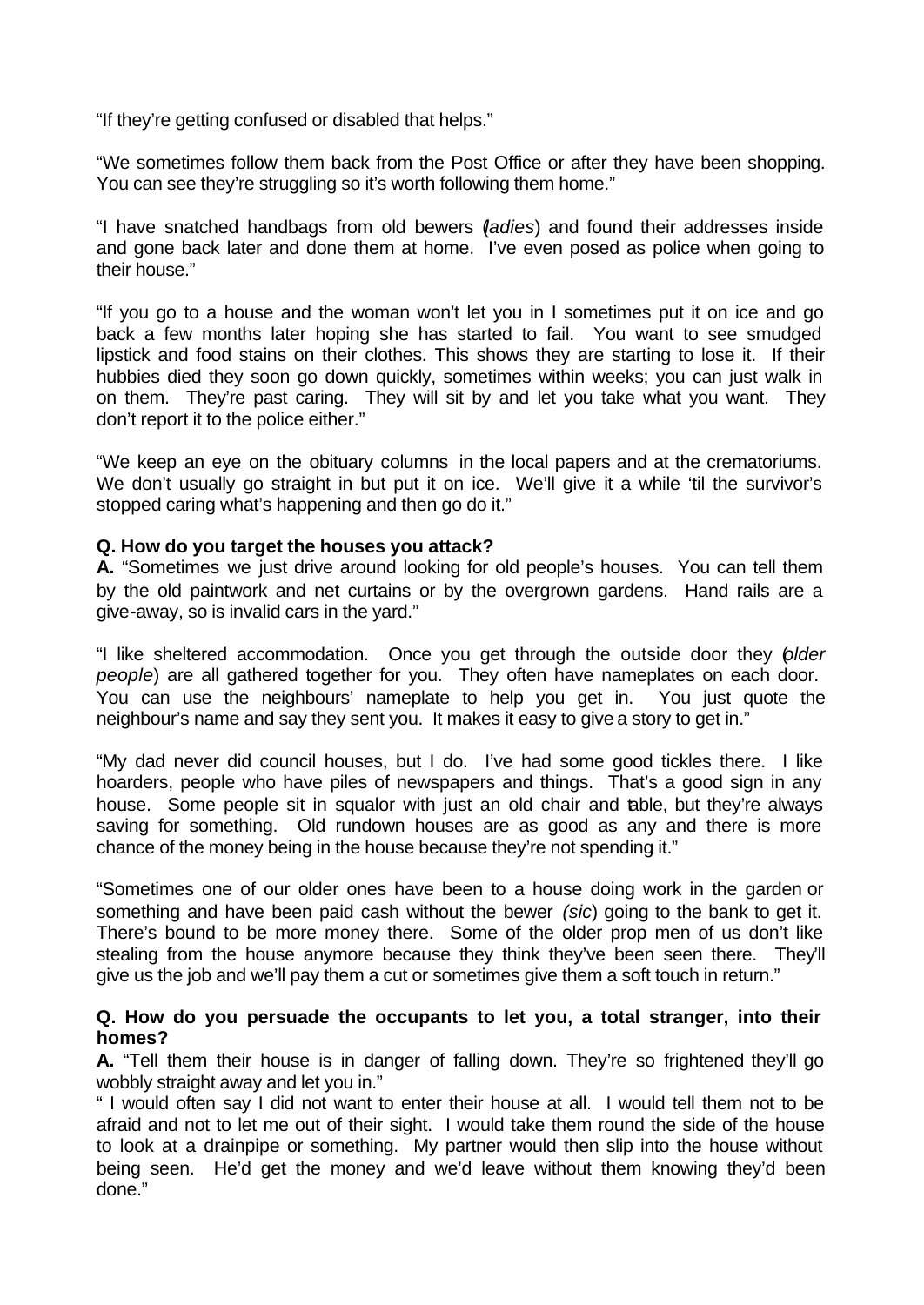"If they're getting confused or disabled that helps."

"We sometimes follow them back from the Post Office or after they have been shopping. You can see they're struggling so it's worth following them home."

"I have snatched handbags from old bewers (*ladies*) and found their addresses inside and gone back later and done them at home. I've even posed as police when going to their house."

"If you go to a house and the woman won't let you in I sometimes put it on ice and go back a few months later hoping she has started to fail. You want to see smudged lipstick and food stains on their clothes. This shows they are starting to lose it. If their hubbies died they soon go down quickly, sometimes within weeks; you can just walk in on them. They're past caring. They will sit by and let you take what you want. They don't report it to the police either."

"We keep an eye on the obituary columns in the local papers and at the crematoriums. We don't usually go straight in but put it on ice. We'll give it a while 'til the survivor's stopped caring what's happening and then go do it."

**Q. How do you target the houses you attack?**
**A.** "Sometimes we just drive around looking for old people's houses. You can tell them by the old paintwork and net curtains or by the overgrown gardens. Hand rails are a give-away, so is invalid cars in the yard."

"I like sheltered accommodation. Once you get through the outside door they (*older people*) are all gathered together for you. They often have nameplates on each door. You can use the neighbours' nameplate to help you get in. You just quote the neighbour's name and say they sent you. It makes it easy to give a story to get in."

"My dad never did council houses, but I do. I've had some good tickles there. I like hoarders, people who have piles of newspapers and things. That's a good sign in any house. Some people sit in squalor with just an old chair and table, but they're always saving for something. Old rundown houses are as good as any and there is more chance of the money being in the house because they're not spending it."

"Sometimes one of our older ones have been to a house doing work in the garden or something and have been paid cash without the bewer *(sic)* going to the bank to get it. There's bound to be more money there. Some of the older prop men of us don't like stealing from the house anymore because they think they've been seen there. They'll give us the job and we'll pay them a cut or sometimes give them a soft touch in return."

**Q. How do you persuade the occupants to let you, a total stranger, into their homes?**
**A.** "Tell them their house is in danger of falling down. They're so frightened they'll go wobbly straight away and let you in."
" I would often say I did not want to enter their house at all. I would tell them not to be afraid and not to let me out of their sight. I would take them round the side of the house to look at a drainpipe or something. My partner would then slip into the house without being seen. He'd get the money and we'd leave without them knowing they'd been done."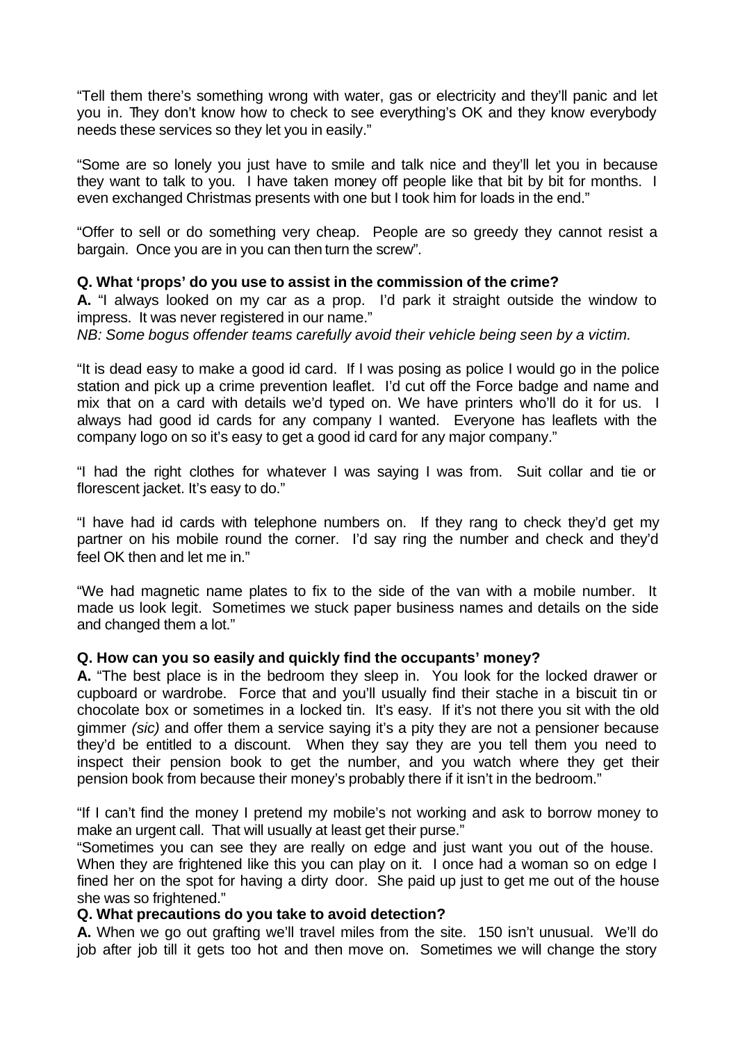"Tell them there's something wrong with water, gas or electricity and they'll panic and let you in. They don't know how to check to see everything's OK and they know everybody needs these services so they let you in easily."

"Some are so lonely you just have to smile and talk nice and they'll let you in because they want to talk to you. I have taken money off people like that bit by bit for months. I even exchanged Christmas presents with one but I took him for loads in the end."

"Offer to sell or do something very cheap. People are so greedy they cannot resist a bargain. Once you are in you can then turn the screw".

**Q. What 'props' do you use to assist in the commission of the crime?**

**A.** "I always looked on my car as a prop. I'd park it straight outside the window to impress. It was never registered in our name."

*NB: Some bogus offender teams carefully avoid their vehicle being seen by a victim.*

"It is dead easy to make a good id card. If I was posing as police I would go in the police station and pick up a crime prevention leaflet. I'd cut off the Force badge and name and mix that on a card with details we'd typed on. We have printers who'll do it for us. I always had good id cards for any company I wanted. Everyone has leaflets with the company logo on so it's easy to get a good id card for any major company."

"I had the right clothes for whatever I was saying I was from. Suit collar and tie or florescent jacket. It's easy to do."

"I have had id cards with telephone numbers on. If they rang to check they'd get my partner on his mobile round the corner. I'd say ring the number and check and they'd feel OK then and let me in."

"We had magnetic name plates to fix to the side of the van with a mobile number. It made us look legit. Sometimes we stuck paper business names and details on the side and changed them a lot."

**Q. How can you so easily and quickly find the occupants' money?**

**A.** "The best place is in the bedroom they sleep in. You look for the locked drawer or cupboard or wardrobe. Force that and you'll usually find their stache in a biscuit tin or chocolate box or sometimes in a locked tin. It's easy. If it's not there you sit with the old gimmer *(sic)* and offer them a service saying it's a pity they are not a pensioner because they'd be entitled to a discount. When they say they are you tell them you need to inspect their pension book to get the number, and you watch where they get their pension book from because their money's probably there if it isn't in the bedroom."

"If I can't find the money I pretend my mobile's not working and ask to borrow money to make an urgent call. That will usually at least get their purse."

"Sometimes you can see they are really on edge and just want you out of the house. When they are frightened like this you can play on it. I once had a woman so on edge I fined her on the spot for having a dirty door. She paid up just to get me out of the house she was so frightened."

**Q. What precautions do you take to avoid detection?**

**A.** When we go out grafting we'll travel miles from the site. 150 isn't unusual. We'll do job after job till it gets too hot and then move on. Sometimes we will change the story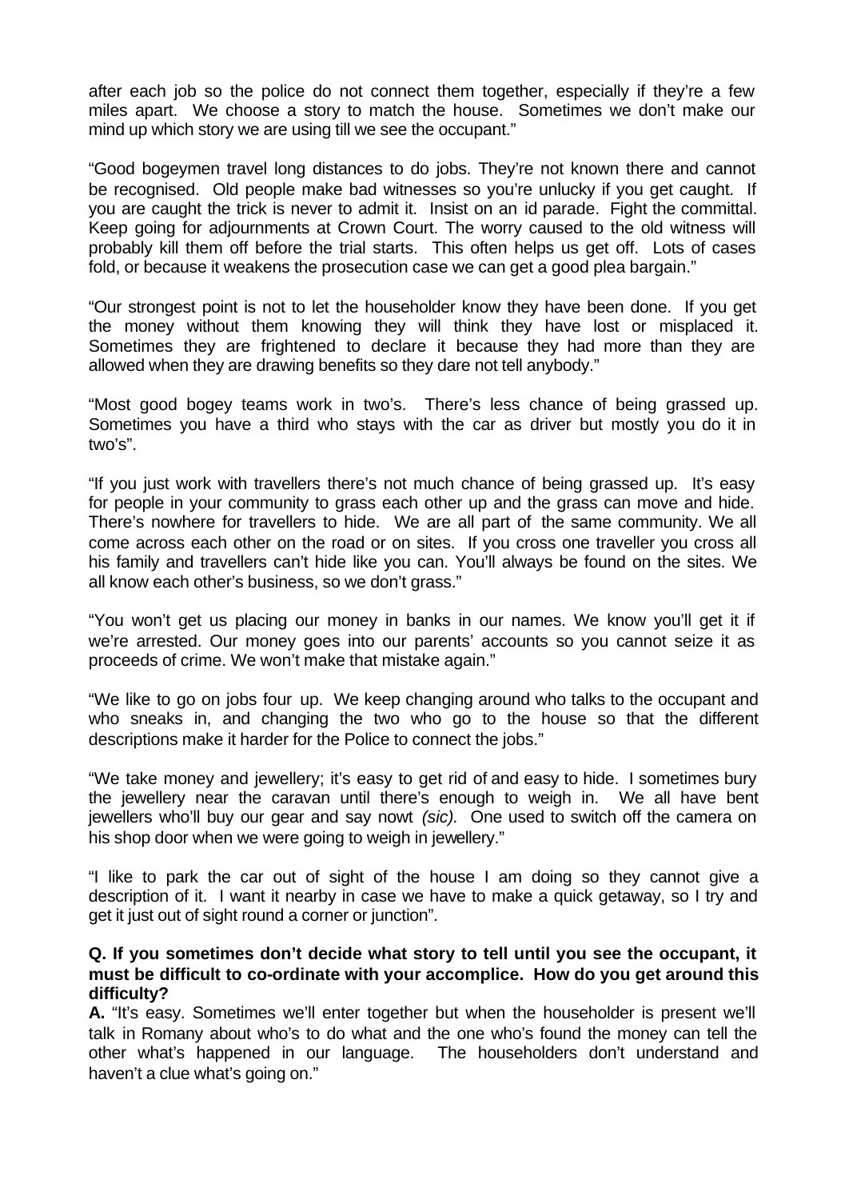after each job so the police do not connect them together, especially if they're a few miles apart. We choose a story to match the house. Sometimes we don't make our mind up which story we are using till we see the occupant."

"Good bogeymen travel long distances to do jobs. They're not known there and cannot be recognised. Old people make bad witnesses so you're unlucky if you get caught. If you are caught the trick is never to admit it. Insist on an id parade. Fight the committal. Keep going for adjournments at Crown Court. The worry caused to the old witness will probably kill them off before the trial starts. This often helps us get off. Lots of cases fold, or because it weakens the prosecution case we can get a good plea bargain."

"Our strongest point is not to let the householder know they have been done. If you get the money without them knowing they will think they have lost or misplaced it. Sometimes they are frightened to declare it because they had more than they are allowed when they are drawing benefits so they dare not tell anybody."

"Most good bogey teams work in two's. There's less chance of being grassed up. Sometimes you have a third who stays with the car as driver but mostly you do it in two's".

"If you just work with travellers there's not much chance of being grassed up. It's easy for people in your community to grass each other up and the grass can move and hide. There's nowhere for travellers to hide. We are all part of the same community. We all come across each other on the road or on sites. If you cross one traveller you cross all his family and travellers can't hide like you can. You'll always be found on the sites. We all know each other's business, so we don't grass."

"You won't get us placing our money in banks in our names. We know you'll get it if we're arrested. Our money goes into our parents' accounts so you cannot seize it as proceeds of crime. We won't make that mistake again."

"We like to go on jobs four up. We keep changing around who talks to the occupant and who sneaks in, and changing the two who go to the house so that the different descriptions make it harder for the Police to connect the jobs."

"We take money and jewellery; it's easy to get rid of and easy to hide. I sometimes bury the jewellery near the caravan until there's enough to weigh in. We all have bent jewellers who'll buy our gear and say nowt *(sic).* One used to switch off the camera on his shop door when we were going to weigh in jewellery."

"I like to park the car out of sight of the house I am doing so they cannot give a description of it. I want it nearby in case we have to make a quick getaway, so I try and get it just out of sight round a corner or junction".

**Q. If you sometimes don't decide what story to tell until you see the occupant, it must be difficult to co-ordinate with your accomplice. How do you get around this difficulty?**

**A.** "It's easy. Sometimes we'll enter together but when the householder is present we'll talk in Romany about who's to do what and the one who's found the money can tell the other what's happened in our language. The householders don't understand and haven't a clue what's going on."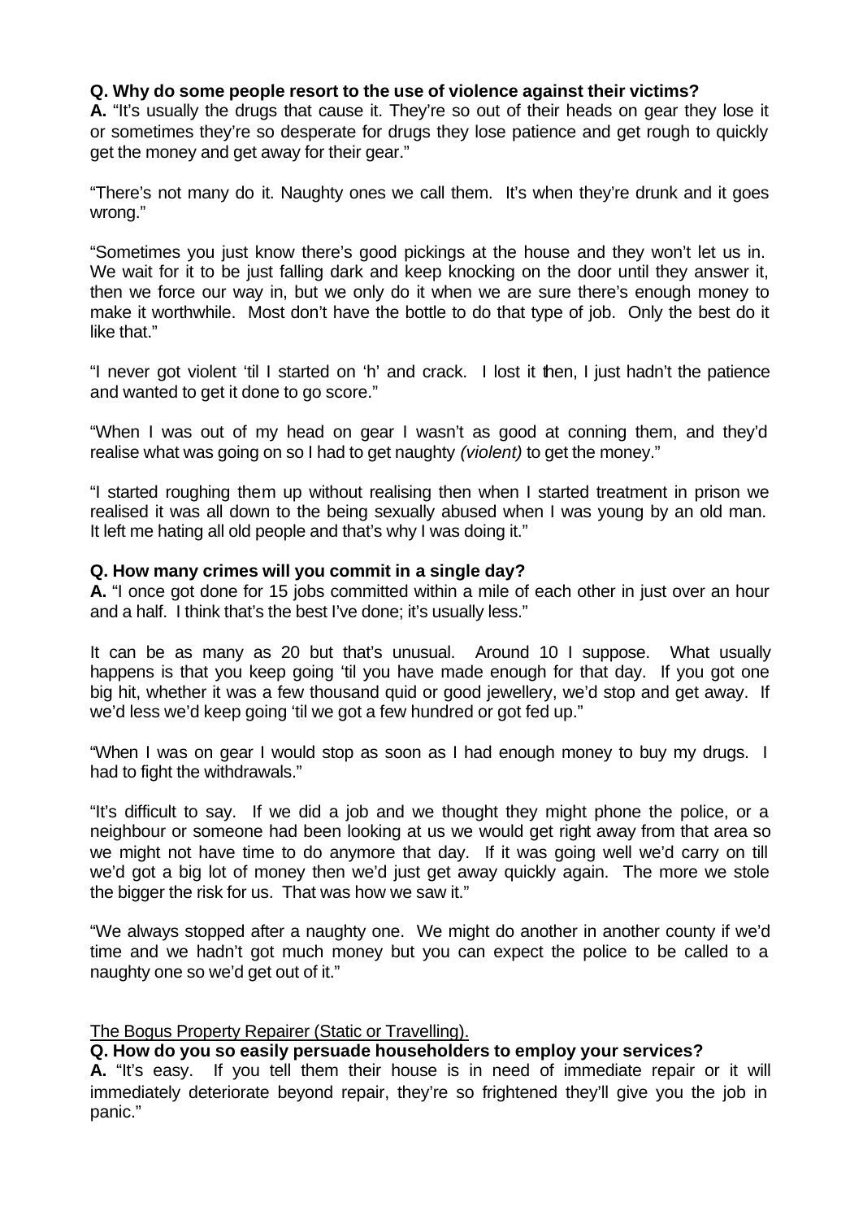**Q. Why do some people resort to the use of violence against their victims?**
**A.** "It's usually the drugs that cause it. They're so out of their heads on gear they lose it or sometimes they're so desperate for drugs they lose patience and get rough to quickly get the money and get away for their gear."

"There's not many do it. Naughty ones we call them. It's when they're drunk and it goes wrong."

"Sometimes you just know there's good pickings at the house and they won't let us in. We wait for it to be just falling dark and keep knocking on the door until they answer it, then we force our way in, but we only do it when we are sure there's enough money to make it worthwhile. Most don't have the bottle to do that type of job. Only the best do it like that."

"I never got violent 'til I started on 'h' and crack. I lost it then, I just hadn't the patience and wanted to get it done to go score."

"When I was out of my head on gear I wasn't as good at conning them, and they'd realise what was going on so I had to get naughty *(violent)* to get the money."

"I started roughing them up without realising then when I started treatment in prison we realised it was all down to the being sexually abused when I was young by an old man. It left me hating all old people and that's why I was doing it."

**Q. How many crimes will you commit in a single day?**
**A.** "I once got done for 15 jobs committed within a mile of each other in just over an hour and a half. I think that's the best I've done; it's usually less."

It can be as many as 20 but that's unusual. Around 10 I suppose. What usually happens is that you keep going 'til you have made enough for that day. If you got one big hit, whether it was a few thousand quid or good jewellery, we'd stop and get away. If we'd less we'd keep going 'til we got a few hundred or got fed up."

"When I was on gear I would stop as soon as I had enough money to buy my drugs. I had to fight the withdrawals."

"It's difficult to say. If we did a job and we thought they might phone the police, or a neighbour or someone had been looking at us we would get right away from that area so we might not have time to do anymore that day. If it was going well we'd carry on till we'd got a big lot of money then we'd just get away quickly again. The more we stole the bigger the risk for us. That was how we saw it."

"We always stopped after a naughty one. We might do another in another county if we'd time and we hadn't got much money but you can expect the police to be called to a naughty one so we'd get out of it."

<u>The Bogus Property Repairer (Static or Travelling).</u>

**Q. How do you so easily persuade householders to employ your services?**
**A.** "It's easy. If you tell them their house is in need of immediate repair or it will immediately deteriorate beyond repair, they're so frightened they'll give you the job in panic."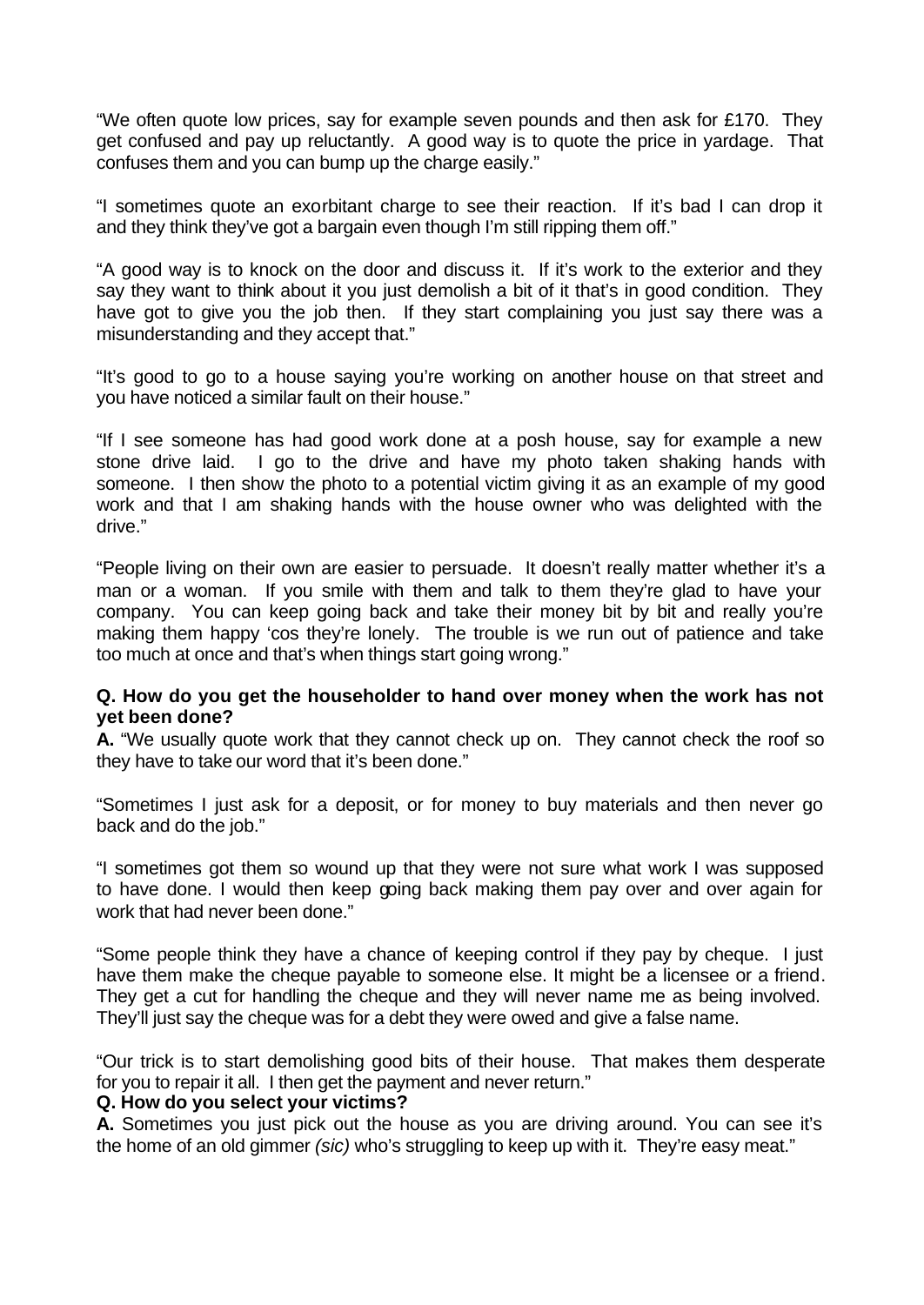"We often quote low prices, say for example seven pounds and then ask for £170. They get confused and pay up reluctantly. A good way is to quote the price in yardage. That confuses them and you can bump up the charge easily."

"I sometimes quote an exorbitant charge to see their reaction. If it's bad I can drop it and they think they've got a bargain even though I'm still ripping them off."

"A good way is to knock on the door and discuss it. If it's work to the exterior and they say they want to think about it you just demolish a bit of it that's in good condition. They have got to give you the job then. If they start complaining you just say there was a misunderstanding and they accept that."

"It's good to go to a house saying you're working on another house on that street and you have noticed a similar fault on their house."

"If I see someone has had good work done at a posh house, say for example a new stone drive laid. I go to the drive and have my photo taken shaking hands with someone. I then show the photo to a potential victim giving it as an example of my good work and that I am shaking hands with the house owner who was delighted with the drive."

"People living on their own are easier to persuade. It doesn't really matter whether it's a man or a woman. If you smile with them and talk to them they're glad to have your company. You can keep going back and take their money bit by bit and really you're making them happy 'cos they're lonely. The trouble is we run out of patience and take too much at once and that's when things start going wrong."

**Q. How do you get the householder to hand over money when the work has not yet been done?**

**A.** "We usually quote work that they cannot check up on. They cannot check the roof so they have to take our word that it's been done."

"Sometimes I just ask for a deposit, or for money to buy materials and then never go back and do the job."

"I sometimes got them so wound up that they were not sure what work I was supposed to have done. I would then keep going back making them pay over and over again for work that had never been done."

"Some people think they have a chance of keeping control if they pay by cheque. I just have them make the cheque payable to someone else. It might be a licensee or a friend. They get a cut for handling the cheque and they will never name me as being involved. They'll just say the cheque was for a debt they were owed and give a false name.

"Our trick is to start demolishing good bits of their house. That makes them desperate for you to repair it all. I then get the payment and never return."

**Q. How do you select your victims?**

**A.** Sometimes you just pick out the house as you are driving around. You can see it's the home of an old gimmer *(sic)* who's struggling to keep up with it. They're easy meat."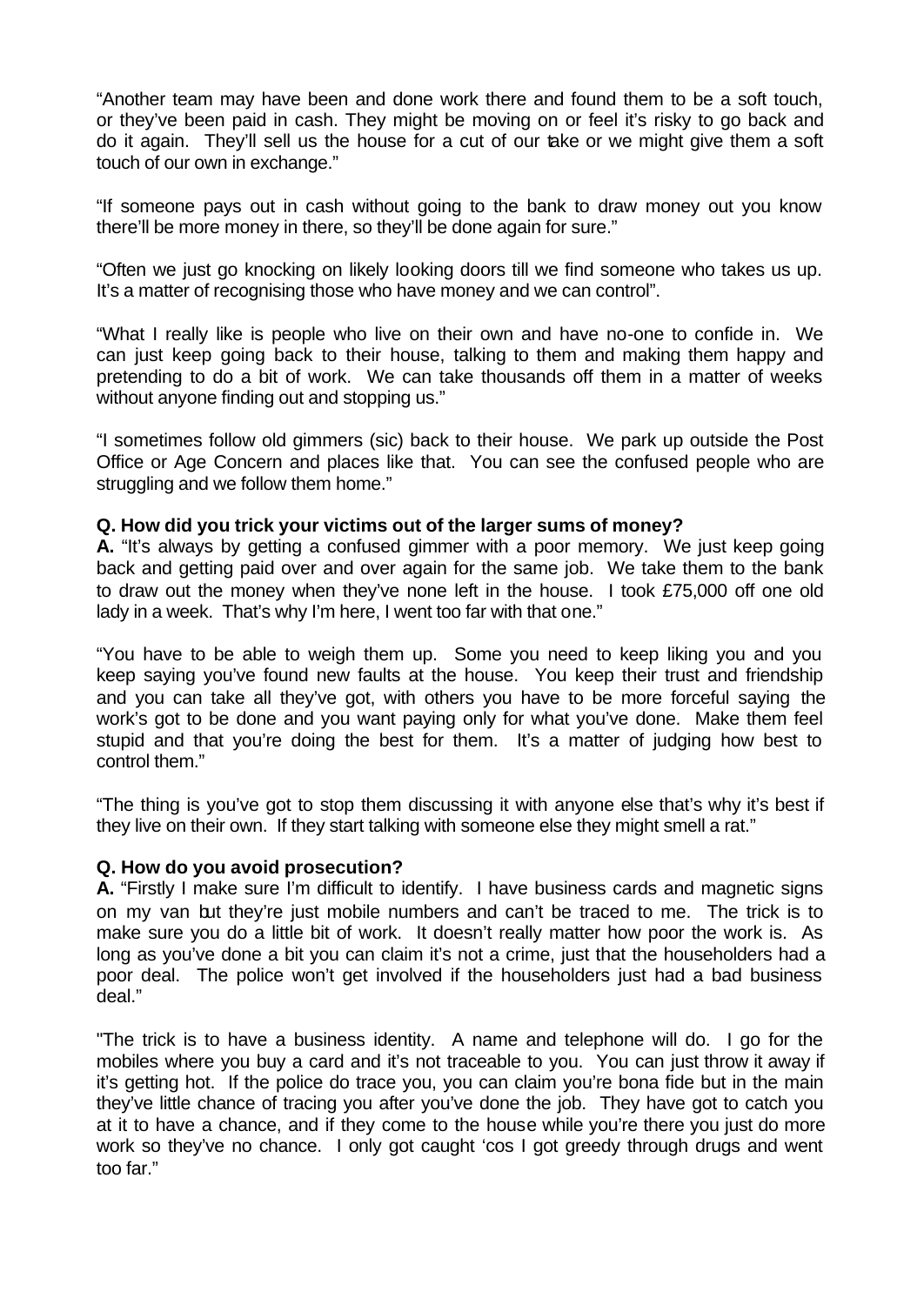"Another team may have been and done work there and found them to be a soft touch, or they've been paid in cash. They might be moving on or feel it's risky to go back and do it again. They'll sell us the house for a cut of our take or we might give them a soft touch of our own in exchange."

"If someone pays out in cash without going to the bank to draw money out you know there'll be more money in there, so they'll be done again for sure."

"Often we just go knocking on likely looking doors till we find someone who takes us up. It's a matter of recognising those who have money and we can control".

"What I really like is people who live on their own and have no-one to confide in. We can just keep going back to their house, talking to them and making them happy and pretending to do a bit of work. We can take thousands off them in a matter of weeks without anyone finding out and stopping us."

"I sometimes follow old gimmers (sic) back to their house. We park up outside the Post Office or Age Concern and places like that. You can see the confused people who are struggling and we follow them home."

**Q. How did you trick your victims out of the larger sums of money?**

**A.** "It's always by getting a confused gimmer with a poor memory. We just keep going back and getting paid over and over again for the same job. We take them to the bank to draw out the money when they've none left in the house. I took £75,000 off one old lady in a week. That's why I'm here, I went too far with that one."

"You have to be able to weigh them up. Some you need to keep liking you and you keep saying you've found new faults at the house. You keep their trust and friendship and you can take all they've got, with others you have to be more forceful saying the work's got to be done and you want paying only for what you've done. Make them feel stupid and that you're doing the best for them. It's a matter of judging how best to control them."

"The thing is you've got to stop them discussing it with anyone else that's why it's best if they live on their own. If they start talking with someone else they might smell a rat."

**Q. How do you avoid prosecution?**

**A.** "Firstly I make sure I'm difficult to identify. I have business cards and magnetic signs on my van but they're just mobile numbers and can't be traced to me. The trick is to make sure you do a little bit of work. It doesn't really matter how poor the work is. As long as you've done a bit you can claim it's not a crime, just that the householders had a poor deal. The police won't get involved if the householders just had a bad business deal."

"The trick is to have a business identity. A name and telephone will do. I go for the mobiles where you buy a card and it's not traceable to you. You can just throw it away if it's getting hot. If the police do trace you, you can claim you're bona fide but in the main they've little chance of tracing you after you've done the job. They have got to catch you at it to have a chance, and if they come to the house while you're there you just do more work so they've no chance. I only got caught 'cos I got greedy through drugs and went too far."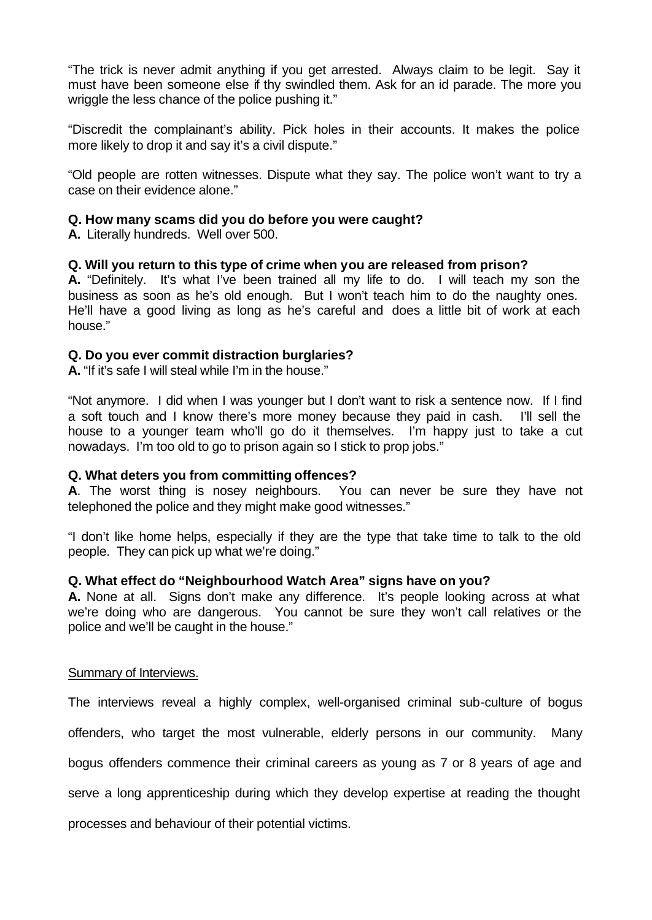"The trick is never admit anything if you get arrested. Always claim to be legit. Say it must have been someone else if thy swindled them. Ask for an id parade. The more you wriggle the less chance of the police pushing it."

"Discredit the complainant's ability. Pick holes in their accounts. It makes the police more likely to drop it and say it's a civil dispute."

"Old people are rotten witnesses. Dispute what they say. The police won't want to try a case on their evidence alone."

**Q. How many scams did you do before you were caught?**
**A.** Literally hundreds. Well over 500.

**Q. Will you return to this type of crime when you are released from prison?**
**A.** "Definitely. It's what I've been trained all my life to do. I will teach my son the business as soon as he's old enough. But I won't teach him to do the naughty ones. He'll have a good living as long as he's careful and does a little bit of work at each house."

**Q. Do you ever commit distraction burglaries?**
**A.** "If it's safe I will steal while I'm in the house."

"Not anymore. I did when I was younger but I don't want to risk a sentence now. If I find a soft touch and I know there's more money because they paid in cash. I'll sell the house to a younger team who'll go do it themselves. I'm happy just to take a cut nowadays. I'm too old to go to prison again so I stick to prop jobs."

**Q. What deters you from committing offences?**
**A**. The worst thing is nosey neighbours. You can never be sure they have not telephoned the police and they might make good witnesses."

"I don't like home helps, especially if they are the type that take time to talk to the old people. They can pick up what we're doing."

**Q. What effect do "Neighbourhood Watch Area" signs have on you?**
**A.** None at all. Signs don't make any difference. It's people looking across at what we're doing who are dangerous. You cannot be sure they won't call relatives or the police and we'll be caught in the house."

<u>Summary of Interviews.</u>

The interviews reveal a highly complex, well-organised criminal sub-culture of bogus offenders, who target the most vulnerable, elderly persons in our community. Many bogus offenders commence their criminal careers as young as 7 or 8 years of age and serve a long apprenticeship during which they develop expertise at reading the thought processes and behaviour of their potential victims.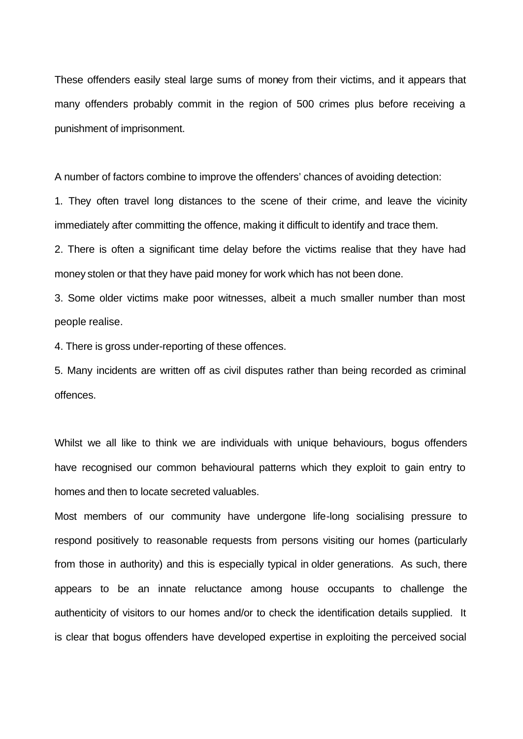These offenders easily steal large sums of money from their victims, and it appears that many offenders probably commit in the region of 500 crimes plus before receiving a punishment of imprisonment.

A number of factors combine to improve the offenders' chances of avoiding detection:

1. They often travel long distances to the scene of their crime, and leave the vicinity immediately after committing the offence, making it difficult to identify and trace them.
2. There is often a significant time delay before the victims realise that they have had money stolen or that they have paid money for work which has not been done.
3. Some older victims make poor witnesses, albeit a much smaller number than most people realise.
4. There is gross under-reporting of these offences.
5. Many incidents are written off as civil disputes rather than being recorded as criminal offences.

Whilst we all like to think we are individuals with unique behaviours, bogus offenders have recognised our common behavioural patterns which they exploit to gain entry to homes and then to locate secreted valuables.

Most members of our community have undergone life-long socialising pressure to respond positively to reasonable requests from persons visiting our homes (particularly from those in authority) and this is especially typical in older generations. As such, there appears to be an innate reluctance among house occupants to challenge the authenticity of visitors to our homes and/or to check the identification details supplied. It is clear that bogus offenders have developed expertise in exploiting the perceived social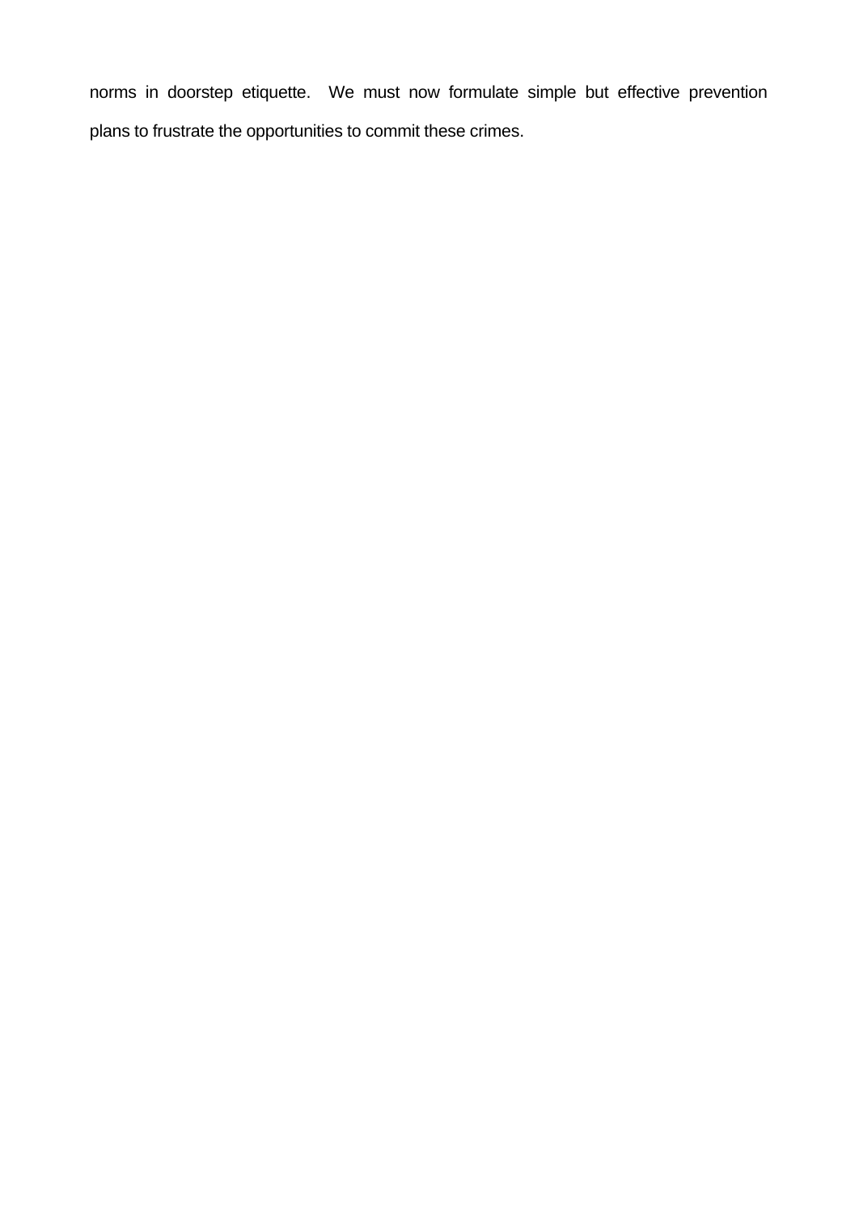norms in doorstep etiquette.  We must now formulate simple but effective prevention plans to frustrate the opportunities to commit these crimes.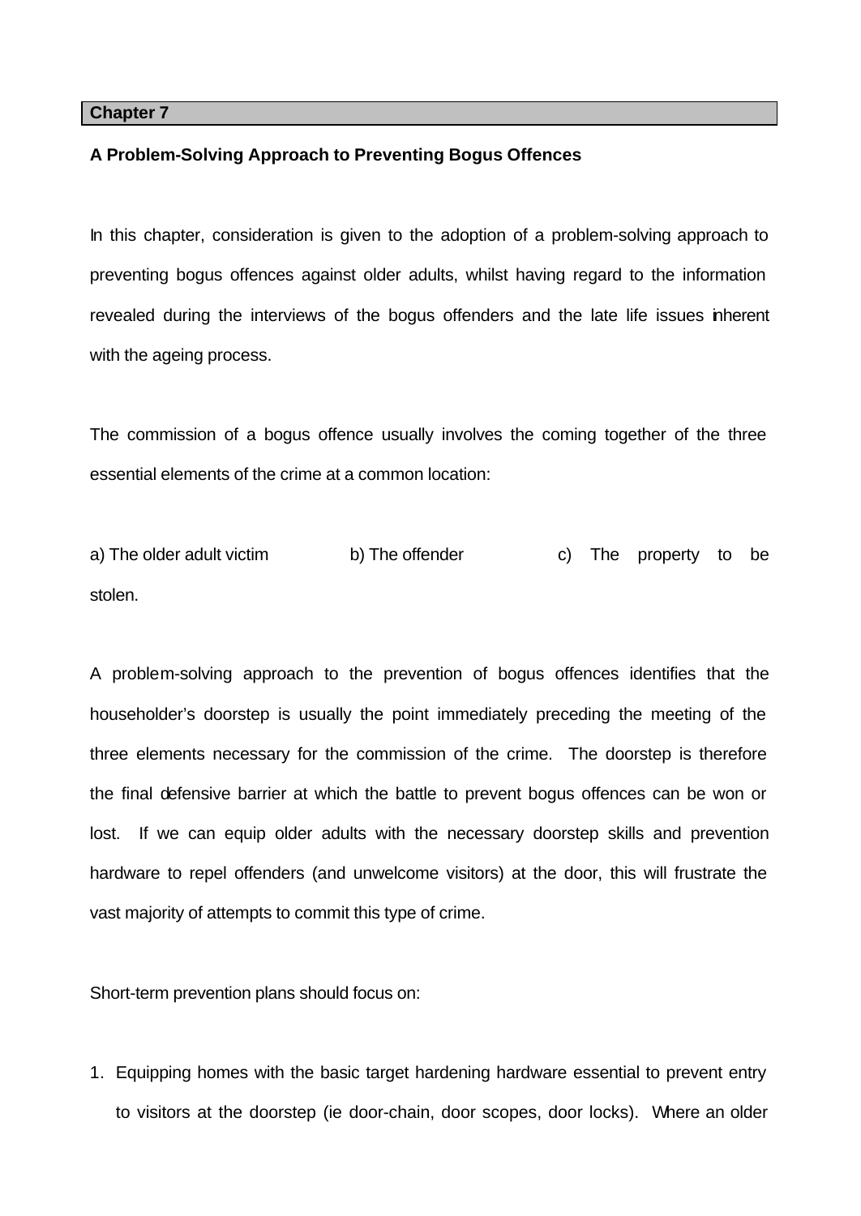## Chapter 7

### A Problem-Solving Approach to Preventing Bogus Offences

In this chapter, consideration is given to the adoption of a problem-solving approach to preventing bogus offences against older adults, whilst having regard to the information revealed during the interviews of the bogus offenders and the late life issues inherent with the ageing process.

The commission of a bogus offence usually involves the coming together of the three essential elements of the crime at a common location:

a) The older adult victim b) The offender c) The property to be stolen.

A problem-solving approach to the prevention of bogus offences identifies that the householder's doorstep is usually the point immediately preceding the meeting of the three elements necessary for the commission of the crime. The doorstep is therefore the final defensive barrier at which the battle to prevent bogus offences can be won or lost. If we can equip older adults with the necessary doorstep skills and prevention hardware to repel offenders (and unwelcome visitors) at the door, this will frustrate the vast majority of attempts to commit this type of crime.

Short-term prevention plans should focus on:

1. Equipping homes with the basic target hardening hardware essential to prevent entry to visitors at the doorstep (ie door-chain, door scopes, door locks). Where an older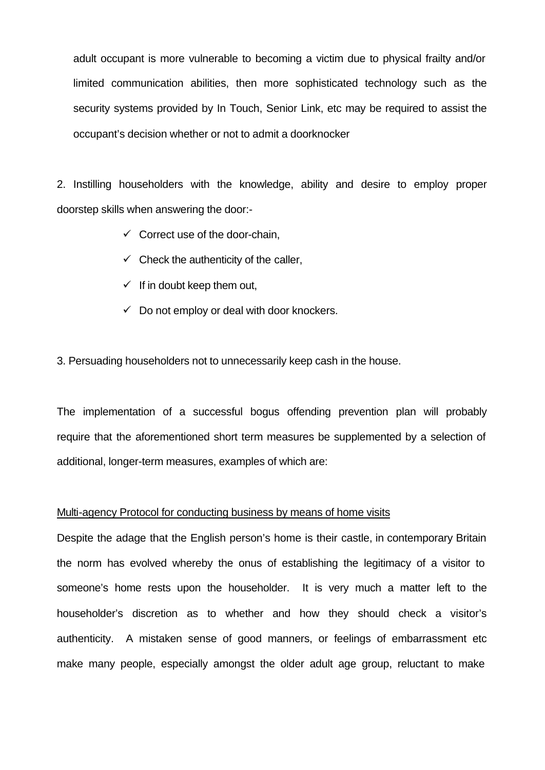adult occupant is more vulnerable to becoming a victim due to physical frailty and/or limited communication abilities, then more sophisticated technology such as the security systems provided by In Touch, Senior Link, etc may be required to assist the occupant's decision whether or not to admit a doorknocker

2. Instilling householders with the knowledge, ability and desire to employ proper doorstep skills when answering the door:-

- ✓ Correct use of the door-chain,
- ✓ Check the authenticity of the caller,
- ✓ If in doubt keep them out,
- ✓ Do not employ or deal with door knockers.

3. Persuading householders not to unnecessarily keep cash in the house.

The implementation of a successful bogus offending prevention plan will probably require that the aforementioned short term measures be supplemented by a selection of additional, longer-term measures, examples of which are:

<u>Multi-agency Protocol for conducting business by means of home visits</u>

Despite the adage that the English person's home is their castle, in contemporary Britain the norm has evolved whereby the onus of establishing the legitimacy of a visitor to someone's home rests upon the householder. It is very much a matter left to the householder's discretion as to whether and how they should check a visitor's authenticity. A mistaken sense of good manners, or feelings of embarrassment etc make many people, especially amongst the older adult age group, reluctant to make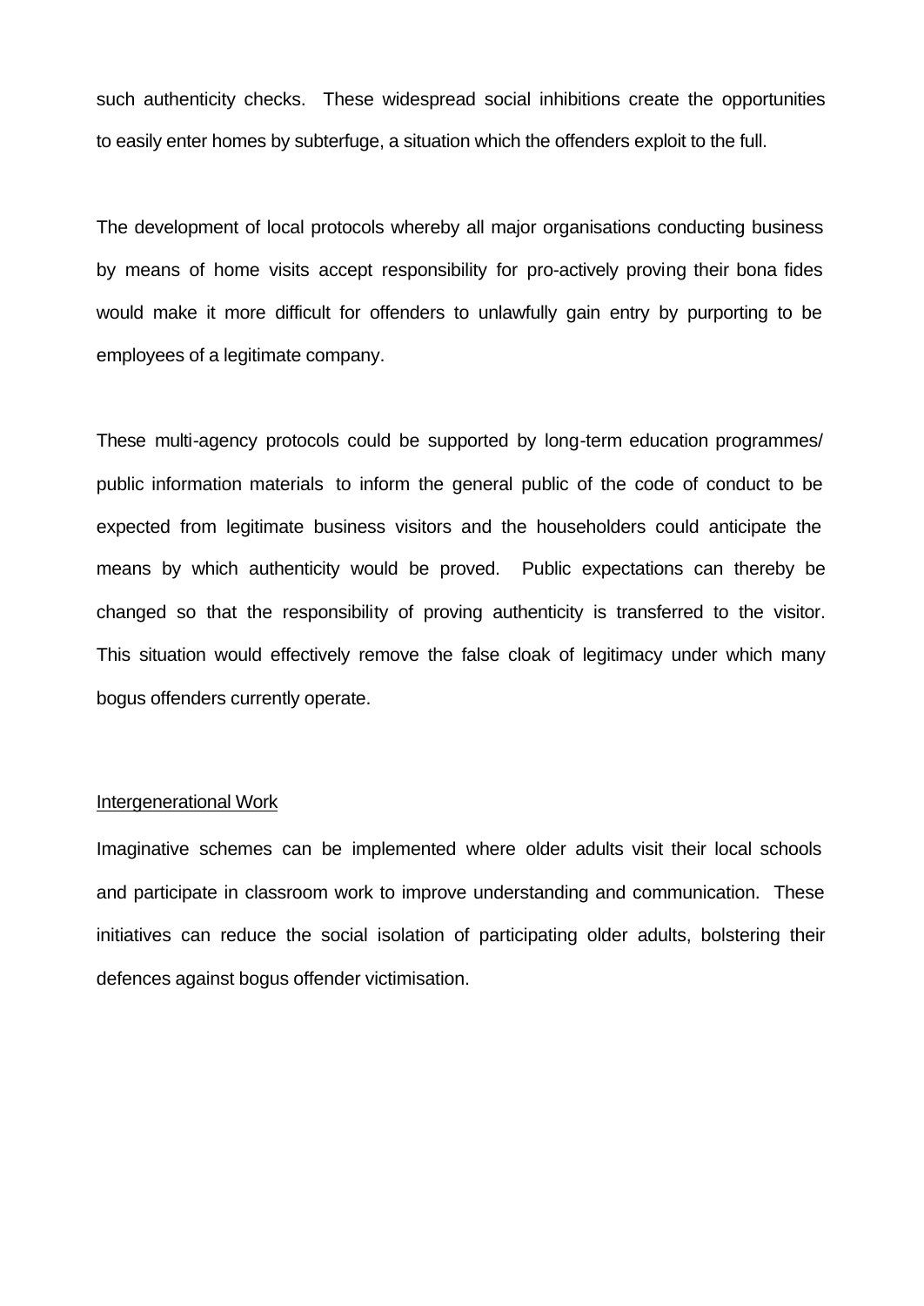such authenticity checks. These widespread social inhibitions create the opportunities to easily enter homes by subterfuge, a situation which the offenders exploit to the full.

The development of local protocols whereby all major organisations conducting business by means of home visits accept responsibility for pro-actively proving their bona fides would make it more difficult for offenders to unlawfully gain entry by purporting to be employees of a legitimate company.

These multi-agency protocols could be supported by long-term education programmes/ public information materials to inform the general public of the code of conduct to be expected from legitimate business visitors and the householders could anticipate the means by which authenticity would be proved. Public expectations can thereby be changed so that the responsibility of proving authenticity is transferred to the visitor. This situation would effectively remove the false cloak of legitimacy under which many bogus offenders currently operate.

<u>Intergenerational Work</u>

Imaginative schemes can be implemented where older adults visit their local schools and participate in classroom work to improve understanding and communication. These initiatives can reduce the social isolation of participating older adults, bolstering their defences against bogus offender victimisation.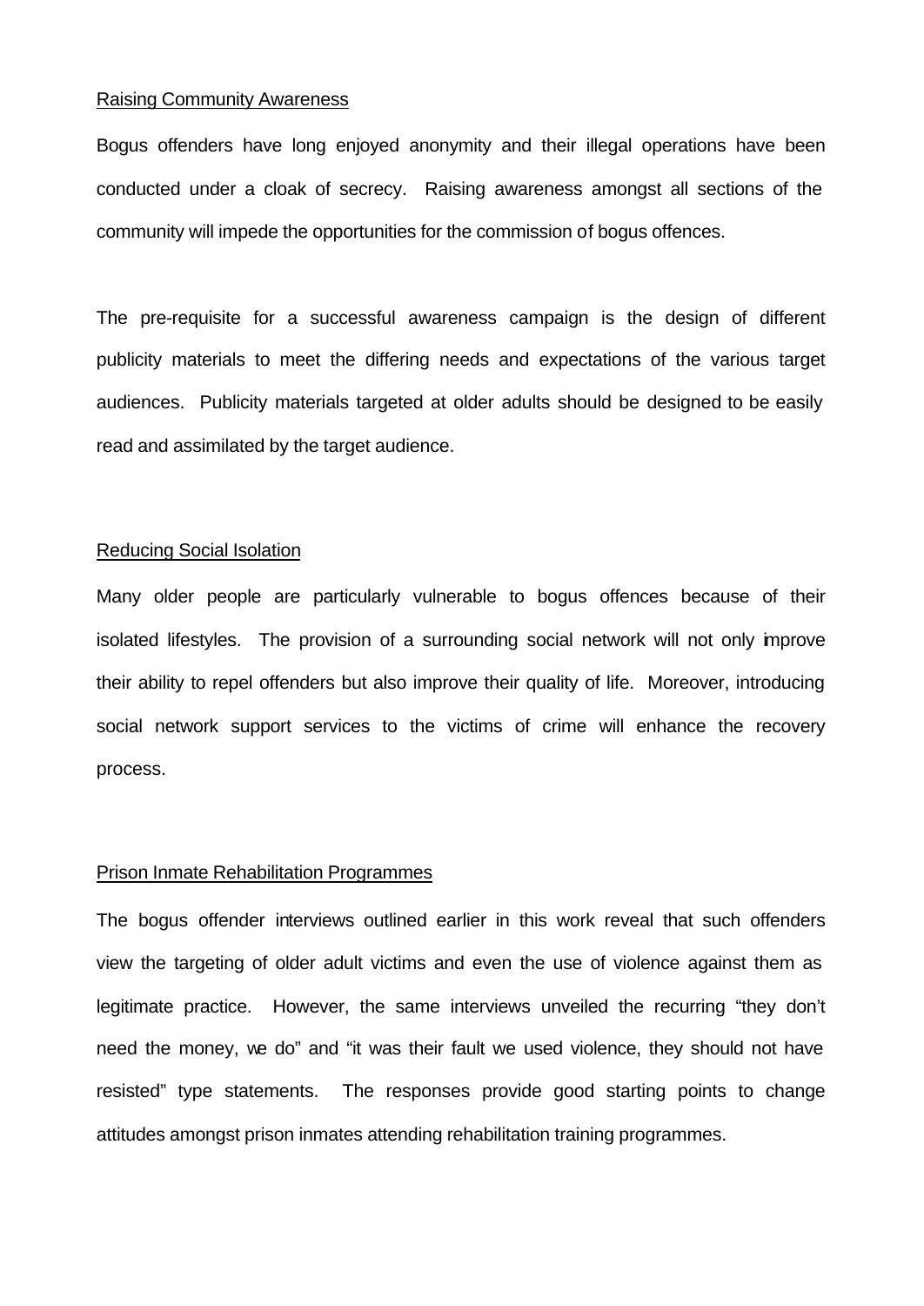<u>Raising Community Awareness</u>

Bogus offenders have long enjoyed anonymity and their illegal operations have been conducted under a cloak of secrecy. Raising awareness amongst all sections of the community will impede the opportunities for the commission of bogus offences.

The pre-requisite for a successful awareness campaign is the design of different publicity materials to meet the differing needs and expectations of the various target audiences. Publicity materials targeted at older adults should be designed to be easily read and assimilated by the target audience.

<u>Reducing Social Isolation</u>

Many older people are particularly vulnerable to bogus offences because of their isolated lifestyles. The provision of a surrounding social network will not only improve their ability to repel offenders but also improve their quality of life. Moreover, introducing social network support services to the victims of crime will enhance the recovery process.

<u>Prison Inmate Rehabilitation Programmes</u>

The bogus offender interviews outlined earlier in this work reveal that such offenders view the targeting of older adult victims and even the use of violence against them as legitimate practice. However, the same interviews unveiled the recurring "they don't need the money, we do" and "it was their fault we used violence, they should not have resisted" type statements. The responses provide good starting points to change attitudes amongst prison inmates attending rehabilitation training programmes.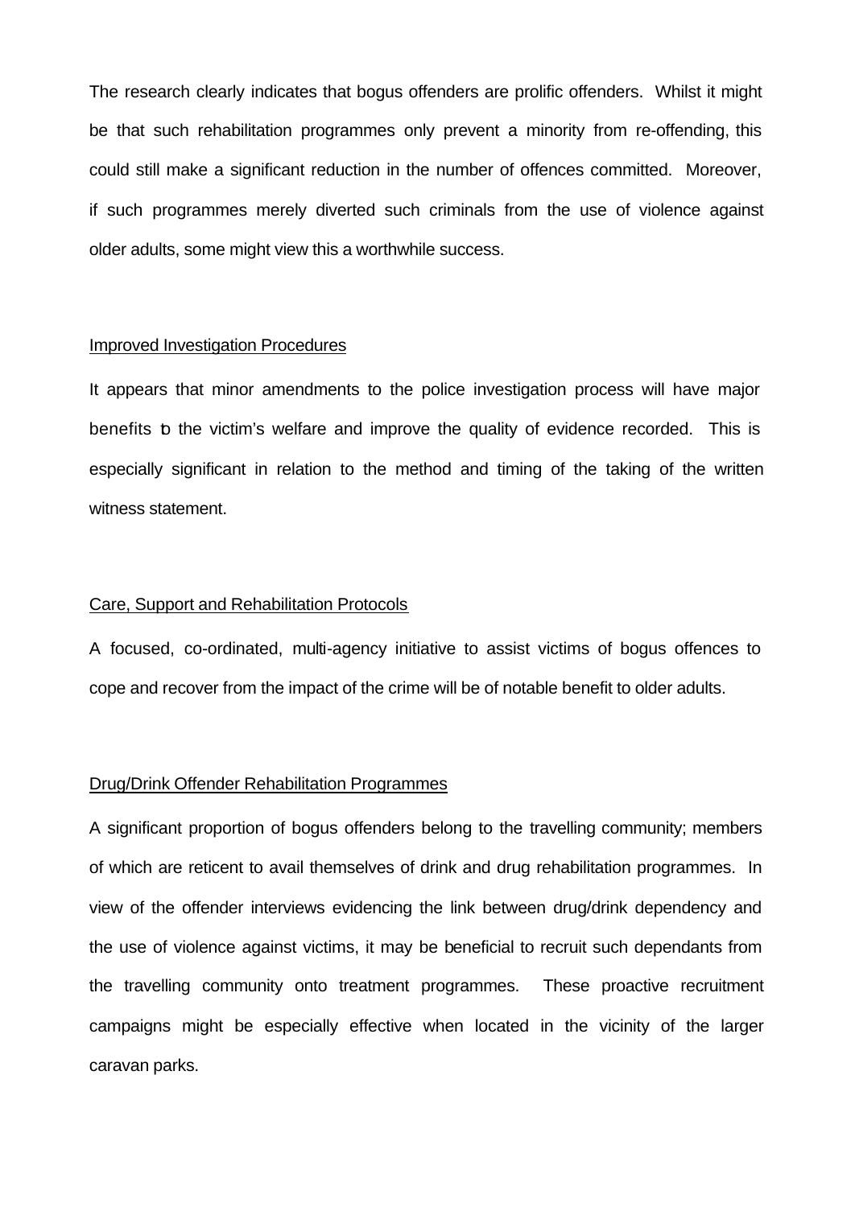The research clearly indicates that bogus offenders are prolific offenders. Whilst it might be that such rehabilitation programmes only prevent a minority from re-offending, this could still make a significant reduction in the number of offences committed. Moreover, if such programmes merely diverted such criminals from the use of violence against older adults, some might view this a worthwhile success.

<u>Improved Investigation Procedures</u>

It appears that minor amendments to the police investigation process will have major benefits to the victim's welfare and improve the quality of evidence recorded. This is especially significant in relation to the method and timing of the taking of the written witness statement.

<u>Care, Support and Rehabilitation Protocols</u>

A focused, co-ordinated, multi-agency initiative to assist victims of bogus offences to cope and recover from the impact of the crime will be of notable benefit to older adults.

<u>Drug/Drink Offender Rehabilitation Programmes</u>

A significant proportion of bogus offenders belong to the travelling community; members of which are reticent to avail themselves of drink and drug rehabilitation programmes. In view of the offender interviews evidencing the link between drug/drink dependency and the use of violence against victims, it may be beneficial to recruit such dependants from the travelling community onto treatment programmes. These proactive recruitment campaigns might be especially effective when located in the vicinity of the larger caravan parks.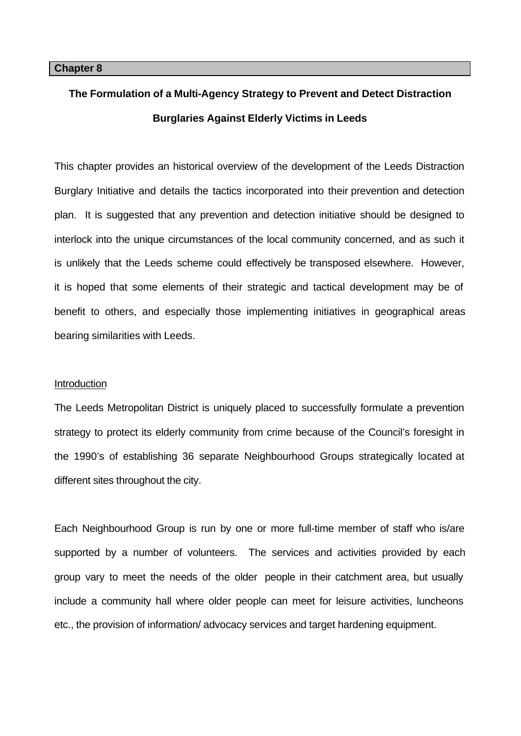**Chapter 8**

## The Formulation of a Multi-Agency Strategy to Prevent and Detect Distraction Burglaries Against Elderly Victims in Leeds

This chapter provides an historical overview of the development of the Leeds Distraction Burglary Initiative and details the tactics incorporated into their prevention and detection plan. It is suggested that any prevention and detection initiative should be designed to interlock into the unique circumstances of the local community concerned, and as such it is unlikely that the Leeds scheme could effectively be transposed elsewhere. However, it is hoped that some elements of their strategic and tactical development may be of benefit to others, and especially those implementing initiatives in geographical areas bearing similarities with Leeds.

### Introduction

The Leeds Metropolitan District is uniquely placed to successfully formulate a prevention strategy to protect its elderly community from crime because of the Council's foresight in the 1990's of establishing 36 separate Neighbourhood Groups strategically located at different sites throughout the city.

Each Neighbourhood Group is run by one or more full-time member of staff who is/are supported by a number of volunteers. The services and activities provided by each group vary to meet the needs of the older people in their catchment area, but usually include a community hall where older people can meet for leisure activities, luncheons etc., the provision of information/ advocacy services and target hardening equipment.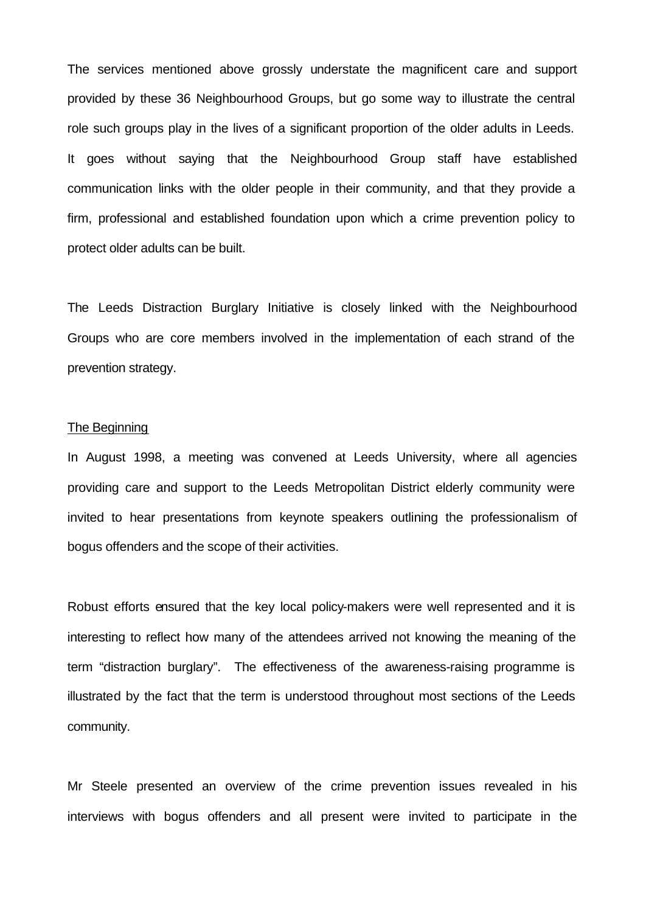The services mentioned above grossly understate the magnificent care and support provided by these 36 Neighbourhood Groups, but go some way to illustrate the central role such groups play in the lives of a significant proportion of the older adults in Leeds. It goes without saying that the Neighbourhood Group staff have established communication links with the older people in their community, and that they provide a firm, professional and established foundation upon which a crime prevention policy to protect older adults can be built.

The Leeds Distraction Burglary Initiative is closely linked with the Neighbourhood Groups who are core members involved in the implementation of each strand of the prevention strategy.

## The Beginning

In August 1998, a meeting was convened at Leeds University, where all agencies providing care and support to the Leeds Metropolitan District elderly community were invited to hear presentations from keynote speakers outlining the professionalism of bogus offenders and the scope of their activities.

Robust efforts ensured that the key local policy-makers were well represented and it is interesting to reflect how many of the attendees arrived not knowing the meaning of the term "distraction burglary". The effectiveness of the awareness-raising programme is illustrated by the fact that the term is understood throughout most sections of the Leeds community.

Mr Steele presented an overview of the crime prevention issues revealed in his interviews with bogus offenders and all present were invited to participate in the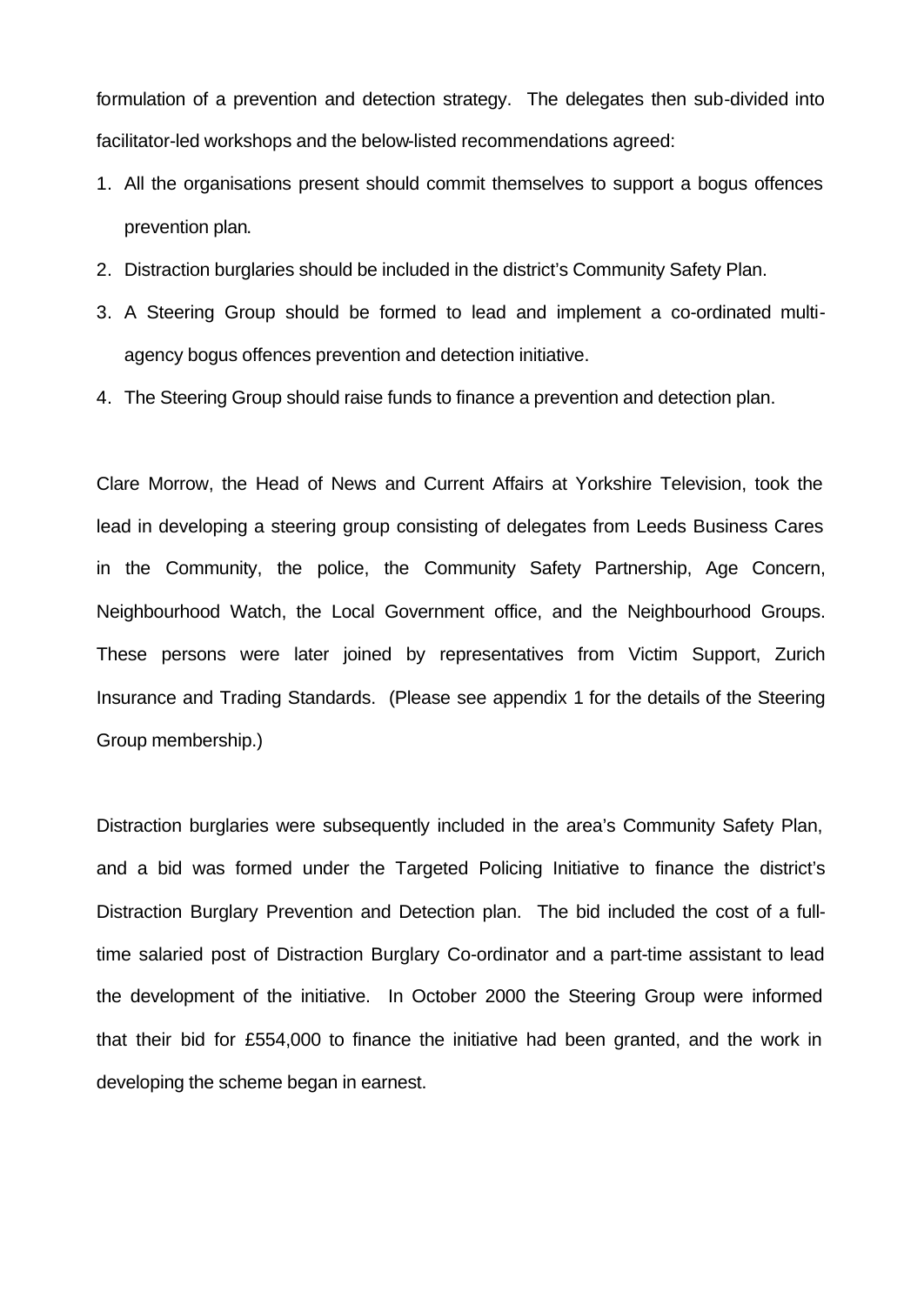formulation of a prevention and detection strategy. The delegates then sub-divided into facilitator-led workshops and the below-listed recommendations agreed:

1. All the organisations present should commit themselves to support a bogus offences prevention plan.
2. Distraction burglaries should be included in the district's Community Safety Plan.
3. A Steering Group should be formed to lead and implement a co-ordinated multi-agency bogus offences prevention and detection initiative.
4. The Steering Group should raise funds to finance a prevention and detection plan.

Clare Morrow, the Head of News and Current Affairs at Yorkshire Television, took the lead in developing a steering group consisting of delegates from Leeds Business Cares in the Community, the police, the Community Safety Partnership, Age Concern, Neighbourhood Watch, the Local Government office, and the Neighbourhood Groups. These persons were later joined by representatives from Victim Support, Zurich Insurance and Trading Standards. (Please see appendix 1 for the details of the Steering Group membership.)

Distraction burglaries were subsequently included in the area's Community Safety Plan, and a bid was formed under the Targeted Policing Initiative to finance the district's Distraction Burglary Prevention and Detection plan. The bid included the cost of a full-time salaried post of Distraction Burglary Co-ordinator and a part-time assistant to lead the development of the initiative. In October 2000 the Steering Group were informed that their bid for £554,000 to finance the initiative had been granted, and the work in developing the scheme began in earnest.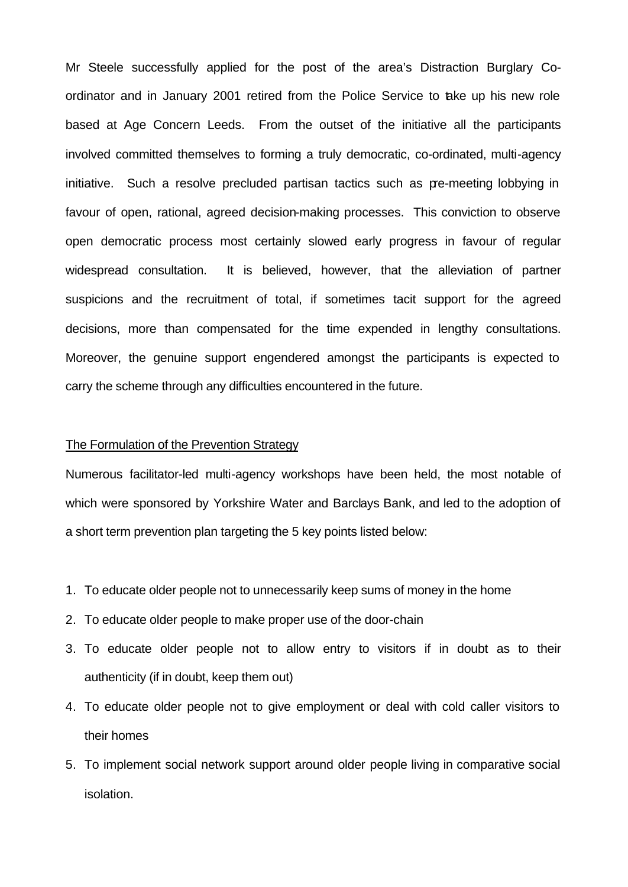Mr Steele successfully applied for the post of the area's Distraction Burglary Co-ordinator and in January 2001 retired from the Police Service to take up his new role based at Age Concern Leeds. From the outset of the initiative all the participants involved committed themselves to forming a truly democratic, co-ordinated, multi-agency initiative. Such a resolve precluded partisan tactics such as pre-meeting lobbying in favour of open, rational, agreed decision-making processes. This conviction to observe open democratic process most certainly slowed early progress in favour of regular widespread consultation. It is believed, however, that the alleviation of partner suspicions and the recruitment of total, if sometimes tacit support for the agreed decisions, more than compensated for the time expended in lengthy consultations. Moreover, the genuine support engendered amongst the participants is expected to carry the scheme through any difficulties encountered in the future.

## The Formulation of the Prevention Strategy

Numerous facilitator-led multi-agency workshops have been held, the most notable of which were sponsored by Yorkshire Water and Barclays Bank, and led to the adoption of a short term prevention plan targeting the 5 key points listed below:

1. To educate older people not to unnecessarily keep sums of money in the home
2. To educate older people to make proper use of the door-chain
3. To educate older people not to allow entry to visitors if in doubt as to their authenticity (if in doubt, keep them out)
4. To educate older people not to give employment or deal with cold caller visitors to their homes
5. To implement social network support around older people living in comparative social isolation.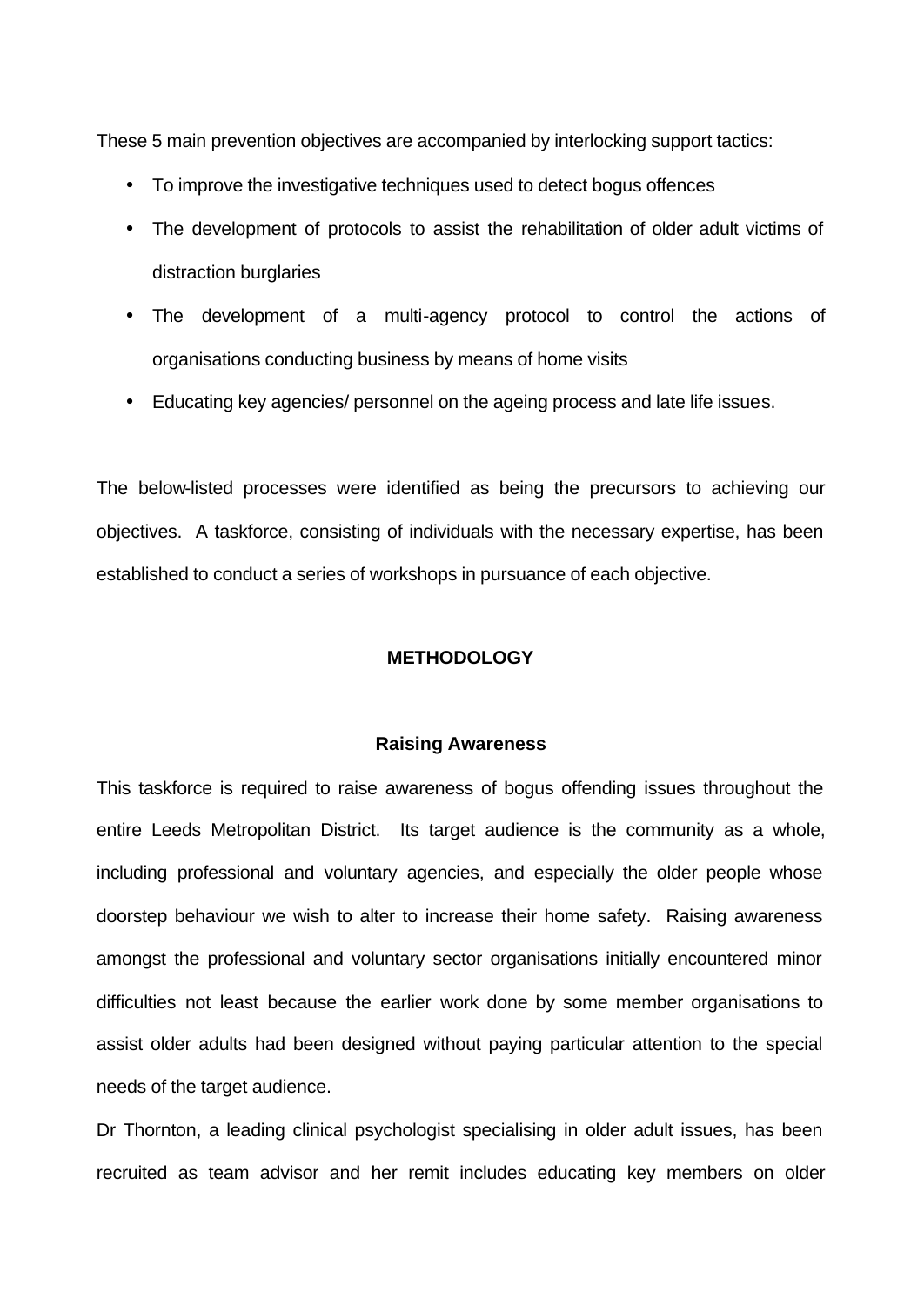These 5 main prevention objectives are accompanied by interlocking support tactics:

- To improve the investigative techniques used to detect bogus offences
- The development of protocols to assist the rehabilitation of older adult victims of distraction burglaries
- The development of a multi-agency protocol to control the actions of organisations conducting business by means of home visits
- Educating key agencies/ personnel on the ageing process and late life issues.

The below-listed processes were identified as being the precursors to achieving our objectives. A taskforce, consisting of individuals with the necessary expertise, has been established to conduct a series of workshops in pursuance of each objective.

## METHODOLOGY

### Raising Awareness

This taskforce is required to raise awareness of bogus offending issues throughout the entire Leeds Metropolitan District. Its target audience is the community as a whole, including professional and voluntary agencies, and especially the older people whose doorstep behaviour we wish to alter to increase their home safety. Raising awareness amongst the professional and voluntary sector organisations initially encountered minor difficulties not least because the earlier work done by some member organisations to assist older adults had been designed without paying particular attention to the special needs of the target audience.

Dr Thornton, a leading clinical psychologist specialising in older adult issues, has been recruited as team advisor and her remit includes educating key members on older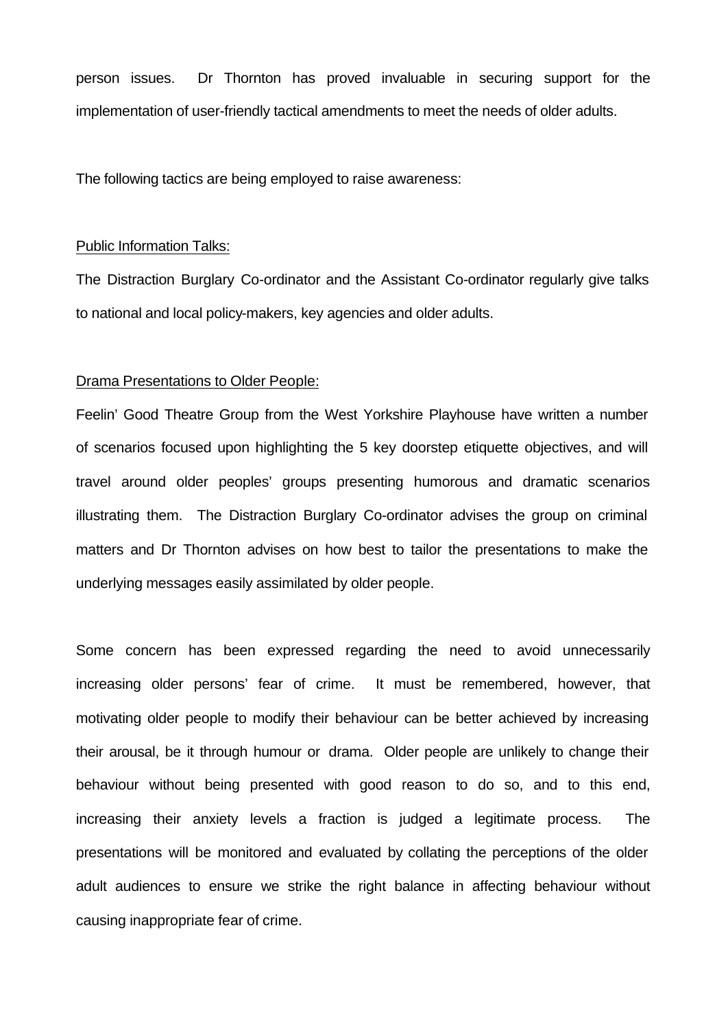person issues. Dr Thornton has proved invaluable in securing support for the implementation of user-friendly tactical amendments to meet the needs of older adults.

The following tactics are being employed to raise awareness:

<u>Public Information Talks:</u>

The Distraction Burglary Co-ordinator and the Assistant Co-ordinator regularly give talks to national and local policy-makers, key agencies and older adults.

<u>Drama Presentations to Older People:</u>

Feelin' Good Theatre Group from the West Yorkshire Playhouse have written a number of scenarios focused upon highlighting the 5 key doorstep etiquette objectives, and will travel around older peoples' groups presenting humorous and dramatic scenarios illustrating them. The Distraction Burglary Co-ordinator advises the group on criminal matters and Dr Thornton advises on how best to tailor the presentations to make the underlying messages easily assimilated by older people.

Some concern has been expressed regarding the need to avoid unnecessarily increasing older persons' fear of crime. It must be remembered, however, that motivating older people to modify their behaviour can be better achieved by increasing their arousal, be it through humour or drama. Older people are unlikely to change their behaviour without being presented with good reason to do so, and to this end, increasing their anxiety levels a fraction is judged a legitimate process. The presentations will be monitored and evaluated by collating the perceptions of the older adult audiences to ensure we strike the right balance in affecting behaviour without causing inappropriate fear of crime.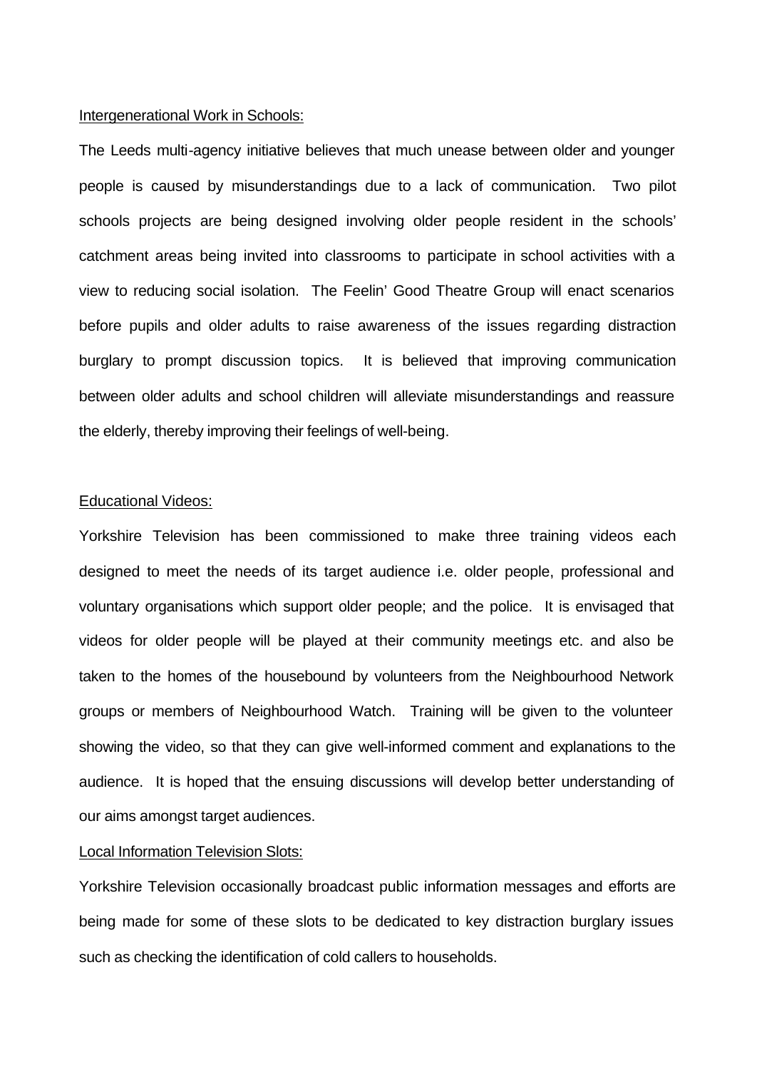<u>Intergenerational Work in Schools:</u>

The Leeds multi-agency initiative believes that much unease between older and younger people is caused by misunderstandings due to a lack of communication. Two pilot schools projects are being designed involving older people resident in the schools' catchment areas being invited into classrooms to participate in school activities with a view to reducing social isolation. The Feelin' Good Theatre Group will enact scenarios before pupils and older adults to raise awareness of the issues regarding distraction burglary to prompt discussion topics. It is believed that improving communication between older adults and school children will alleviate misunderstandings and reassure the elderly, thereby improving their feelings of well-being.

<u>Educational Videos:</u>

Yorkshire Television has been commissioned to make three training videos each designed to meet the needs of its target audience i.e. older people, professional and voluntary organisations which support older people; and the police. It is envisaged that videos for older people will be played at their community meetings etc. and also be taken to the homes of the housebound by volunteers from the Neighbourhood Network groups or members of Neighbourhood Watch. Training will be given to the volunteer showing the video, so that they can give well-informed comment and explanations to the audience. It is hoped that the ensuing discussions will develop better understanding of our aims amongst target audiences.

<u>Local Information Television Slots:</u>

Yorkshire Television occasionally broadcast public information messages and efforts are being made for some of these slots to be dedicated to key distraction burglary issues such as checking the identification of cold callers to households.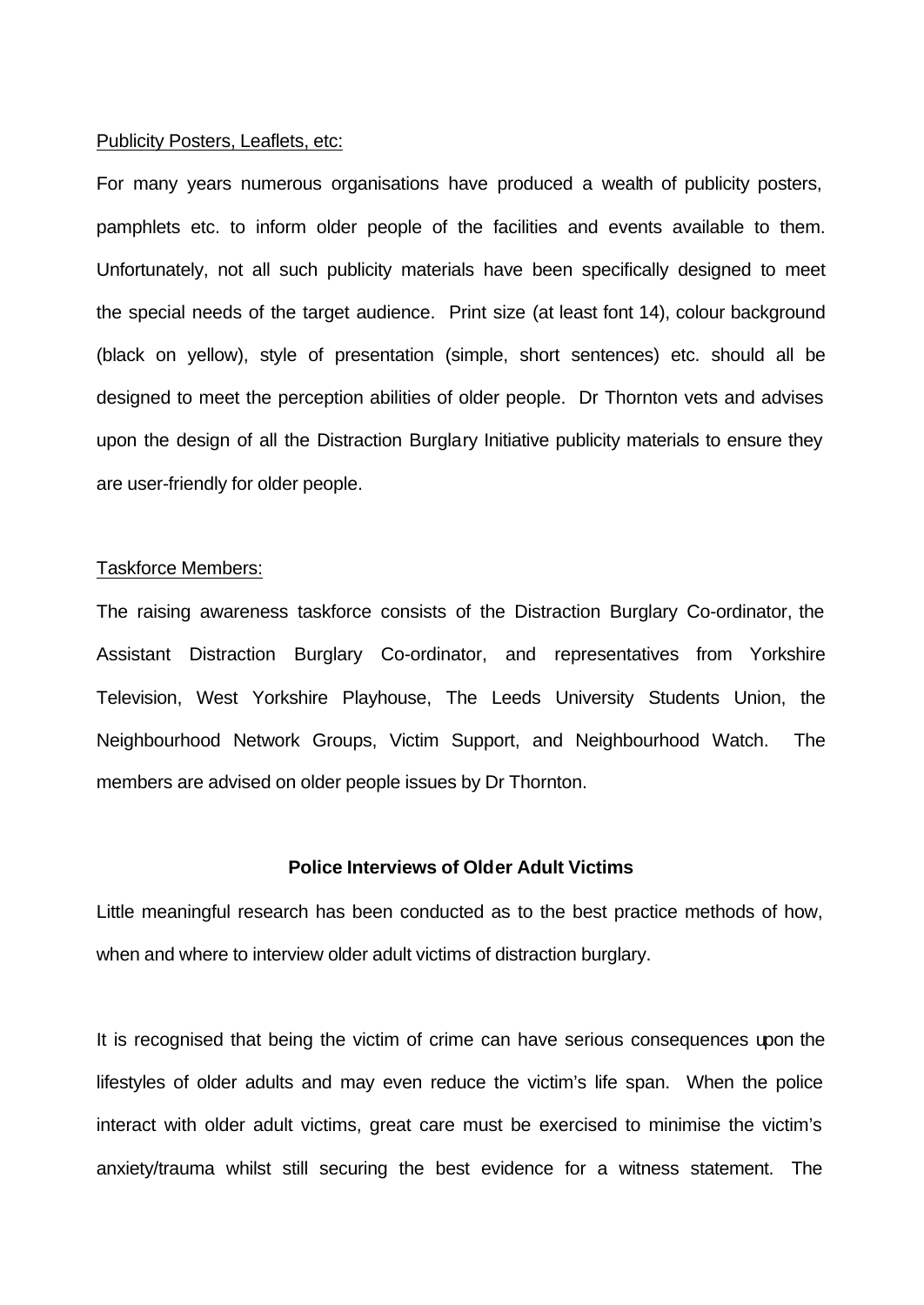Publicity Posters, Leaflets, etc:

For many years numerous organisations have produced a wealth of publicity posters, pamphlets etc. to inform older people of the facilities and events available to them. Unfortunately, not all such publicity materials have been specifically designed to meet the special needs of the target audience. Print size (at least font 14), colour background (black on yellow), style of presentation (simple, short sentences) etc. should all be designed to meet the perception abilities of older people. Dr Thornton vets and advises upon the design of all the Distraction Burglary Initiative publicity materials to ensure they are user-friendly for older people.

Taskforce Members:

The raising awareness taskforce consists of the Distraction Burglary Co-ordinator, the Assistant Distraction Burglary Co-ordinator, and representatives from Yorkshire Television, West Yorkshire Playhouse, The Leeds University Students Union, the Neighbourhood Network Groups, Victim Support, and Neighbourhood Watch. The members are advised on older people issues by Dr Thornton.

### Police Interviews of Older Adult Victims

Little meaningful research has been conducted as to the best practice methods of how, when and where to interview older adult victims of distraction burglary.

It is recognised that being the victim of crime can have serious consequences upon the lifestyles of older adults and may even reduce the victim's life span. When the police interact with older adult victims, great care must be exercised to minimise the victim's anxiety/trauma whilst still securing the best evidence for a witness statement. The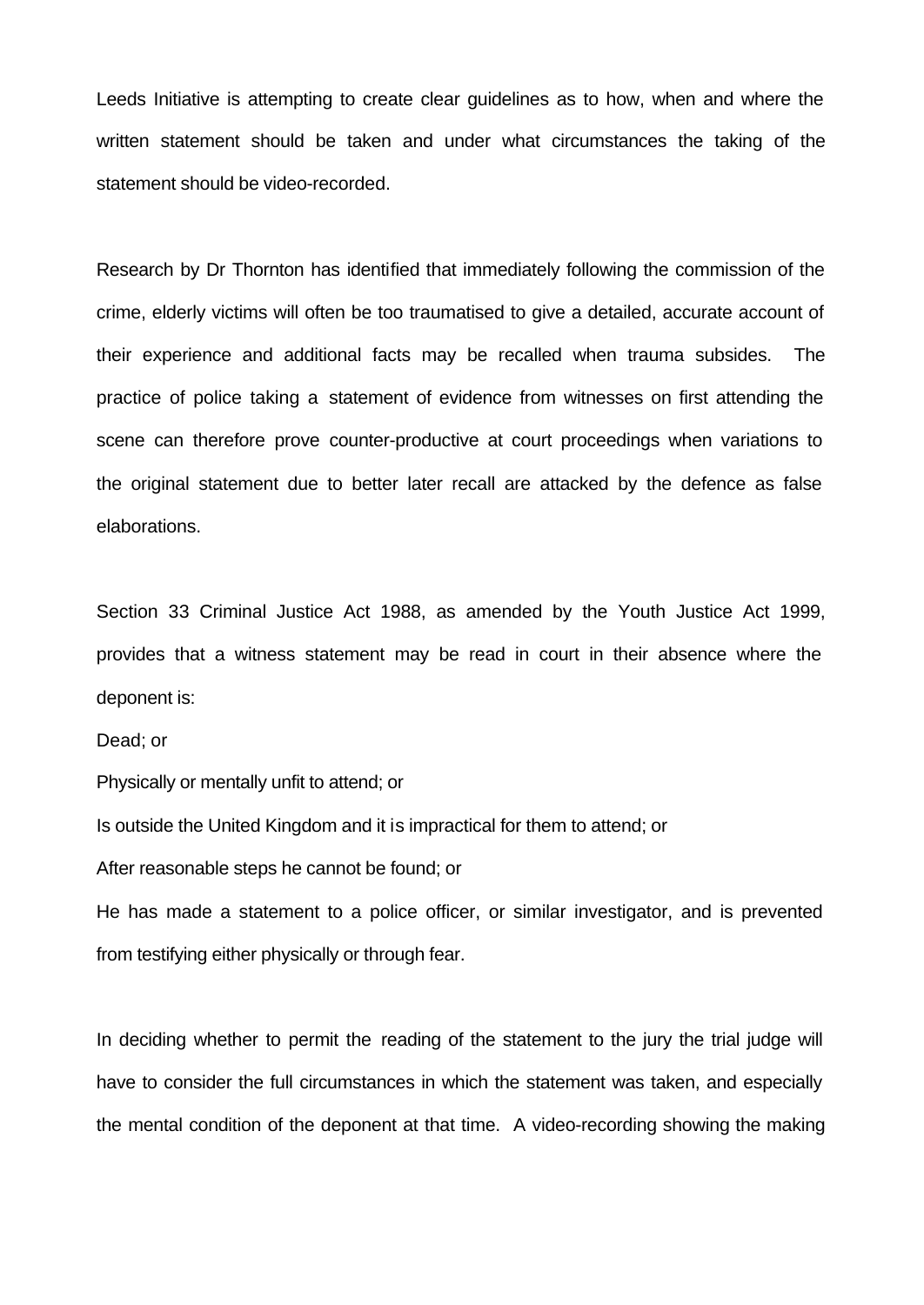Leeds Initiative is attempting to create clear guidelines as to how, when and where the written statement should be taken and under what circumstances the taking of the statement should be video-recorded.

Research by Dr Thornton has identified that immediately following the commission of the crime, elderly victims will often be too traumatised to give a detailed, accurate account of their experience and additional facts may be recalled when trauma subsides. The practice of police taking a statement of evidence from witnesses on first attending the scene can therefore prove counter-productive at court proceedings when variations to the original statement due to better later recall are attacked by the defence as false elaborations.

Section 33 Criminal Justice Act 1988, as amended by the Youth Justice Act 1999, provides that a witness statement may be read in court in their absence where the deponent is:

Dead; or

Physically or mentally unfit to attend; or

Is outside the United Kingdom and it is impractical for them to attend; or

After reasonable steps he cannot be found; or

He has made a statement to a police officer, or similar investigator, and is prevented from testifying either physically or through fear.

In deciding whether to permit the reading of the statement to the jury the trial judge will have to consider the full circumstances in which the statement was taken, and especially the mental condition of the deponent at that time. A video-recording showing the making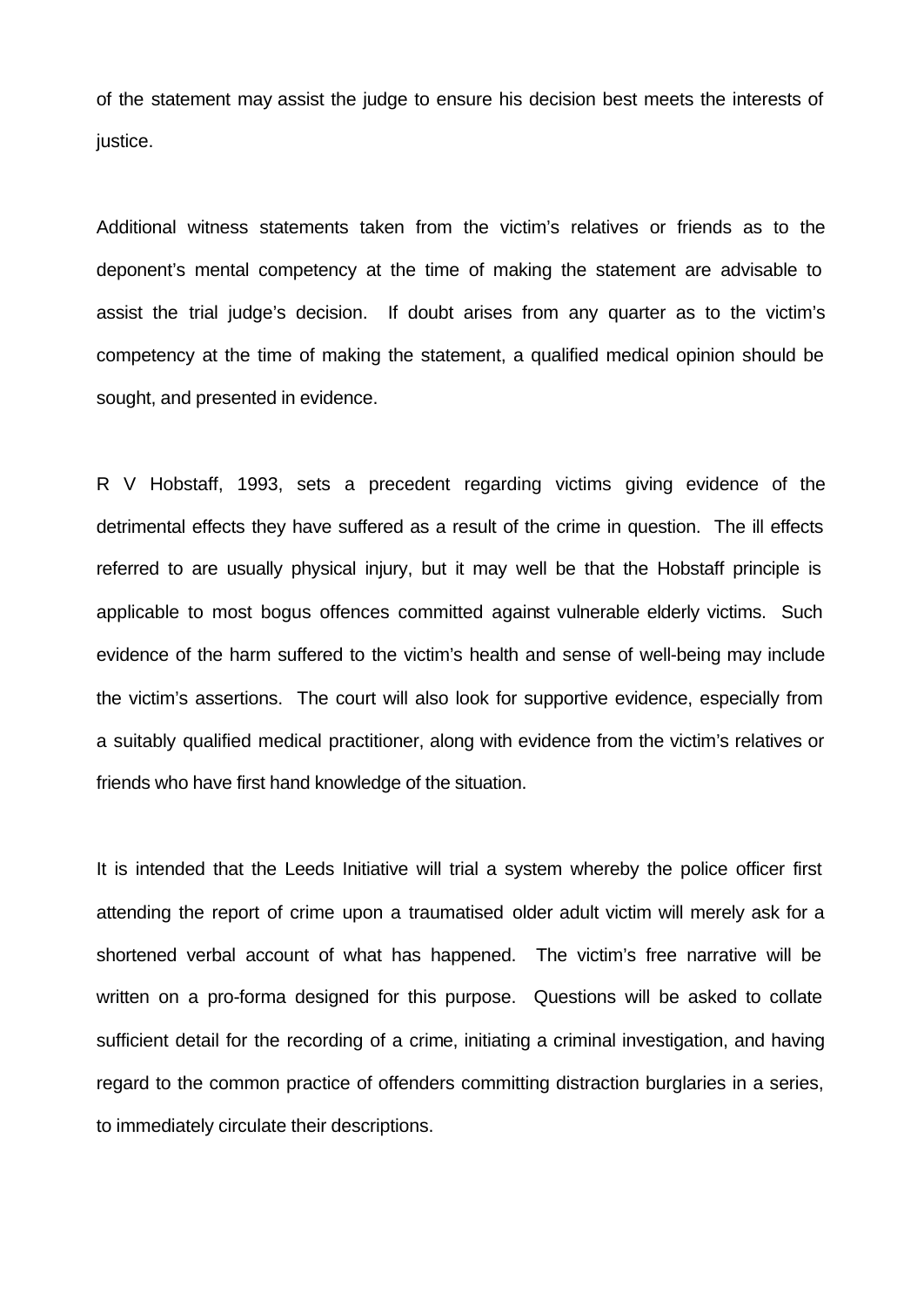of the statement may assist the judge to ensure his decision best meets the interests of justice.

Additional witness statements taken from the victim's relatives or friends as to the deponent's mental competency at the time of making the statement are advisable to assist the trial judge's decision. If doubt arises from any quarter as to the victim's competency at the time of making the statement, a qualified medical opinion should be sought, and presented in evidence.

R V Hobstaff, 1993, sets a precedent regarding victims giving evidence of the detrimental effects they have suffered as a result of the crime in question. The ill effects referred to are usually physical injury, but it may well be that the Hobstaff principle is applicable to most bogus offences committed against vulnerable elderly victims. Such evidence of the harm suffered to the victim's health and sense of well-being may include the victim's assertions. The court will also look for supportive evidence, especially from a suitably qualified medical practitioner, along with evidence from the victim's relatives or friends who have first hand knowledge of the situation.

It is intended that the Leeds Initiative will trial a system whereby the police officer first attending the report of crime upon a traumatised older adult victim will merely ask for a shortened verbal account of what has happened. The victim's free narrative will be written on a pro-forma designed for this purpose. Questions will be asked to collate sufficient detail for the recording of a crime, initiating a criminal investigation, and having regard to the common practice of offenders committing distraction burglaries in a series, to immediately circulate their descriptions.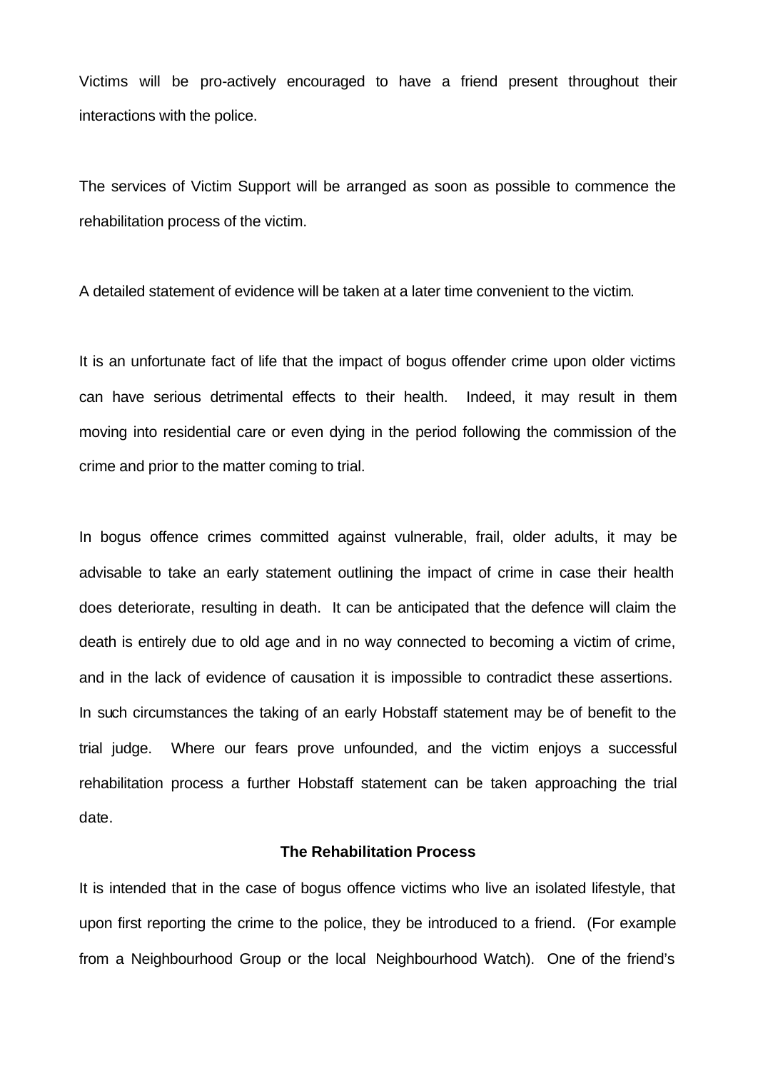Victims will be pro-actively encouraged to have a friend present throughout their interactions with the police.

The services of Victim Support will be arranged as soon as possible to commence the rehabilitation process of the victim.

A detailed statement of evidence will be taken at a later time convenient to the victim.

It is an unfortunate fact of life that the impact of bogus offender crime upon older victims can have serious detrimental effects to their health. Indeed, it may result in them moving into residential care or even dying in the period following the commission of the crime and prior to the matter coming to trial.

In bogus offence crimes committed against vulnerable, frail, older adults, it may be advisable to take an early statement outlining the impact of crime in case their health does deteriorate, resulting in death. It can be anticipated that the defence will claim the death is entirely due to old age and in no way connected to becoming a victim of crime, and in the lack of evidence of causation it is impossible to contradict these assertions. In such circumstances the taking of an early Hobstaff statement may be of benefit to the trial judge. Where our fears prove unfounded, and the victim enjoys a successful rehabilitation process a further Hobstaff statement can be taken approaching the trial date.

**The Rehabilitation Process**

It is intended that in the case of bogus offence victims who live an isolated lifestyle, that upon first reporting the crime to the police, they be introduced to a friend. (For example from a Neighbourhood Group or the local Neighbourhood Watch). One of the friend's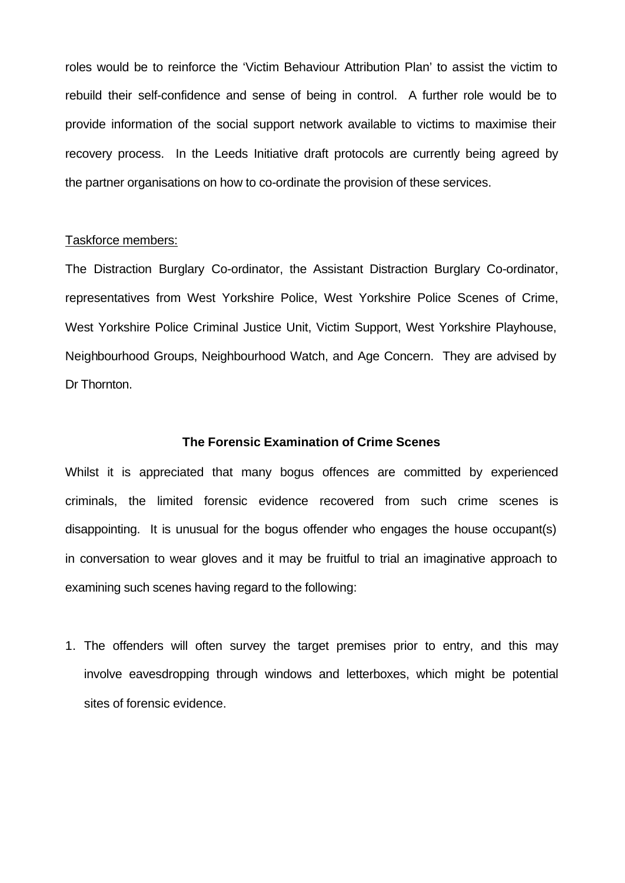roles would be to reinforce the 'Victim Behaviour Attribution Plan' to assist the victim to rebuild their self-confidence and sense of being in control. A further role would be to provide information of the social support network available to victims to maximise their recovery process. In the Leeds Initiative draft protocols are currently being agreed by the partner organisations on how to co-ordinate the provision of these services.

<u>Taskforce members:</u>

The Distraction Burglary Co-ordinator, the Assistant Distraction Burglary Co-ordinator, representatives from West Yorkshire Police, West Yorkshire Police Scenes of Crime, West Yorkshire Police Criminal Justice Unit, Victim Support, West Yorkshire Playhouse, Neighbourhood Groups, Neighbourhood Watch, and Age Concern. They are advised by Dr Thornton.

**The Forensic Examination of Crime Scenes**

Whilst it is appreciated that many bogus offences are committed by experienced criminals, the limited forensic evidence recovered from such crime scenes is disappointing. It is unusual for the bogus offender who engages the house occupant(s) in conversation to wear gloves and it may be fruitful to trial an imaginative approach to examining such scenes having regard to the following:

1. The offenders will often survey the target premises prior to entry, and this may involve eavesdropping through windows and letterboxes, which might be potential sites of forensic evidence.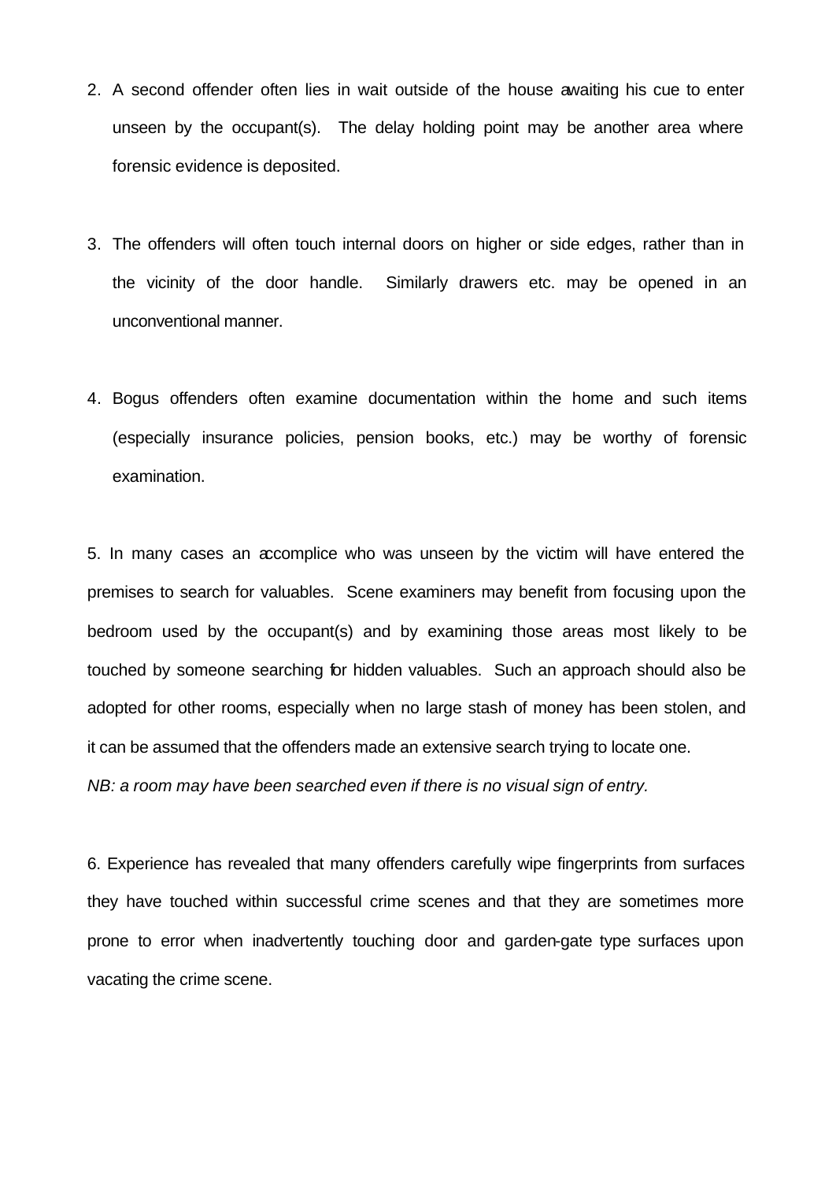2. A second offender often lies in wait outside of the house awaiting his cue to enter unseen by the occupant(s). The delay holding point may be another area where forensic evidence is deposited.

3. The offenders will often touch internal doors on higher or side edges, rather than in the vicinity of the door handle. Similarly drawers etc. may be opened in an unconventional manner.

4. Bogus offenders often examine documentation within the home and such items (especially insurance policies, pension books, etc.) may be worthy of forensic examination.

5. In many cases an accomplice who was unseen by the victim will have entered the premises to search for valuables. Scene examiners may benefit from focusing upon the bedroom used by the occupant(s) and by examining those areas most likely to be touched by someone searching for hidden valuables. Such an approach should also be adopted for other rooms, especially when no large stash of money has been stolen, and it can be assumed that the offenders made an extensive search trying to locate one.
*NB: a room may have been searched even if there is no visual sign of entry.*

6. Experience has revealed that many offenders carefully wipe fingerprints from surfaces they have touched within successful crime scenes and that they are sometimes more prone to error when inadvertently touching door and garden-gate type surfaces upon vacating the crime scene.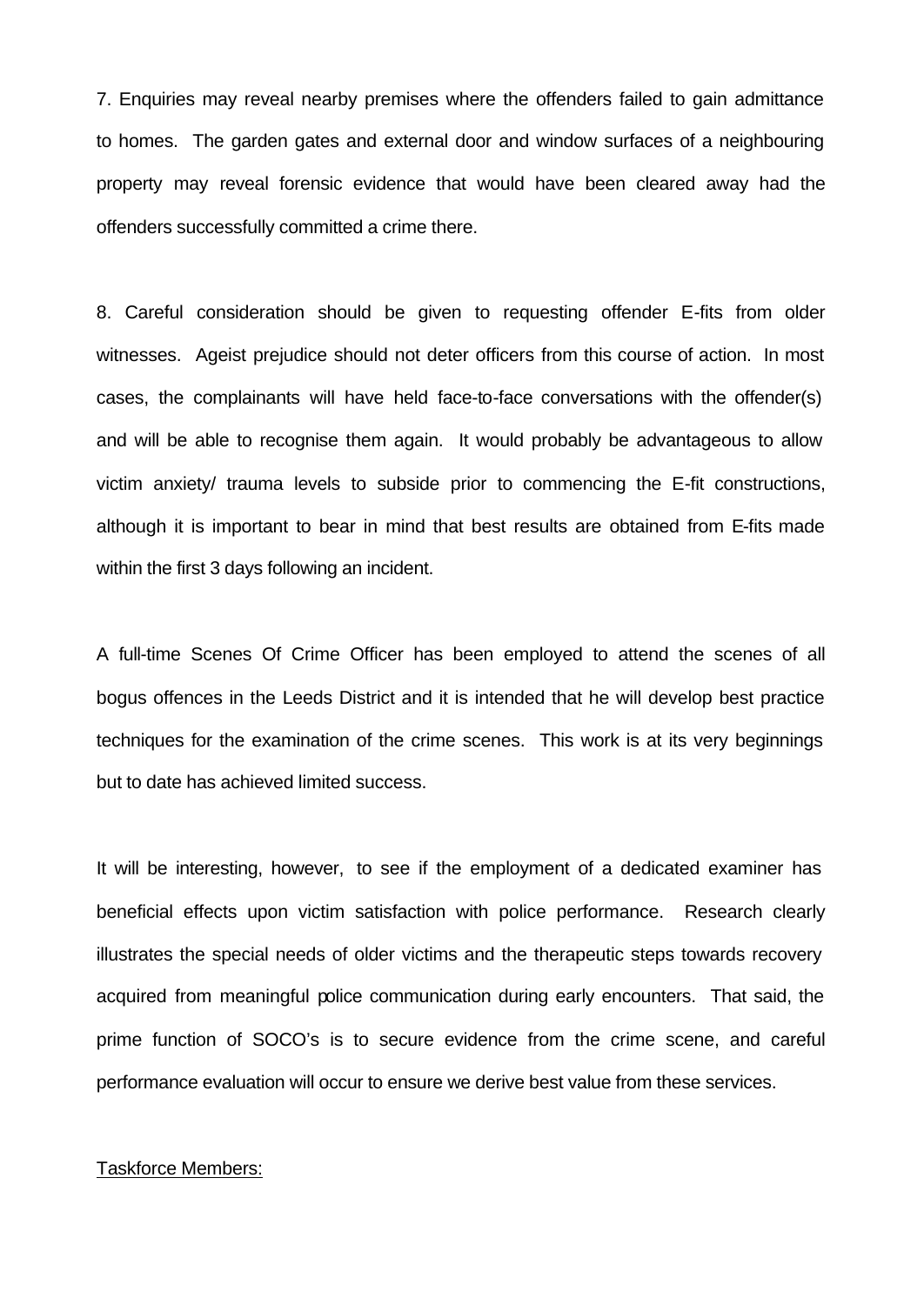7. Enquiries may reveal nearby premises where the offenders failed to gain admittance to homes. The garden gates and external door and window surfaces of a neighbouring property may reveal forensic evidence that would have been cleared away had the offenders successfully committed a crime there.

8. Careful consideration should be given to requesting offender E-fits from older witnesses. Ageist prejudice should not deter officers from this course of action. In most cases, the complainants will have held face-to-face conversations with the offender(s) and will be able to recognise them again. It would probably be advantageous to allow victim anxiety/ trauma levels to subside prior to commencing the E-fit constructions, although it is important to bear in mind that best results are obtained from E-fits made within the first 3 days following an incident.

A full-time Scenes Of Crime Officer has been employed to attend the scenes of all bogus offences in the Leeds District and it is intended that he will develop best practice techniques for the examination of the crime scenes. This work is at its very beginnings but to date has achieved limited success.

It will be interesting, however, to see if the employment of a dedicated examiner has beneficial effects upon victim satisfaction with police performance. Research clearly illustrates the special needs of older victims and the therapeutic steps towards recovery acquired from meaningful police communication during early encounters. That said, the prime function of SOCO's is to secure evidence from the crime scene, and careful performance evaluation will occur to ensure we derive best value from these services.

<u>Taskforce Members:</u>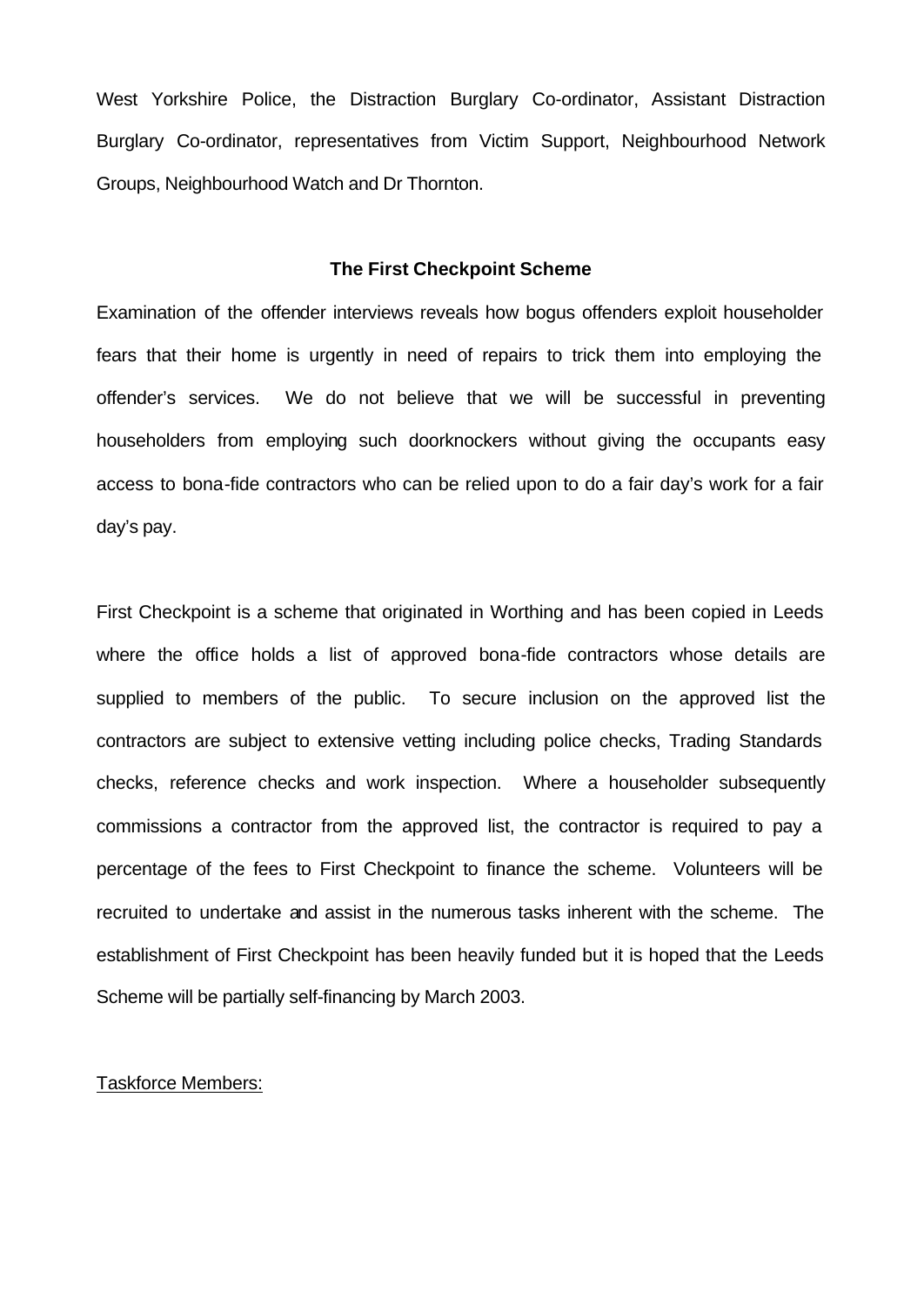West Yorkshire Police, the Distraction Burglary Co-ordinator, Assistant Distraction Burglary Co-ordinator, representatives from Victim Support, Neighbourhood Network Groups, Neighbourhood Watch and Dr Thornton.

**The First Checkpoint Scheme**

Examination of the offender interviews reveals how bogus offenders exploit householder fears that their home is urgently in need of repairs to trick them into employing the offender's services. We do not believe that we will be successful in preventing householders from employing such doorknockers without giving the occupants easy access to bona-fide contractors who can be relied upon to do a fair day's work for a fair day's pay.

First Checkpoint is a scheme that originated in Worthing and has been copied in Leeds where the office holds a list of approved bona-fide contractors whose details are supplied to members of the public. To secure inclusion on the approved list the contractors are subject to extensive vetting including police checks, Trading Standards checks, reference checks and work inspection. Where a householder subsequently commissions a contractor from the approved list, the contractor is required to pay a percentage of the fees to First Checkpoint to finance the scheme. Volunteers will be recruited to undertake and assist in the numerous tasks inherent with the scheme. The establishment of First Checkpoint has been heavily funded but it is hoped that the Leeds Scheme will be partially self-financing by March 2003.

<u>Taskforce Members:</u>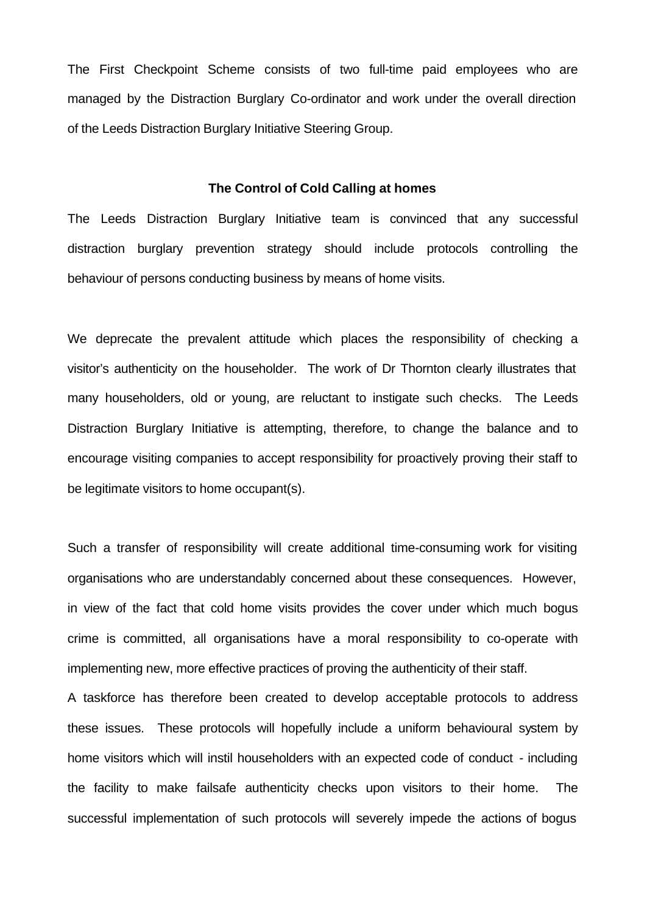The First Checkpoint Scheme consists of two full-time paid employees who are managed by the Distraction Burglary Co-ordinator and work under the overall direction of the Leeds Distraction Burglary Initiative Steering Group.

**The Control of Cold Calling at homes**

The Leeds Distraction Burglary Initiative team is convinced that any successful distraction burglary prevention strategy should include protocols controlling the behaviour of persons conducting business by means of home visits.

We deprecate the prevalent attitude which places the responsibility of checking a visitor's authenticity on the householder. The work of Dr Thornton clearly illustrates that many householders, old or young, are reluctant to instigate such checks. The Leeds Distraction Burglary Initiative is attempting, therefore, to change the balance and to encourage visiting companies to accept responsibility for proactively proving their staff to be legitimate visitors to home occupant(s).

Such a transfer of responsibility will create additional time-consuming work for visiting organisations who are understandably concerned about these consequences. However, in view of the fact that cold home visits provides the cover under which much bogus crime is committed, all organisations have a moral responsibility to co-operate with implementing new, more effective practices of proving the authenticity of their staff.

A taskforce has therefore been created to develop acceptable protocols to address these issues. These protocols will hopefully include a uniform behavioural system by home visitors which will instil householders with an expected code of conduct - including the facility to make failsafe authenticity checks upon visitors to their home. The successful implementation of such protocols will severely impede the actions of bogus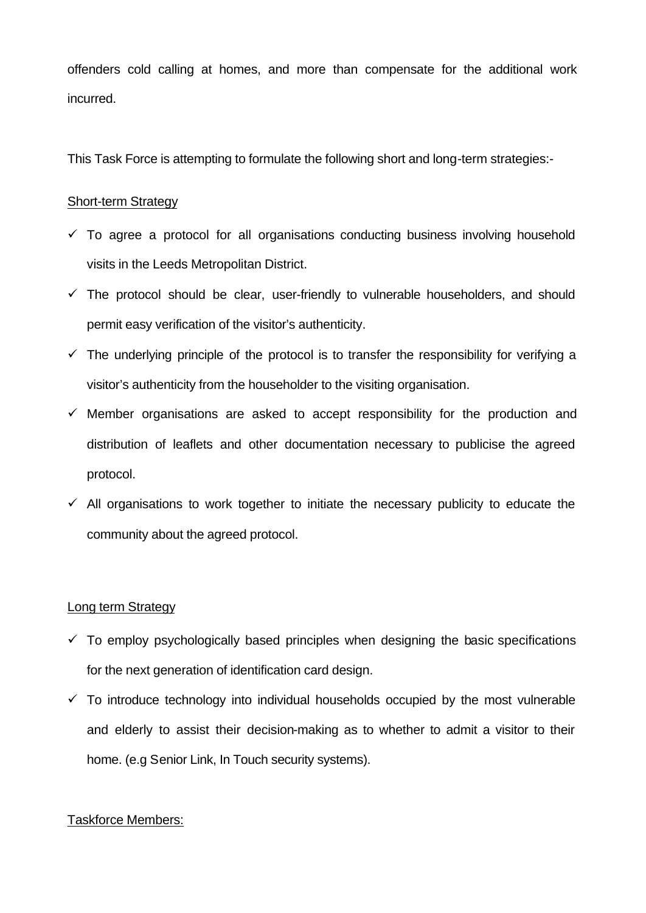offenders cold calling at homes, and more than compensate for the additional work incurred.

This Task Force is attempting to formulate the following short and long-term strategies:-

<u>Short-term Strategy</u>

- ✓ To agree a protocol for all organisations conducting business involving household visits in the Leeds Metropolitan District.
- ✓ The protocol should be clear, user-friendly to vulnerable householders, and should permit easy verification of the visitor's authenticity.
- ✓ The underlying principle of the protocol is to transfer the responsibility for verifying a visitor's authenticity from the householder to the visiting organisation.
- ✓ Member organisations are asked to accept responsibility for the production and distribution of leaflets and other documentation necessary to publicise the agreed protocol.
- ✓ All organisations to work together to initiate the necessary publicity to educate the community about the agreed protocol.

<u>Long term Strategy</u>

- ✓ To employ psychologically based principles when designing the basic specifications for the next generation of identification card design.
- ✓ To introduce technology into individual households occupied by the most vulnerable and elderly to assist their decision-making as to whether to admit a visitor to their home. (e.g Senior Link, In Touch security systems).

<u>Taskforce Members:</u>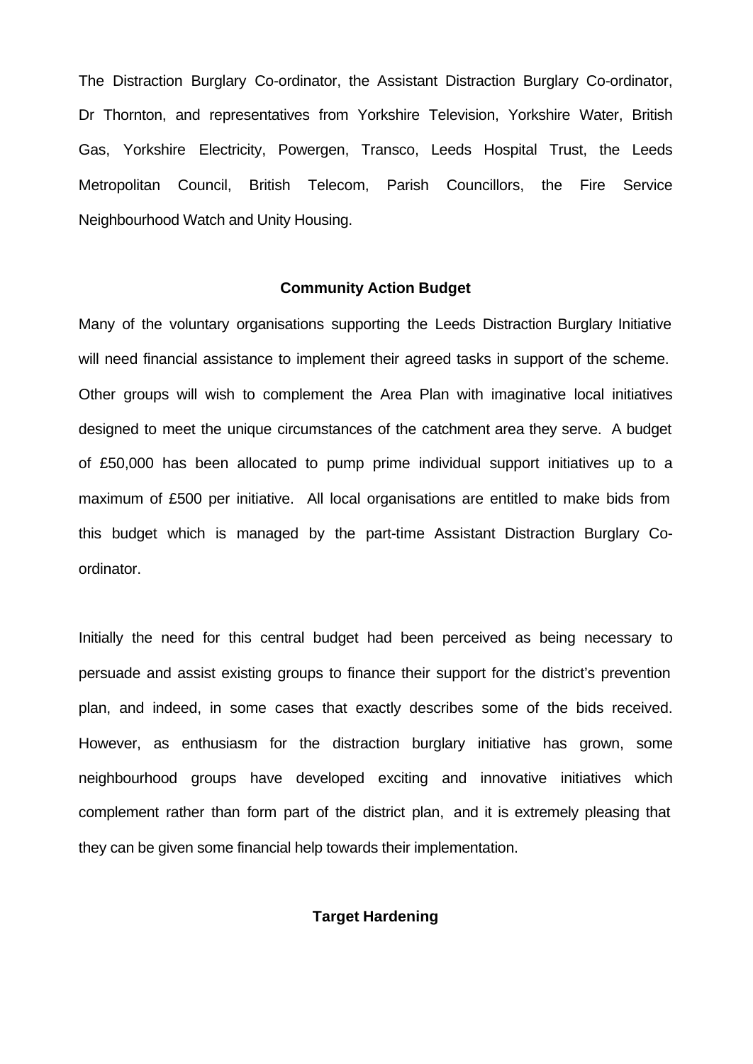The Distraction Burglary Co-ordinator, the Assistant Distraction Burglary Co-ordinator, Dr Thornton, and representatives from Yorkshire Television, Yorkshire Water, British Gas, Yorkshire Electricity, Powergen, Transco, Leeds Hospital Trust, the Leeds Metropolitan Council, British Telecom, Parish Councillors, the Fire Service Neighbourhood Watch and Unity Housing.

**Community Action Budget**

Many of the voluntary organisations supporting the Leeds Distraction Burglary Initiative will need financial assistance to implement their agreed tasks in support of the scheme. Other groups will wish to complement the Area Plan with imaginative local initiatives designed to meet the unique circumstances of the catchment area they serve. A budget of £50,000 has been allocated to pump prime individual support initiatives up to a maximum of £500 per initiative. All local organisations are entitled to make bids from this budget which is managed by the part-time Assistant Distraction Burglary Co-ordinator.

Initially the need for this central budget had been perceived as being necessary to persuade and assist existing groups to finance their support for the district's prevention plan, and indeed, in some cases that exactly describes some of the bids received. However, as enthusiasm for the distraction burglary initiative has grown, some neighbourhood groups have developed exciting and innovative initiatives which complement rather than form part of the district plan, and it is extremely pleasing that they can be given some financial help towards their implementation.

**Target Hardening**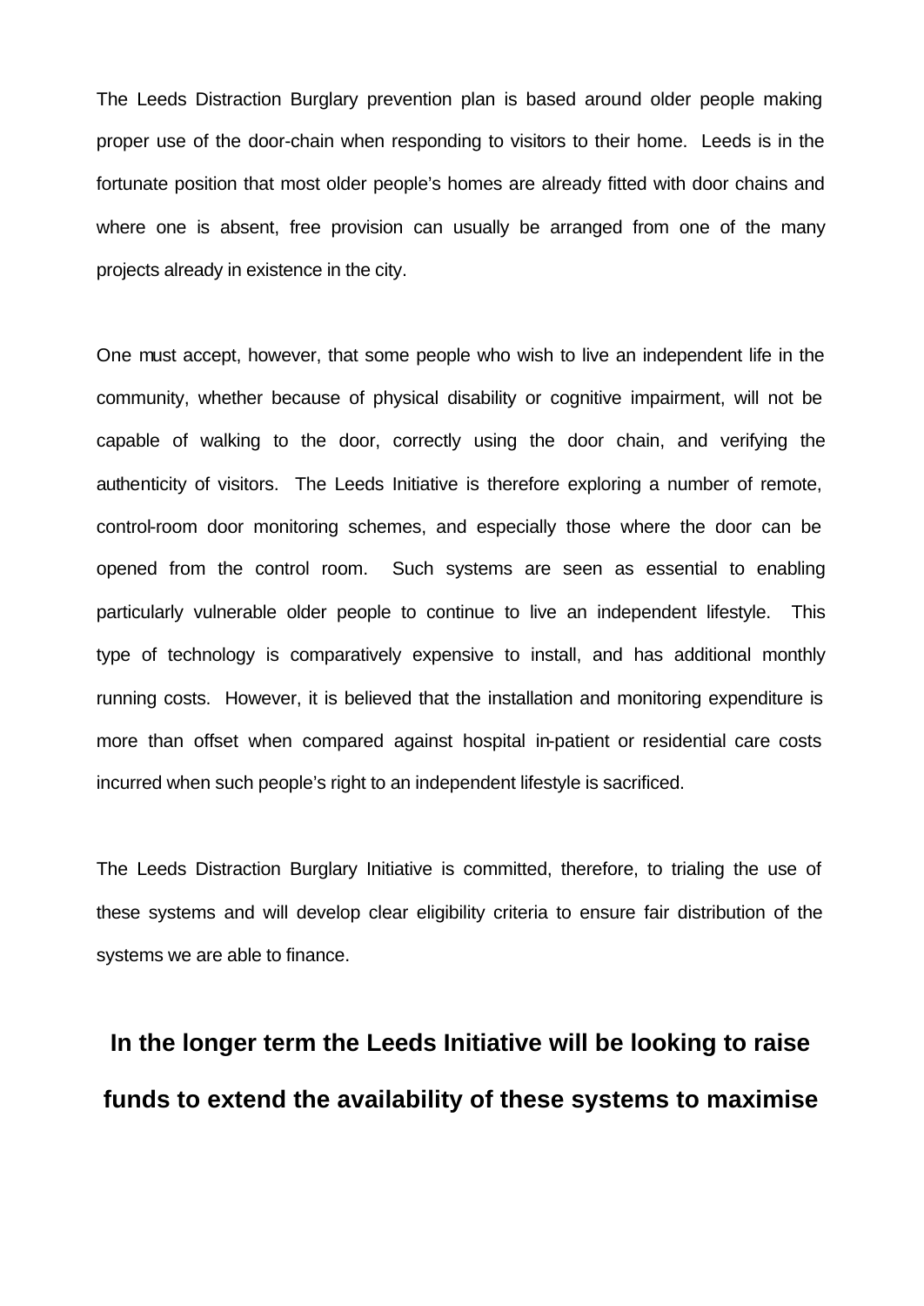The Leeds Distraction Burglary prevention plan is based around older people making proper use of the door-chain when responding to visitors to their home. Leeds is in the fortunate position that most older people's homes are already fitted with door chains and where one is absent, free provision can usually be arranged from one of the many projects already in existence in the city.

One must accept, however, that some people who wish to live an independent life in the community, whether because of physical disability or cognitive impairment, will not be capable of walking to the door, correctly using the door chain, and verifying the authenticity of visitors. The Leeds Initiative is therefore exploring a number of remote, control-room door monitoring schemes, and especially those where the door can be opened from the control room. Such systems are seen as essential to enabling particularly vulnerable older people to continue to live an independent lifestyle. This type of technology is comparatively expensive to install, and has additional monthly running costs. However, it is believed that the installation and monitoring expenditure is more than offset when compared against hospital in-patient or residential care costs incurred when such people's right to an independent lifestyle is sacrificed.

The Leeds Distraction Burglary Initiative is committed, therefore, to trialing the use of these systems and will develop clear eligibility criteria to ensure fair distribution of the systems we are able to finance.

**In the longer term the Leeds Initiative will be looking to raise funds to extend the availability of these systems to maximise**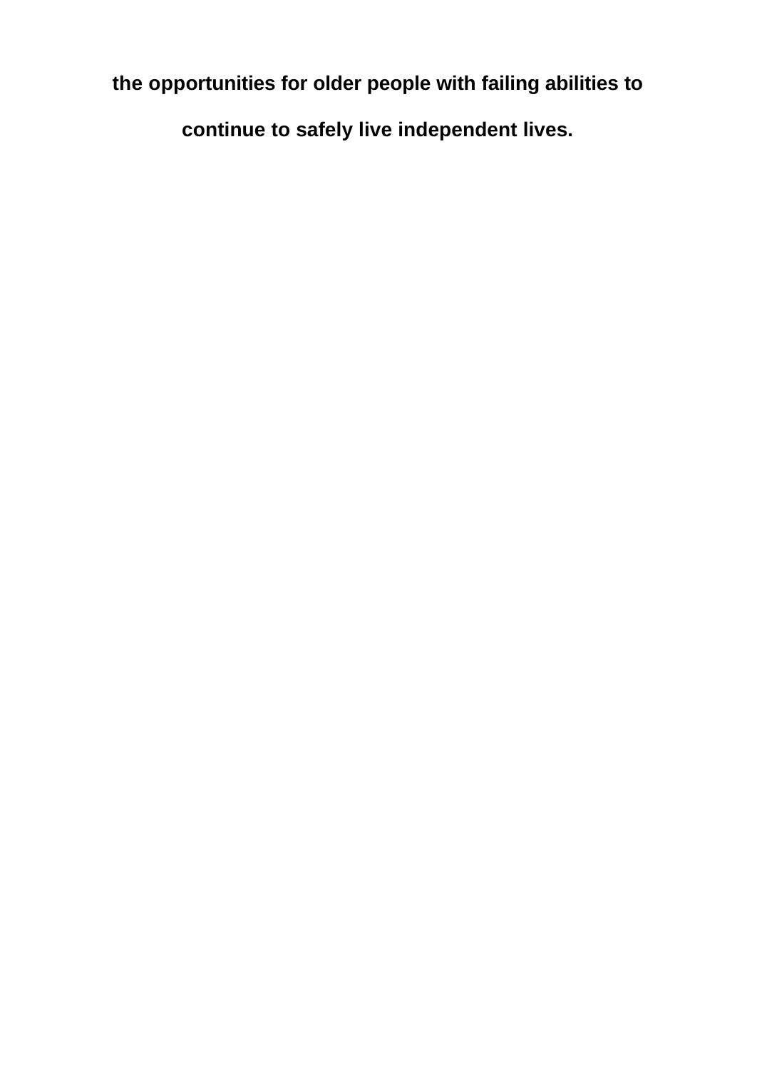**the opportunities for older people with failing abilities to continue to safely live independent lives.**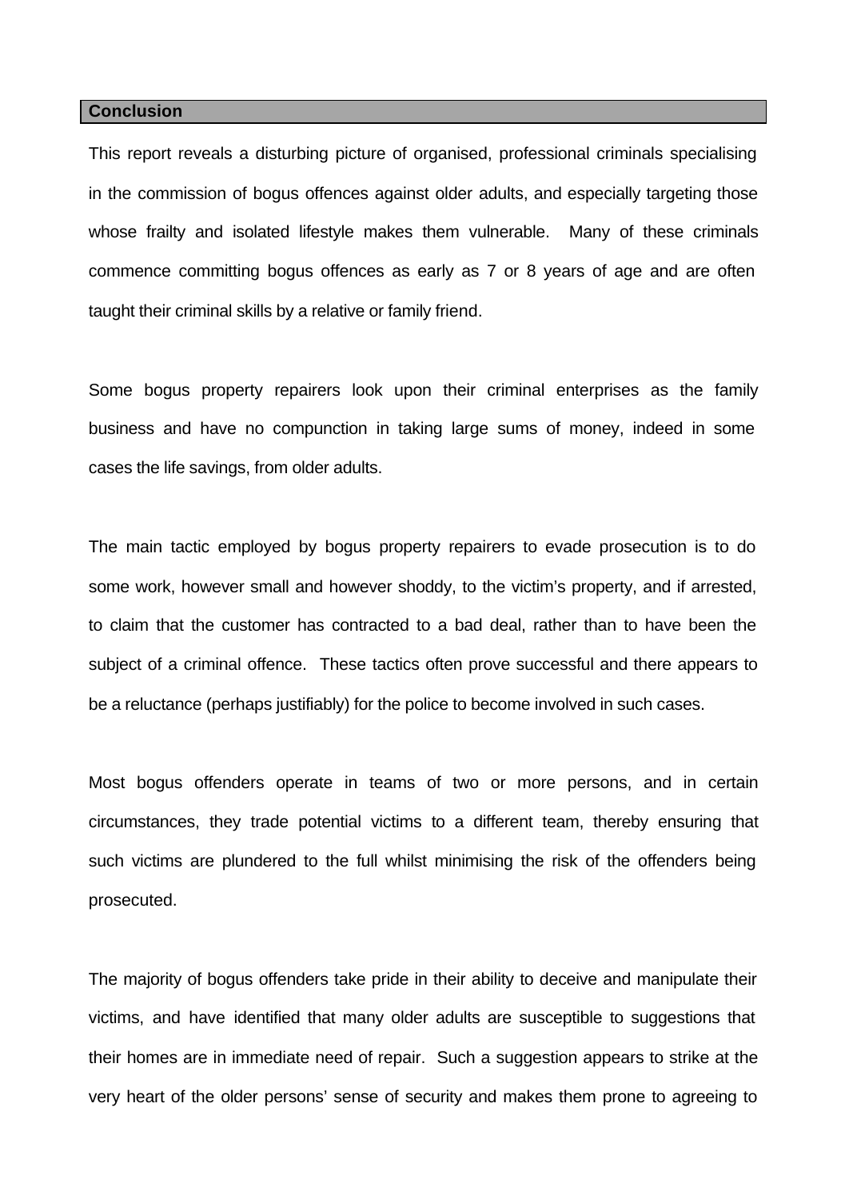## Conclusion

This report reveals a disturbing picture of organised, professional criminals specialising in the commission of bogus offences against older adults, and especially targeting those whose frailty and isolated lifestyle makes them vulnerable. Many of these criminals commence committing bogus offences as early as 7 or 8 years of age and are often taught their criminal skills by a relative or family friend.

Some bogus property repairers look upon their criminal enterprises as the family business and have no compunction in taking large sums of money, indeed in some cases the life savings, from older adults.

The main tactic employed by bogus property repairers to evade prosecution is to do some work, however small and however shoddy, to the victim's property, and if arrested, to claim that the customer has contracted to a bad deal, rather than to have been the subject of a criminal offence. These tactics often prove successful and there appears to be a reluctance (perhaps justifiably) for the police to become involved in such cases.

Most bogus offenders operate in teams of two or more persons, and in certain circumstances, they trade potential victims to a different team, thereby ensuring that such victims are plundered to the full whilst minimising the risk of the offenders being prosecuted.

The majority of bogus offenders take pride in their ability to deceive and manipulate their victims, and have identified that many older adults are susceptible to suggestions that their homes are in immediate need of repair. Such a suggestion appears to strike at the very heart of the older persons' sense of security and makes them prone to agreeing to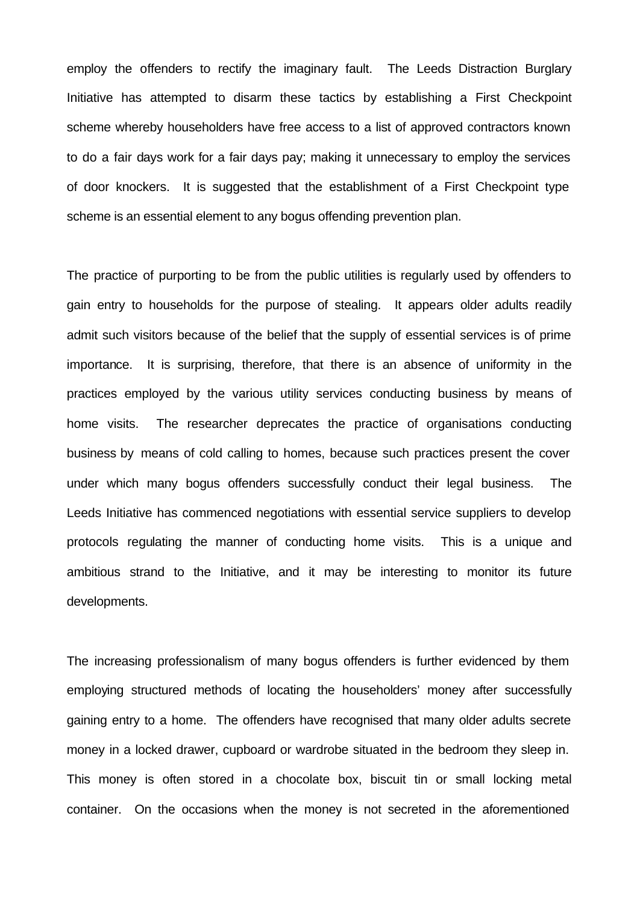employ the offenders to rectify the imaginary fault. The Leeds Distraction Burglary Initiative has attempted to disarm these tactics by establishing a First Checkpoint scheme whereby householders have free access to a list of approved contractors known to do a fair days work for a fair days pay; making it unnecessary to employ the services of door knockers. It is suggested that the establishment of a First Checkpoint type scheme is an essential element to any bogus offending prevention plan.

The practice of purporting to be from the public utilities is regularly used by offenders to gain entry to households for the purpose of stealing. It appears older adults readily admit such visitors because of the belief that the supply of essential services is of prime importance. It is surprising, therefore, that there is an absence of uniformity in the practices employed by the various utility services conducting business by means of home visits. The researcher deprecates the practice of organisations conducting business by means of cold calling to homes, because such practices present the cover under which many bogus offenders successfully conduct their legal business. The Leeds Initiative has commenced negotiations with essential service suppliers to develop protocols regulating the manner of conducting home visits. This is a unique and ambitious strand to the Initiative, and it may be interesting to monitor its future developments.

The increasing professionalism of many bogus offenders is further evidenced by them employing structured methods of locating the householders' money after successfully gaining entry to a home. The offenders have recognised that many older adults secrete money in a locked drawer, cupboard or wardrobe situated in the bedroom they sleep in. This money is often stored in a chocolate box, biscuit tin or small locking metal container. On the occasions when the money is not secreted in the aforementioned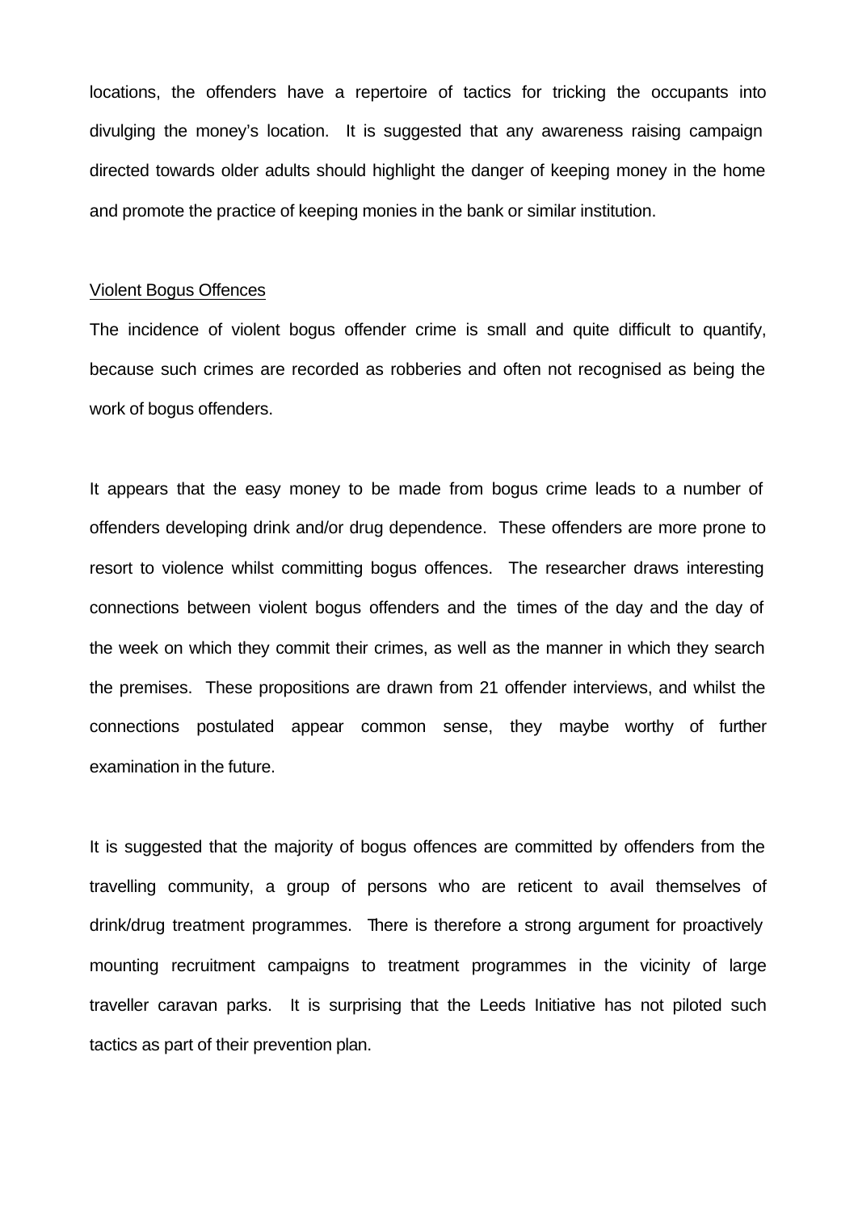locations, the offenders have a repertoire of tactics for tricking the occupants into divulging the money's location. It is suggested that any awareness raising campaign directed towards older adults should highlight the danger of keeping money in the home and promote the practice of keeping monies in the bank or similar institution.

<u>Violent Bogus Offences</u>

The incidence of violent bogus offender crime is small and quite difficult to quantify, because such crimes are recorded as robberies and often not recognised as being the work of bogus offenders.

It appears that the easy money to be made from bogus crime leads to a number of offenders developing drink and/or drug dependence. These offenders are more prone to resort to violence whilst committing bogus offences. The researcher draws interesting connections between violent bogus offenders and the times of the day and the day of the week on which they commit their crimes, as well as the manner in which they search the premises. These propositions are drawn from 21 offender interviews, and whilst the connections postulated appear common sense, they maybe worthy of further examination in the future.

It is suggested that the majority of bogus offences are committed by offenders from the travelling community, a group of persons who are reticent to avail themselves of drink/drug treatment programmes. There is therefore a strong argument for proactively mounting recruitment campaigns to treatment programmes in the vicinity of large traveller caravan parks. It is surprising that the Leeds Initiative has not piloted such tactics as part of their prevention plan.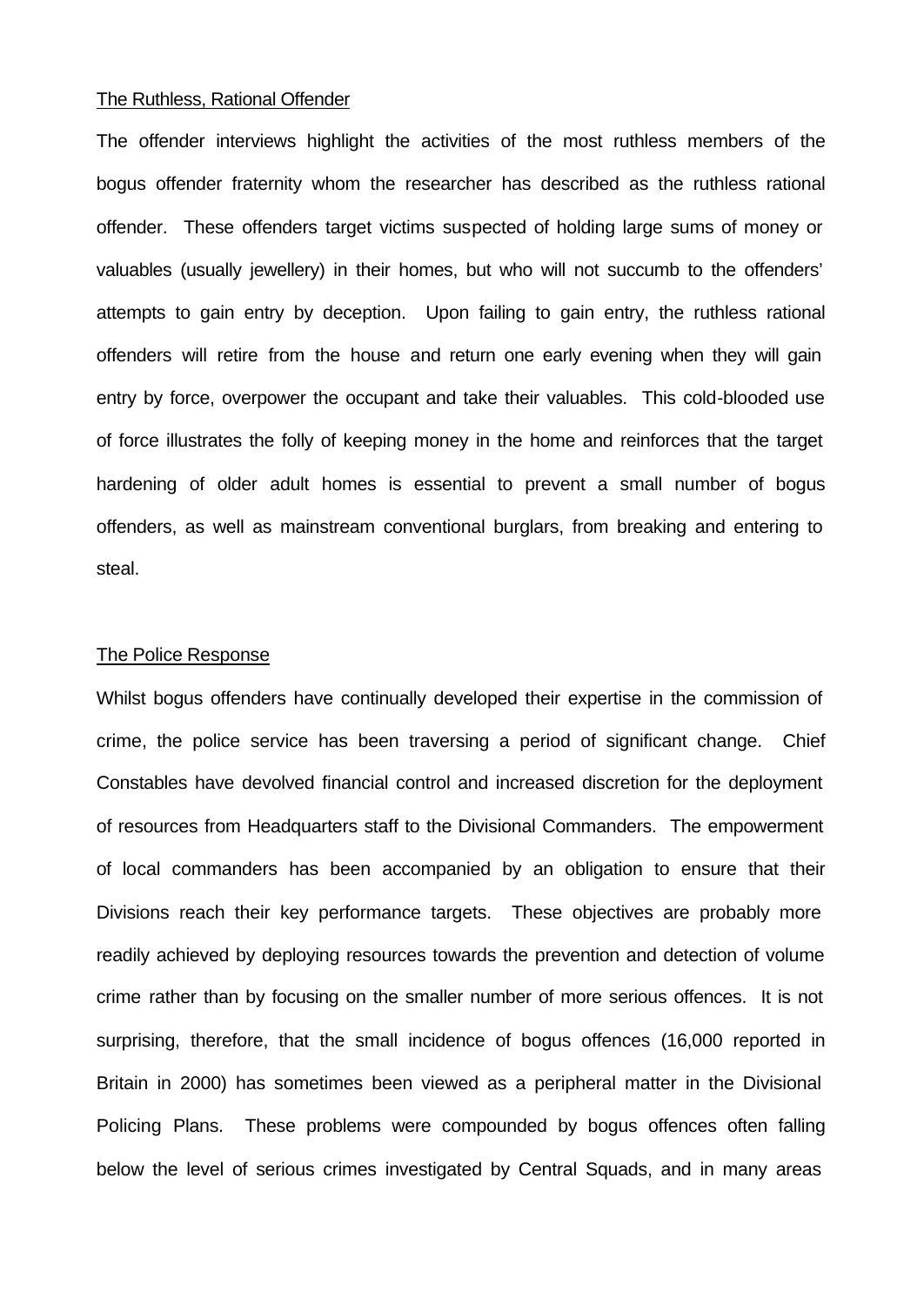## The Ruthless, Rational Offender

The offender interviews highlight the activities of the most ruthless members of the bogus offender fraternity whom the researcher has described as the ruthless rational offender. These offenders target victims suspected of holding large sums of money or valuables (usually jewellery) in their homes, but who will not succumb to the offenders' attempts to gain entry by deception. Upon failing to gain entry, the ruthless rational offenders will retire from the house and return one early evening when they will gain entry by force, overpower the occupant and take their valuables. This cold-blooded use of force illustrates the folly of keeping money in the home and reinforces that the target hardening of older adult homes is essential to prevent a small number of bogus offenders, as well as mainstream conventional burglars, from breaking and entering to steal.

## The Police Response

Whilst bogus offenders have continually developed their expertise in the commission of crime, the police service has been traversing a period of significant change. Chief Constables have devolved financial control and increased discretion for the deployment of resources from Headquarters staff to the Divisional Commanders. The empowerment of local commanders has been accompanied by an obligation to ensure that their Divisions reach their key performance targets. These objectives are probably more readily achieved by deploying resources towards the prevention and detection of volume crime rather than by focusing on the smaller number of more serious offences. It is not surprising, therefore, that the small incidence of bogus offences (16,000 reported in Britain in 2000) has sometimes been viewed as a peripheral matter in the Divisional Policing Plans. These problems were compounded by bogus offences often falling below the level of serious crimes investigated by Central Squads, and in many areas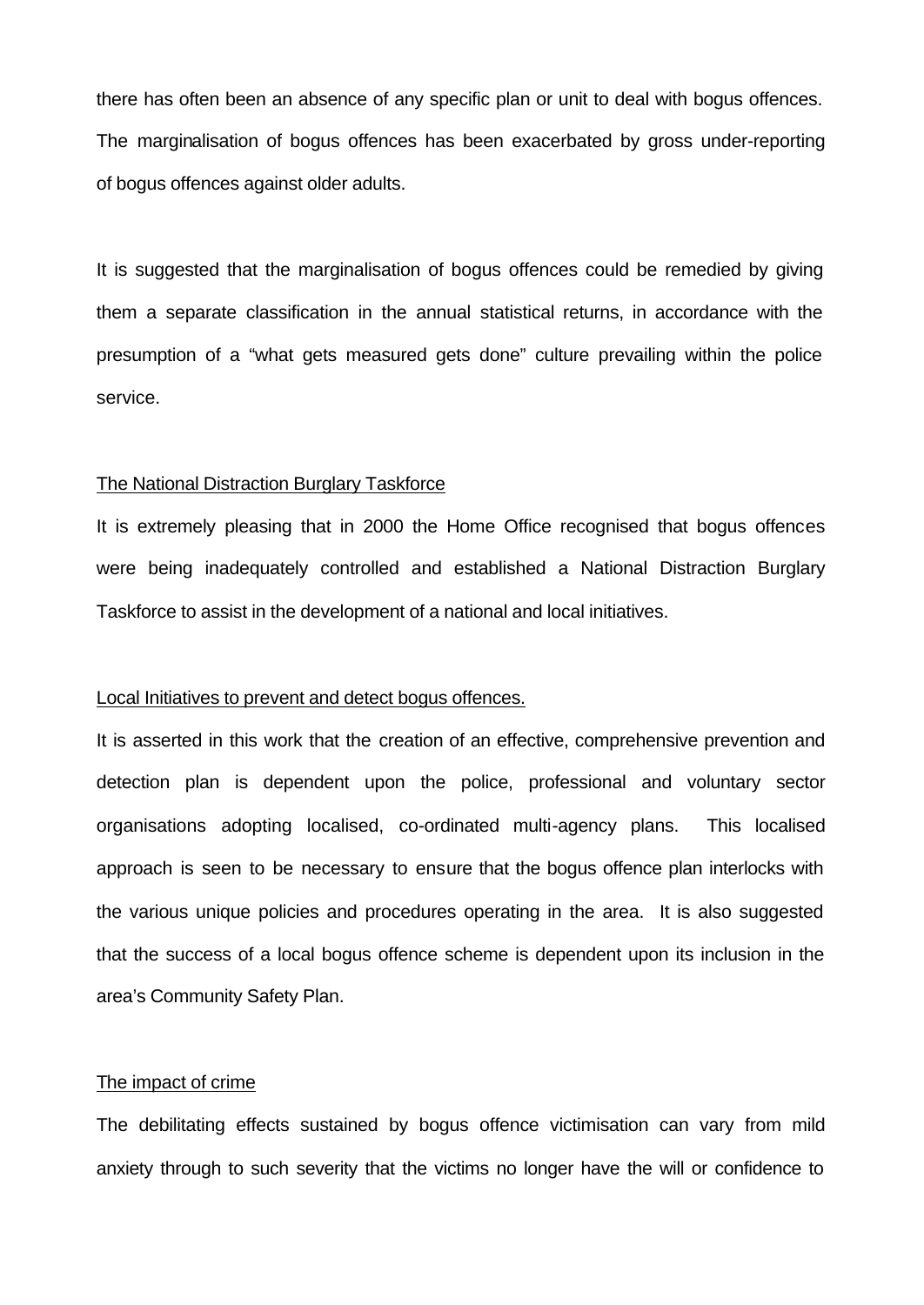there has often been an absence of any specific plan or unit to deal with bogus offences. The marginalisation of bogus offences has been exacerbated by gross under-reporting of bogus offences against older adults.

It is suggested that the marginalisation of bogus offences could be remedied by giving them a separate classification in the annual statistical returns, in accordance with the presumption of a "what gets measured gets done" culture prevailing within the police service.

<u>The National Distraction Burglary Taskforce</u>

It is extremely pleasing that in 2000 the Home Office recognised that bogus offences were being inadequately controlled and established a National Distraction Burglary Taskforce to assist in the development of a national and local initiatives.

<u>Local Initiatives to prevent and detect bogus offences.</u>

It is asserted in this work that the creation of an effective, comprehensive prevention and detection plan is dependent upon the police, professional and voluntary sector organisations adopting localised, co-ordinated multi-agency plans. This localised approach is seen to be necessary to ensure that the bogus offence plan interlocks with the various unique policies and procedures operating in the area. It is also suggested that the success of a local bogus offence scheme is dependent upon its inclusion in the area's Community Safety Plan.

<u>The impact of crime</u>

The debilitating effects sustained by bogus offence victimisation can vary from mild anxiety through to such severity that the victims no longer have the will or confidence to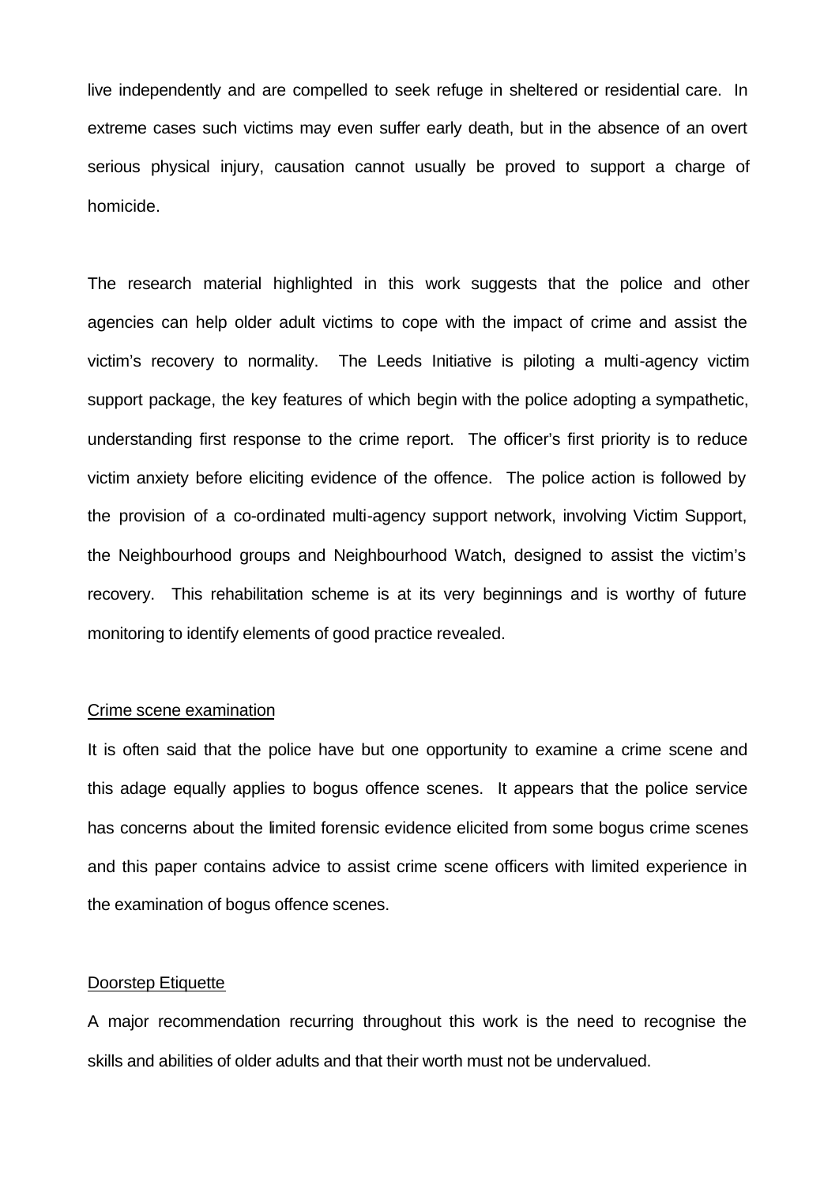live independently and are compelled to seek refuge in sheltered or residential care. In extreme cases such victims may even suffer early death, but in the absence of an overt serious physical injury, causation cannot usually be proved to support a charge of homicide.

The research material highlighted in this work suggests that the police and other agencies can help older adult victims to cope with the impact of crime and assist the victim's recovery to normality. The Leeds Initiative is piloting a multi-agency victim support package, the key features of which begin with the police adopting a sympathetic, understanding first response to the crime report. The officer's first priority is to reduce victim anxiety before eliciting evidence of the offence. The police action is followed by the provision of a co-ordinated multi-agency support network, involving Victim Support, the Neighbourhood groups and Neighbourhood Watch, designed to assist the victim's recovery. This rehabilitation scheme is at its very beginnings and is worthy of future monitoring to identify elements of good practice revealed.

<u>Crime scene examination</u>

It is often said that the police have but one opportunity to examine a crime scene and this adage equally applies to bogus offence scenes. It appears that the police service has concerns about the limited forensic evidence elicited from some bogus crime scenes and this paper contains advice to assist crime scene officers with limited experience in the examination of bogus offence scenes.

<u>Doorstep Etiquette</u>

A major recommendation recurring throughout this work is the need to recognise the skills and abilities of older adults and that their worth must not be undervalued.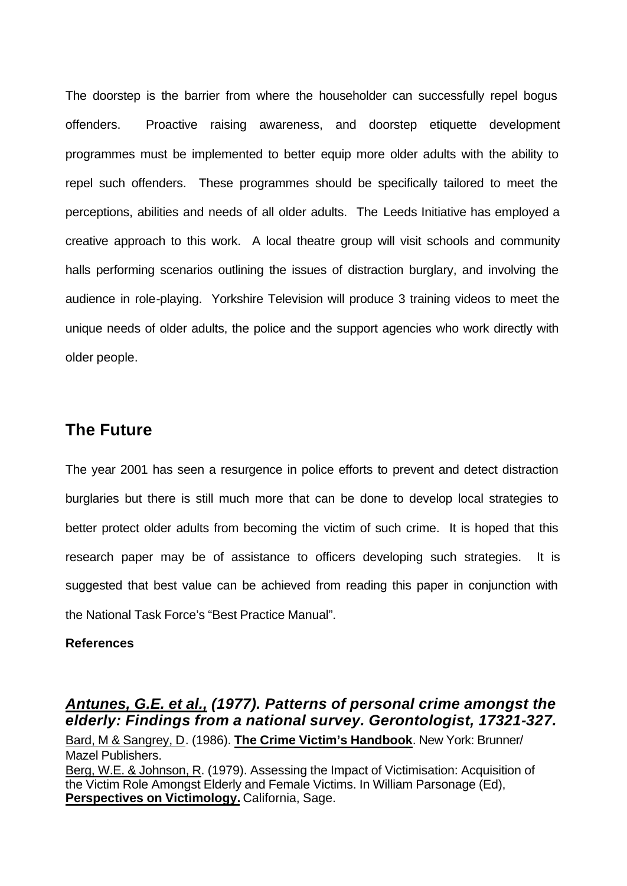The doorstep is the barrier from where the householder can successfully repel bogus offenders. Proactive raising awareness, and doorstep etiquette development programmes must be implemented to better equip more older adults with the ability to repel such offenders. These programmes should be specifically tailored to meet the perceptions, abilities and needs of all older adults. The Leeds Initiative has employed a creative approach to this work. A local theatre group will visit schools and community halls performing scenarios outlining the issues of distraction burglary, and involving the audience in role-playing. Yorkshire Television will produce 3 training videos to meet the unique needs of older adults, the police and the support agencies who work directly with older people.

## The Future

The year 2001 has seen a resurgence in police efforts to prevent and detect distraction burglaries but there is still much more that can be done to develop local strategies to better protect older adults from becoming the victim of such crime. It is hoped that this research paper may be of assistance to officers developing such strategies. It is suggested that best value can be achieved from reading this paper in conjunction with the National Task Force's "Best Practice Manual".

**References**

***Antunes, G.E. et al., (1977). Patterns of personal crime amongst the elderly: Findings from a national survey. Gerontologist, 17321-327.***

Bard, M & Sangrey, D. (1986). **The Crime Victim's Handbook**. New York: Brunner/ Mazel Publishers.

Berg, W.E. & Johnson, R. (1979). Assessing the Impact of Victimisation: Acquisition of the Victim Role Amongst Elderly and Female Victims. In William Parsonage (Ed), **Perspectives on Victimology.** California, Sage.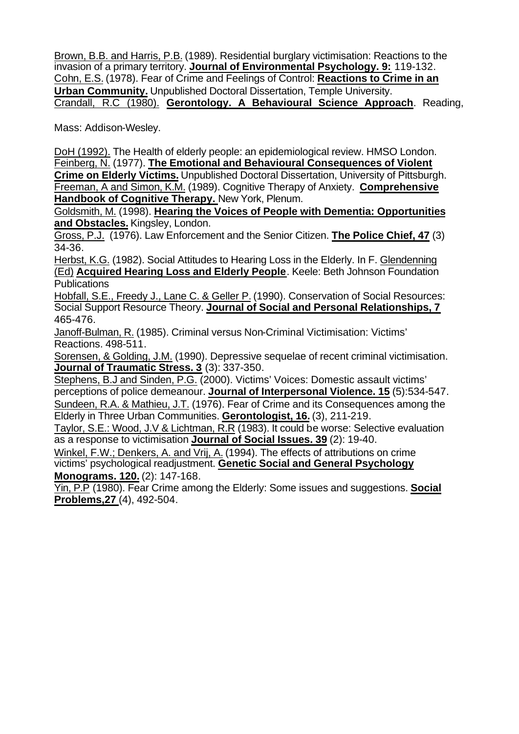Brown, B.B. and Harris, P.B. (1989). Residential burglary victimisation: Reactions to the invasion of a primary territory. **Journal of Environmental Psychology. 9:** 119-132.
Cohn, E.S. (1978). Fear of Crime and Feelings of Control: **Reactions to Crime in an Urban Community.** Unpublished Doctoral Dissertation, Temple University.
Crandall, R.C (1980). **Gerontology. A Behavioural Science Approach**. Reading,

Mass: Addison-Wesley.

DoH (1992). The Health of elderly people: an epidemiological review. HMSO London.
Feinberg, N. (1977). **The Emotional and Behavioural Consequences of Violent Crime on Elderly Victims.** Unpublished Doctoral Dissertation, University of Pittsburgh.
Freeman, A and Simon, K.M. (1989). Cognitive Therapy of Anxiety. **Comprehensive Handbook of Cognitive Therapy.** New York, Plenum.
Goldsmith, M. (1998). **Hearing the Voices of People with Dementia: Opportunities and Obstacles.** Kingsley, London.
Gross, P.J. (1976). Law Enforcement and the Senior Citizen. **The Police Chief, 47** (3) 34-36.
Herbst, K.G. (1982). Social Attitudes to Hearing Loss in the Elderly. In F. Glendenning (Ed) **Acquired Hearing Loss and Elderly People**. Keele: Beth Johnson Foundation Publications
Hobfall, S.E., Freedy J., Lane C. & Geller P. (1990). Conservation of Social Resources: Social Support Resource Theory. **Journal of Social and Personal Relationships, 7** 465-476.
Janoff-Bulman, R. (1985). Criminal versus Non-Criminal Victimisation: Victims' Reactions. 498-511.
Sorensen, & Golding, J.M. (1990). Depressive sequelae of recent criminal victimisation. **Journal of Traumatic Stress. 3** (3): 337-350.
Stephens, B.J and Sinden, P.G. (2000). Victims' Voices: Domestic assault victims' perceptions of police demeanour. **Journal of Interpersonal Violence. 15** (5):534-547.
Sundeen, R.A. & Mathieu, J.T. (1976). Fear of Crime and its Consequences among the Elderly in Three Urban Communities. **Gerontologist, 16.** (3), 211-219.
Taylor, S.E.: Wood, J.V & Lichtman, R.R (1983). It could be worse: Selective evaluation as a response to victimisation **Journal of Social Issues. 39** (2): 19-40.
Winkel, F.W.; Denkers, A. and Vrij, A. (1994). The effects of attributions on crime victims' psychological readjustment. **Genetic Social and General Psychology Monograms. 120.** (2): 147-168.
Yin, P.P (1980). Fear Crime among the Elderly: Some issues and suggestions. **Social Problems,27** (4), 492-504.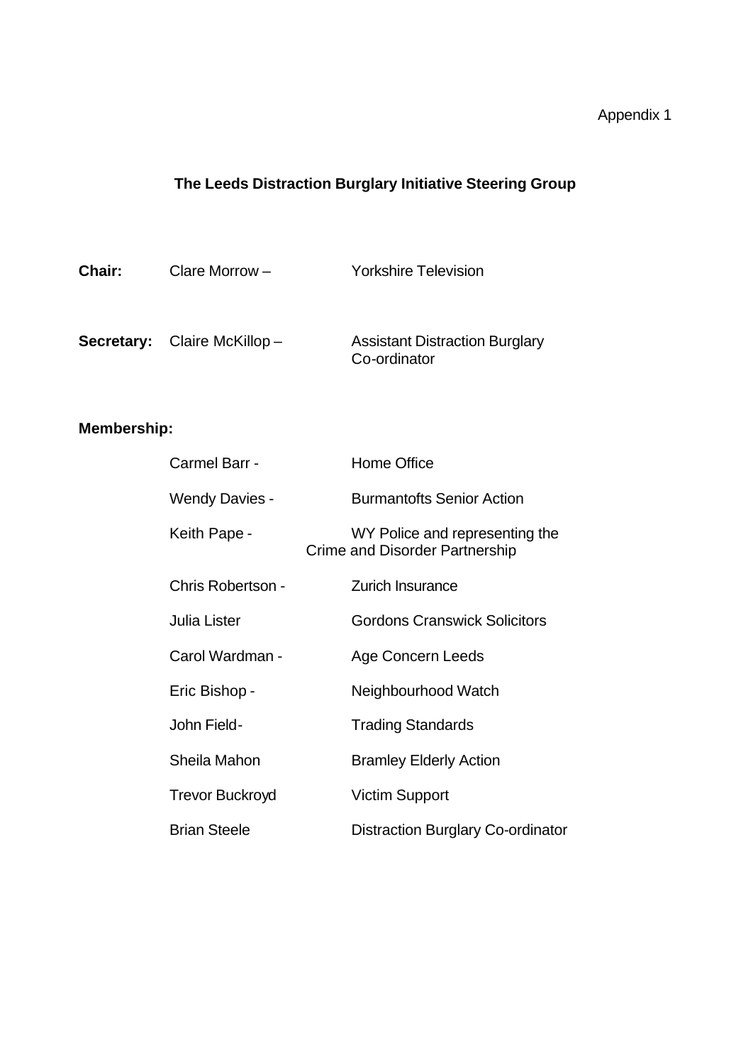Appendix 1

## The Leeds Distraction Burglary Initiative Steering Group

**Chair:** Clare Morrow – Yorkshire Television

**Secretary:** Claire McKillop – Assistant Distraction Burglary Co-ordinator

**Membership:**

| | |
|---|---|
| Carmel Barr - | Home Office |
| Wendy Davies - | Burmantofts Senior Action |
| Keith Pape - | WY Police and representing the Crime and Disorder Partnership |
| Chris Robertson - | Zurich Insurance |
| Julia Lister | Gordons Cranswick Solicitors |
| Carol Wardman - | Age Concern Leeds |
| Eric Bishop - | Neighbourhood Watch |
| John Field- | Trading Standards |
| Sheila Mahon | Bramley Elderly Action |
| Trevor Buckroyd | Victim Support |
| Brian Steele | Distraction Burglary Co-ordinator |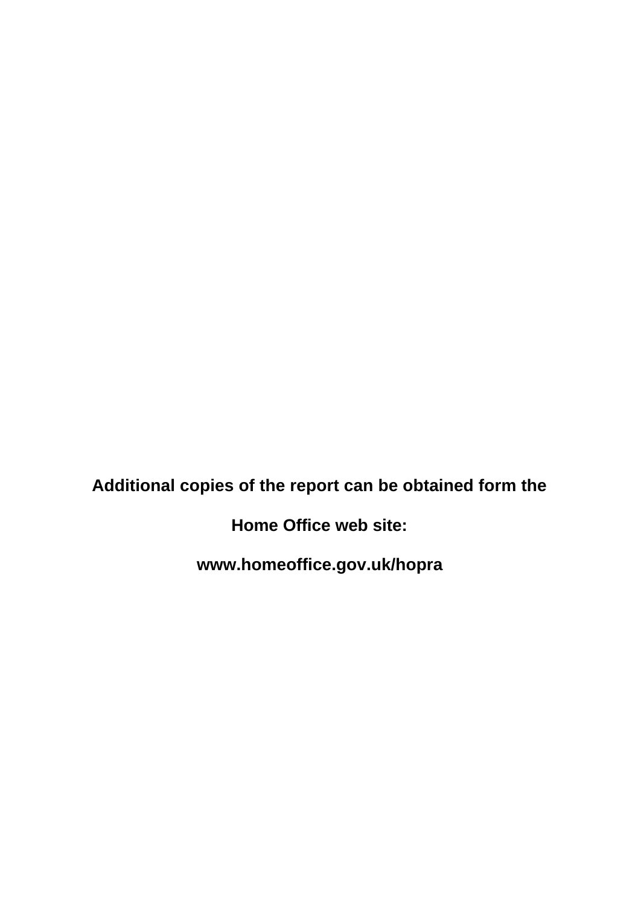**Additional copies of the report can be obtained form the**

**Home Office web site:**

**www.homeoffice.gov.uk/hopra**